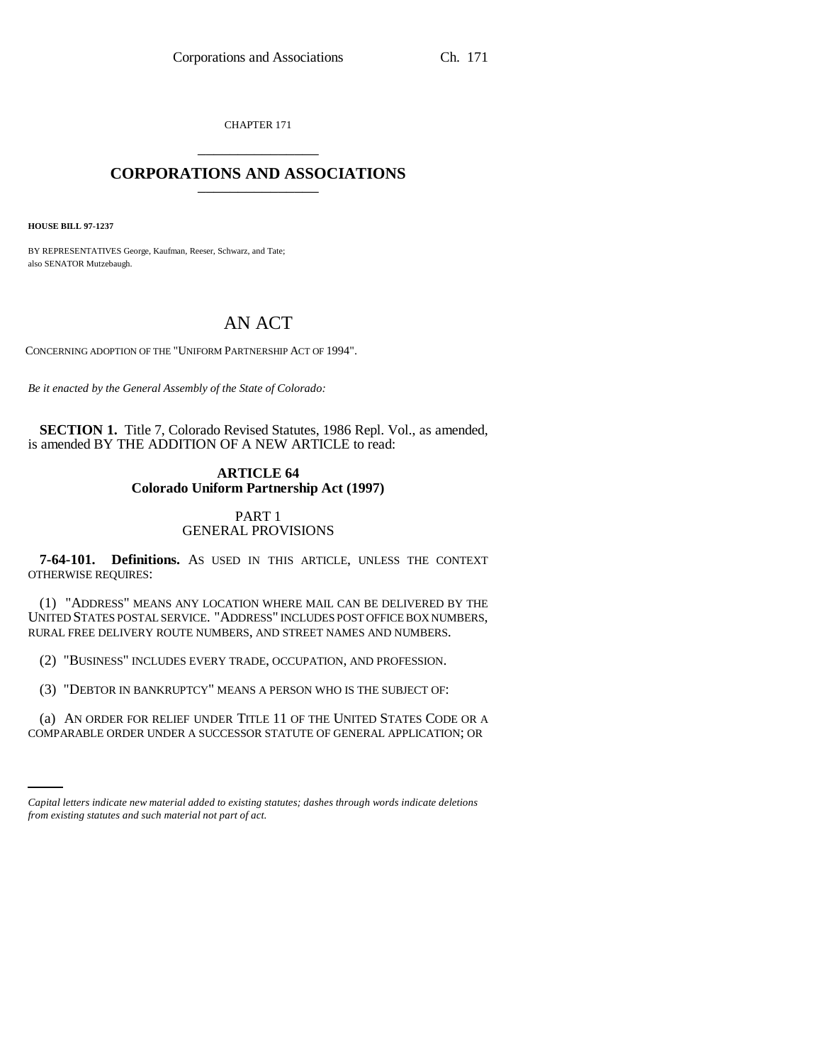CHAPTER 171

# CORPORATIONS AND ASSOCIATIONS

**HOUSE BILL 97-1237**

BY REPRESENTATIVES George, Kaufman, Reeser, Schwarz, and Tate;
also SENATOR Mutzebaugh.

## AN ACT

CONCERNING ADOPTION OF THE "UNIFORM PARTNERSHIP ACT OF 1994".

*Be it enacted by the General Assembly of the State of Colorado:*

**SECTION 1.** Title 7, Colorado Revised Statutes, 1986 Repl. Vol., as amended, is amended BY THE ADDITION OF A NEW ARTICLE to read:

### ARTICLE 64
### Colorado Uniform Partnership Act (1997)

#### PART 1
#### GENERAL PROVISIONS

**7-64-101. Definitions.** AS USED IN THIS ARTICLE, UNLESS THE CONTEXT OTHERWISE REQUIRES:

(1) "ADDRESS" MEANS ANY LOCATION WHERE MAIL CAN BE DELIVERED BY THE UNITED STATES POSTAL SERVICE. "ADDRESS" INCLUDES POST OFFICE BOX NUMBERS, RURAL FREE DELIVERY ROUTE NUMBERS, AND STREET NAMES AND NUMBERS.

(2) "BUSINESS" INCLUDES EVERY TRADE, OCCUPATION, AND PROFESSION.

(3) "DEBTOR IN BANKRUPTCY" MEANS A PERSON WHO IS THE SUBJECT OF:

(a) AN ORDER FOR RELIEF UNDER TITLE 11 OF THE UNITED STATES CODE OR A COMPARABLE ORDER UNDER A SUCCESSOR STATUTE OF GENERAL APPLICATION; OR

*Capital letters indicate new material added to existing statutes; dashes through words indicate deletions from existing statutes and such material not part of act.*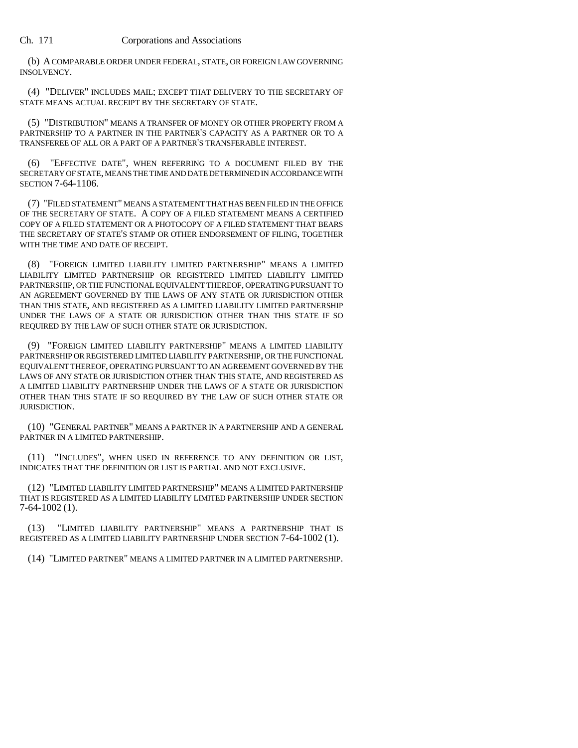(b) A COMPARABLE ORDER UNDER FEDERAL, STATE, OR FOREIGN LAW GOVERNING INSOLVENCY.

(4) "DELIVER" INCLUDES MAIL; EXCEPT THAT DELIVERY TO THE SECRETARY OF STATE MEANS ACTUAL RECEIPT BY THE SECRETARY OF STATE.

(5) "DISTRIBUTION" MEANS A TRANSFER OF MONEY OR OTHER PROPERTY FROM A PARTNERSHIP TO A PARTNER IN THE PARTNER'S CAPACITY AS A PARTNER OR TO A TRANSFEREE OF ALL OR A PART OF A PARTNER'S TRANSFERABLE INTEREST.

(6) "EFFECTIVE DATE", WHEN REFERRING TO A DOCUMENT FILED BY THE SECRETARY OF STATE, MEANS THE TIME AND DATE DETERMINED IN ACCORDANCE WITH SECTION 7-64-1106.

(7) "FILED STATEMENT" MEANS A STATEMENT THAT HAS BEEN FILED IN THE OFFICE OF THE SECRETARY OF STATE. A COPY OF A FILED STATEMENT MEANS A CERTIFIED COPY OF A FILED STATEMENT OR A PHOTOCOPY OF A FILED STATEMENT THAT BEARS THE SECRETARY OF STATE'S STAMP OR OTHER ENDORSEMENT OF FILING, TOGETHER WITH THE TIME AND DATE OF RECEIPT.

(8) "FOREIGN LIMITED LIABILITY LIMITED PARTNERSHIP" MEANS A LIMITED LIABILITY LIMITED PARTNERSHIP OR REGISTERED LIMITED LIABILITY LIMITED PARTNERSHIP, OR THE FUNCTIONAL EQUIVALENT THEREOF, OPERATING PURSUANT TO AN AGREEMENT GOVERNED BY THE LAWS OF ANY STATE OR JURISDICTION OTHER THAN THIS STATE, AND REGISTERED AS A LIMITED LIABILITY LIMITED PARTNERSHIP UNDER THE LAWS OF A STATE OR JURISDICTION OTHER THAN THIS STATE IF SO REQUIRED BY THE LAW OF SUCH OTHER STATE OR JURISDICTION.

(9) "FOREIGN LIMITED LIABILITY PARTNERSHIP" MEANS A LIMITED LIABILITY PARTNERSHIP OR REGISTERED LIMITED LIABILITY PARTNERSHIP, OR THE FUNCTIONAL EQUIVALENT THEREOF, OPERATING PURSUANT TO AN AGREEMENT GOVERNED BY THE LAWS OF ANY STATE OR JURISDICTION OTHER THAN THIS STATE, AND REGISTERED AS A LIMITED LIABILITY PARTNERSHIP UNDER THE LAWS OF A STATE OR JURISDICTION OTHER THAN THIS STATE IF SO REQUIRED BY THE LAW OF SUCH OTHER STATE OR JURISDICTION.

(10) "GENERAL PARTNER" MEANS A PARTNER IN A PARTNERSHIP AND A GENERAL PARTNER IN A LIMITED PARTNERSHIP.

(11) "INCLUDES", WHEN USED IN REFERENCE TO ANY DEFINITION OR LIST, INDICATES THAT THE DEFINITION OR LIST IS PARTIAL AND NOT EXCLUSIVE.

(12) "LIMITED LIABILITY LIMITED PARTNERSHIP" MEANS A LIMITED PARTNERSHIP THAT IS REGISTERED AS A LIMITED LIABILITY LIMITED PARTNERSHIP UNDER SECTION 7-64-1002 (1).

(13) "LIMITED LIABILITY PARTNERSHIP" MEANS A PARTNERSHIP THAT IS REGISTERED AS A LIMITED LIABILITY PARTNERSHIP UNDER SECTION 7-64-1002 (1).

(14) "LIMITED PARTNER" MEANS A LIMITED PARTNER IN A LIMITED PARTNERSHIP.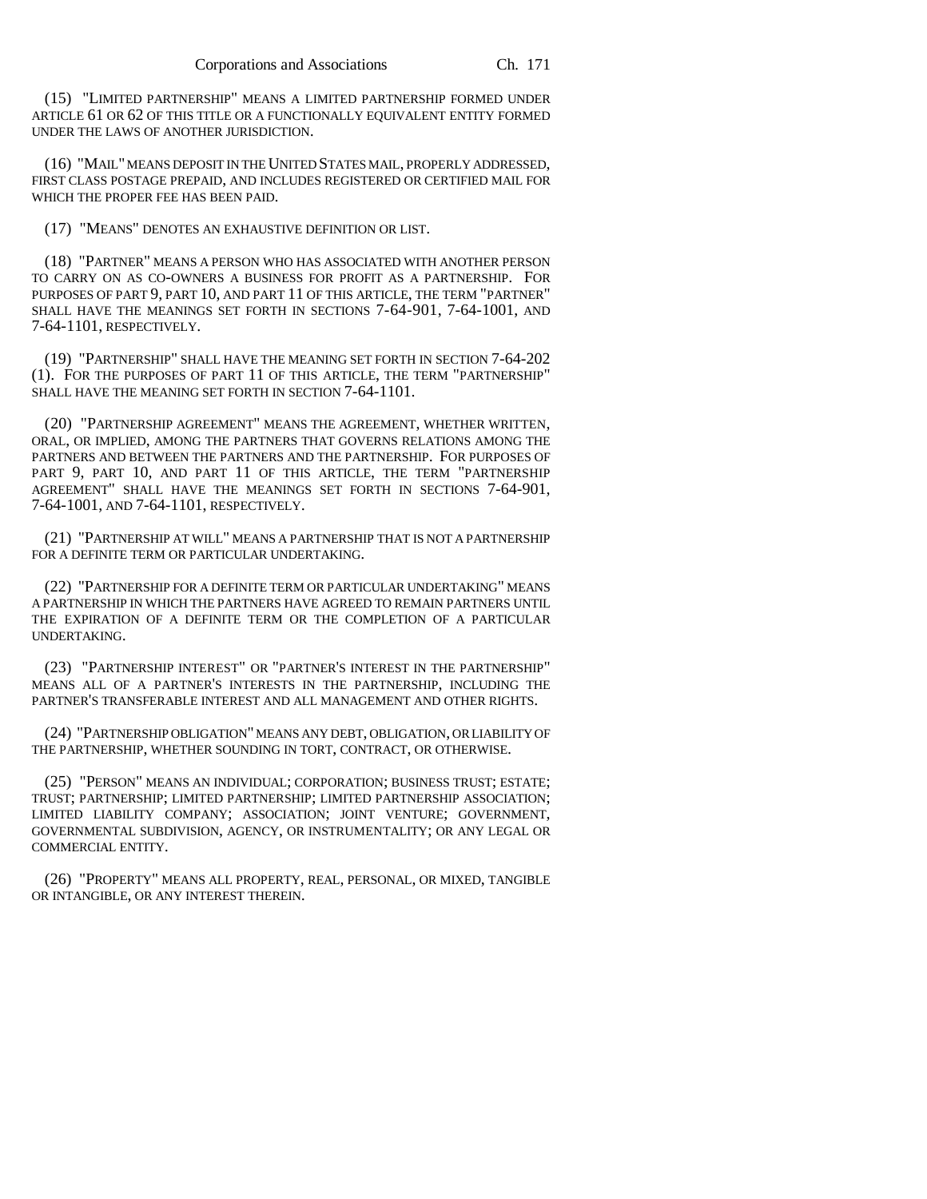(15) "LIMITED PARTNERSHIP" MEANS A LIMITED PARTNERSHIP FORMED UNDER ARTICLE 61 OR 62 OF THIS TITLE OR A FUNCTIONALLY EQUIVALENT ENTITY FORMED UNDER THE LAWS OF ANOTHER JURISDICTION.

(16) "MAIL" MEANS DEPOSIT IN THE UNITED STATES MAIL, PROPERLY ADDRESSED, FIRST CLASS POSTAGE PREPAID, AND INCLUDES REGISTERED OR CERTIFIED MAIL FOR WHICH THE PROPER FEE HAS BEEN PAID.

(17) "MEANS" DENOTES AN EXHAUSTIVE DEFINITION OR LIST.

(18) "PARTNER" MEANS A PERSON WHO HAS ASSOCIATED WITH ANOTHER PERSON TO CARRY ON AS CO-OWNERS A BUSINESS FOR PROFIT AS A PARTNERSHIP. FOR PURPOSES OF PART 9, PART 10, AND PART 11 OF THIS ARTICLE, THE TERM "PARTNER" SHALL HAVE THE MEANINGS SET FORTH IN SECTIONS 7-64-901, 7-64-1001, AND 7-64-1101, RESPECTIVELY.

(19) "PARTNERSHIP" SHALL HAVE THE MEANING SET FORTH IN SECTION 7-64-202 (1). FOR THE PURPOSES OF PART 11 OF THIS ARTICLE, THE TERM "PARTNERSHIP" SHALL HAVE THE MEANING SET FORTH IN SECTION 7-64-1101.

(20) "PARTNERSHIP AGREEMENT" MEANS THE AGREEMENT, WHETHER WRITTEN, ORAL, OR IMPLIED, AMONG THE PARTNERS THAT GOVERNS RELATIONS AMONG THE PARTNERS AND BETWEEN THE PARTNERS AND THE PARTNERSHIP. FOR PURPOSES OF PART 9, PART 10, AND PART 11 OF THIS ARTICLE, THE TERM "PARTNERSHIP AGREEMENT" SHALL HAVE THE MEANINGS SET FORTH IN SECTIONS 7-64-901, 7-64-1001, AND 7-64-1101, RESPECTIVELY.

(21) "PARTNERSHIP AT WILL" MEANS A PARTNERSHIP THAT IS NOT A PARTNERSHIP FOR A DEFINITE TERM OR PARTICULAR UNDERTAKING.

(22) "PARTNERSHIP FOR A DEFINITE TERM OR PARTICULAR UNDERTAKING" MEANS A PARTNERSHIP IN WHICH THE PARTNERS HAVE AGREED TO REMAIN PARTNERS UNTIL THE EXPIRATION OF A DEFINITE TERM OR THE COMPLETION OF A PARTICULAR UNDERTAKING.

(23) "PARTNERSHIP INTEREST" OR "PARTNER'S INTEREST IN THE PARTNERSHIP" MEANS ALL OF A PARTNER'S INTERESTS IN THE PARTNERSHIP, INCLUDING THE PARTNER'S TRANSFERABLE INTEREST AND ALL MANAGEMENT AND OTHER RIGHTS.

(24) "PARTNERSHIP OBLIGATION" MEANS ANY DEBT, OBLIGATION, OR LIABILITY OF THE PARTNERSHIP, WHETHER SOUNDING IN TORT, CONTRACT, OR OTHERWISE.

(25) "PERSON" MEANS AN INDIVIDUAL; CORPORATION; BUSINESS TRUST; ESTATE; TRUST; PARTNERSHIP; LIMITED PARTNERSHIP; LIMITED PARTNERSHIP ASSOCIATION; LIMITED LIABILITY COMPANY; ASSOCIATION; JOINT VENTURE; GOVERNMENT, GOVERNMENTAL SUBDIVISION, AGENCY, OR INSTRUMENTALITY; OR ANY LEGAL OR COMMERCIAL ENTITY.

(26) "PROPERTY" MEANS ALL PROPERTY, REAL, PERSONAL, OR MIXED, TANGIBLE OR INTANGIBLE, OR ANY INTEREST THEREIN.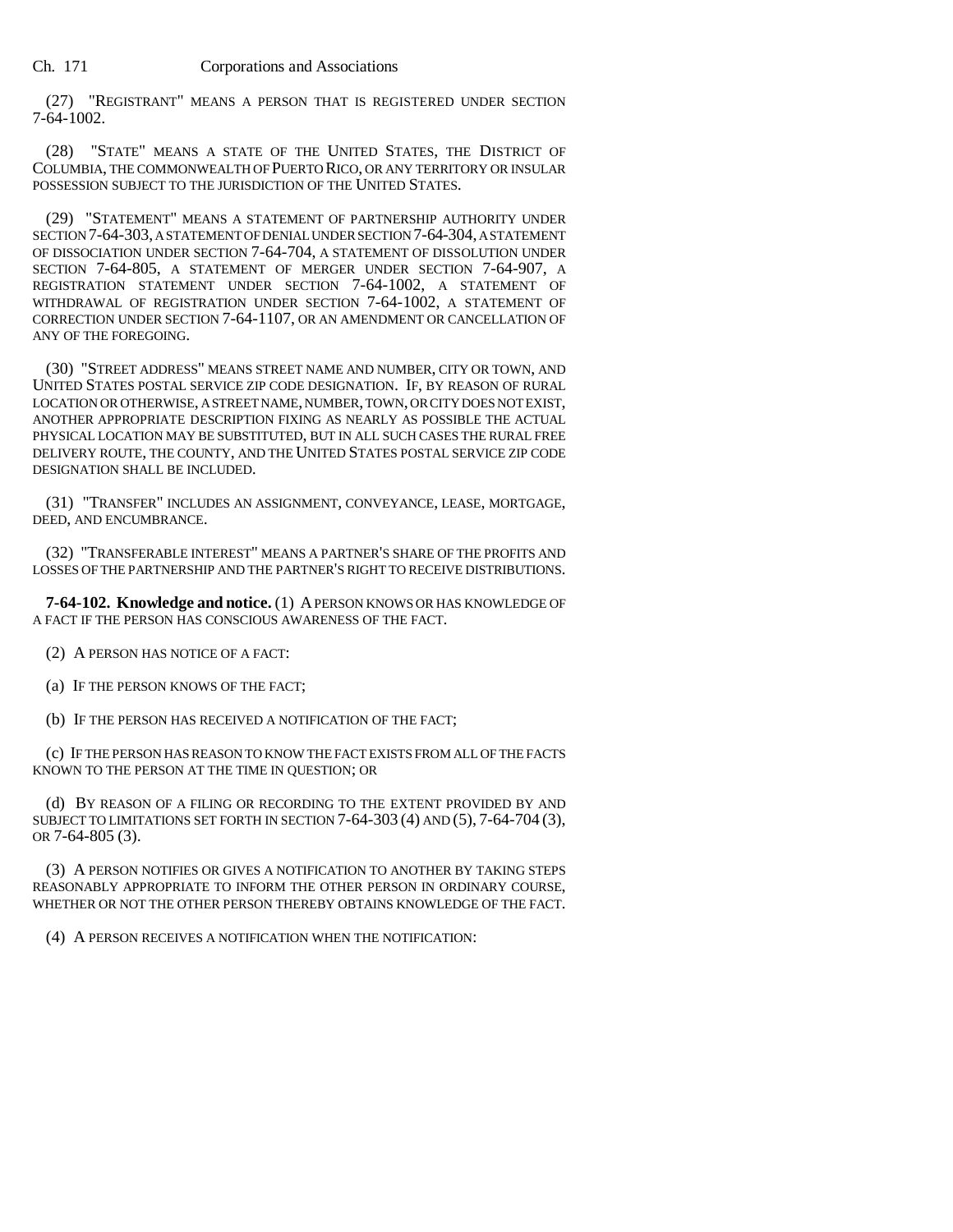(27) "REGISTRANT" MEANS A PERSON THAT IS REGISTERED UNDER SECTION 7-64-1002.

(28) "STATE" MEANS A STATE OF THE UNITED STATES, THE DISTRICT OF COLUMBIA, THE COMMONWEALTH OF PUERTO RICO, OR ANY TERRITORY OR INSULAR POSSESSION SUBJECT TO THE JURISDICTION OF THE UNITED STATES.

(29) "STATEMENT" MEANS A STATEMENT OF PARTNERSHIP AUTHORITY UNDER SECTION 7-64-303, A STATEMENT OF DENIAL UNDER SECTION 7-64-304, A STATEMENT OF DISSOCIATION UNDER SECTION 7-64-704, A STATEMENT OF DISSOLUTION UNDER SECTION 7-64-805, A STATEMENT OF MERGER UNDER SECTION 7-64-907, A REGISTRATION STATEMENT UNDER SECTION 7-64-1002, A STATEMENT OF WITHDRAWAL OF REGISTRATION UNDER SECTION 7-64-1002, A STATEMENT OF CORRECTION UNDER SECTION 7-64-1107, OR AN AMENDMENT OR CANCELLATION OF ANY OF THE FOREGOING.

(30) "STREET ADDRESS" MEANS STREET NAME AND NUMBER, CITY OR TOWN, AND UNITED STATES POSTAL SERVICE ZIP CODE DESIGNATION. IF, BY REASON OF RURAL LOCATION OR OTHERWISE, A STREET NAME, NUMBER, TOWN, OR CITY DOES NOT EXIST, ANOTHER APPROPRIATE DESCRIPTION FIXING AS NEARLY AS POSSIBLE THE ACTUAL PHYSICAL LOCATION MAY BE SUBSTITUTED, BUT IN ALL SUCH CASES THE RURAL FREE DELIVERY ROUTE, THE COUNTY, AND THE UNITED STATES POSTAL SERVICE ZIP CODE DESIGNATION SHALL BE INCLUDED.

(31) "TRANSFER" INCLUDES AN ASSIGNMENT, CONVEYANCE, LEASE, MORTGAGE, DEED, AND ENCUMBRANCE.

(32) "TRANSFERABLE INTEREST" MEANS A PARTNER'S SHARE OF THE PROFITS AND LOSSES OF THE PARTNERSHIP AND THE PARTNER'S RIGHT TO RECEIVE DISTRIBUTIONS.

**7-64-102. Knowledge and notice.** (1) A PERSON KNOWS OR HAS KNOWLEDGE OF A FACT IF THE PERSON HAS CONSCIOUS AWARENESS OF THE FACT.

(2) A PERSON HAS NOTICE OF A FACT:

(a) IF THE PERSON KNOWS OF THE FACT;

(b) IF THE PERSON HAS RECEIVED A NOTIFICATION OF THE FACT;

(c) IF THE PERSON HAS REASON TO KNOW THE FACT EXISTS FROM ALL OF THE FACTS KNOWN TO THE PERSON AT THE TIME IN QUESTION; OR

(d) BY REASON OF A FILING OR RECORDING TO THE EXTENT PROVIDED BY AND SUBJECT TO LIMITATIONS SET FORTH IN SECTION 7-64-303 (4) AND (5), 7-64-704 (3), OR 7-64-805 (3).

(3) A PERSON NOTIFIES OR GIVES A NOTIFICATION TO ANOTHER BY TAKING STEPS REASONABLY APPROPRIATE TO INFORM THE OTHER PERSON IN ORDINARY COURSE, WHETHER OR NOT THE OTHER PERSON THEREBY OBTAINS KNOWLEDGE OF THE FACT.

(4) A PERSON RECEIVES A NOTIFICATION WHEN THE NOTIFICATION: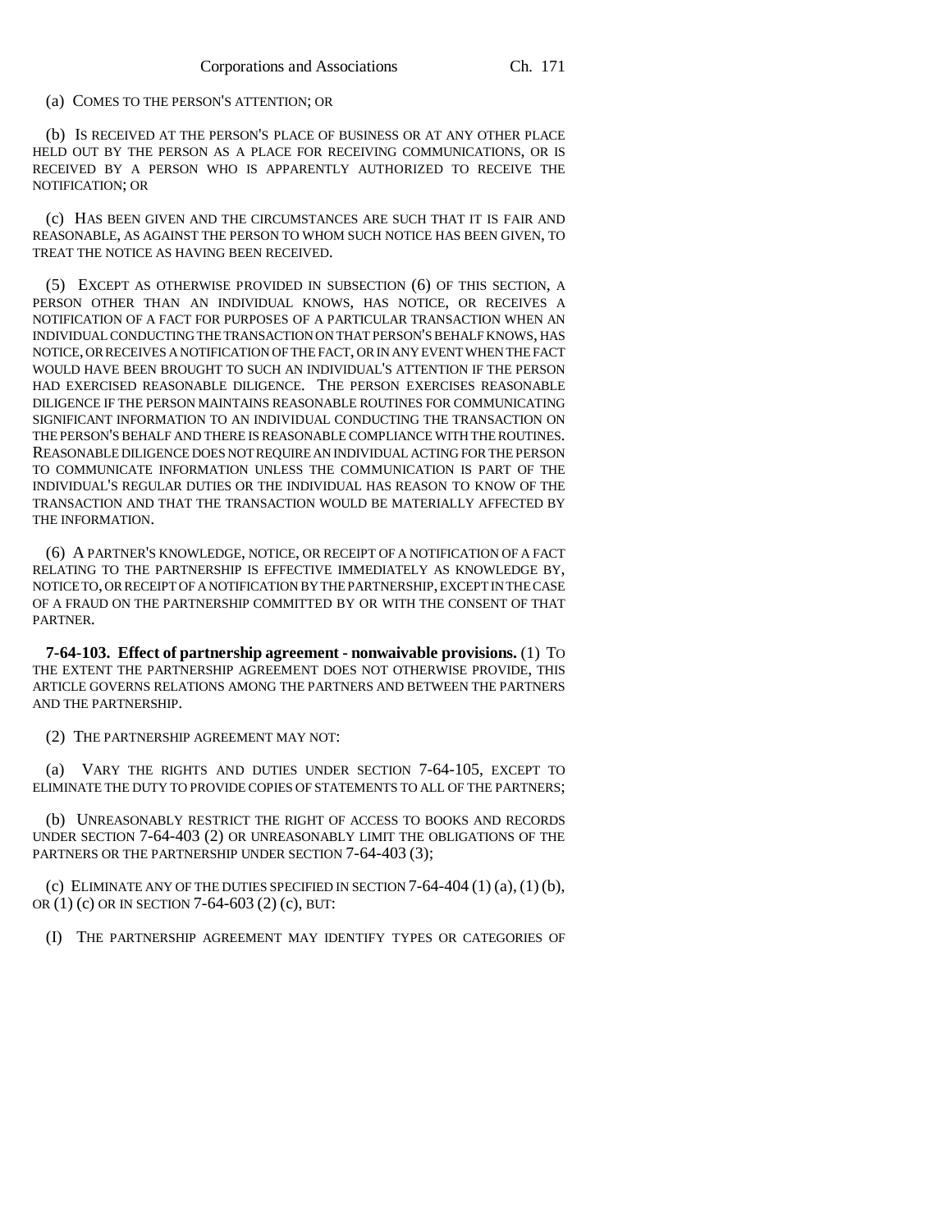(a) COMES TO THE PERSON'S ATTENTION; OR

(b) IS RECEIVED AT THE PERSON'S PLACE OF BUSINESS OR AT ANY OTHER PLACE HELD OUT BY THE PERSON AS A PLACE FOR RECEIVING COMMUNICATIONS, OR IS RECEIVED BY A PERSON WHO IS APPARENTLY AUTHORIZED TO RECEIVE THE NOTIFICATION; OR

(c) HAS BEEN GIVEN AND THE CIRCUMSTANCES ARE SUCH THAT IT IS FAIR AND REASONABLE, AS AGAINST THE PERSON TO WHOM SUCH NOTICE HAS BEEN GIVEN, TO TREAT THE NOTICE AS HAVING BEEN RECEIVED.

(5) EXCEPT AS OTHERWISE PROVIDED IN SUBSECTION (6) OF THIS SECTION, A PERSON OTHER THAN AN INDIVIDUAL KNOWS, HAS NOTICE, OR RECEIVES A NOTIFICATION OF A FACT FOR PURPOSES OF A PARTICULAR TRANSACTION WHEN AN INDIVIDUAL CONDUCTING THE TRANSACTION ON THAT PERSON'S BEHALF KNOWS, HAS NOTICE, OR RECEIVES A NOTIFICATION OF THE FACT, OR IN ANY EVENT WHEN THE FACT WOULD HAVE BEEN BROUGHT TO SUCH AN INDIVIDUAL'S ATTENTION IF THE PERSON HAD EXERCISED REASONABLE DILIGENCE. THE PERSON EXERCISES REASONABLE DILIGENCE IF THE PERSON MAINTAINS REASONABLE ROUTINES FOR COMMUNICATING SIGNIFICANT INFORMATION TO AN INDIVIDUAL CONDUCTING THE TRANSACTION ON THE PERSON'S BEHALF AND THERE IS REASONABLE COMPLIANCE WITH THE ROUTINES. REASONABLE DILIGENCE DOES NOT REQUIRE AN INDIVIDUAL ACTING FOR THE PERSON TO COMMUNICATE INFORMATION UNLESS THE COMMUNICATION IS PART OF THE INDIVIDUAL'S REGULAR DUTIES OR THE INDIVIDUAL HAS REASON TO KNOW OF THE TRANSACTION AND THAT THE TRANSACTION WOULD BE MATERIALLY AFFECTED BY THE INFORMATION.

(6) A PARTNER'S KNOWLEDGE, NOTICE, OR RECEIPT OF A NOTIFICATION OF A FACT RELATING TO THE PARTNERSHIP IS EFFECTIVE IMMEDIATELY AS KNOWLEDGE BY, NOTICE TO, OR RECEIPT OF A NOTIFICATION BY THE PARTNERSHIP, EXCEPT IN THE CASE OF A FRAUD ON THE PARTNERSHIP COMMITTED BY OR WITH THE CONSENT OF THAT PARTNER.

**7-64-103. Effect of partnership agreement - nonwaivable provisions.** (1) TO THE EXTENT THE PARTNERSHIP AGREEMENT DOES NOT OTHERWISE PROVIDE, THIS ARTICLE GOVERNS RELATIONS AMONG THE PARTNERS AND BETWEEN THE PARTNERS AND THE PARTNERSHIP.

(2) THE PARTNERSHIP AGREEMENT MAY NOT:

(a) VARY THE RIGHTS AND DUTIES UNDER SECTION 7-64-105, EXCEPT TO ELIMINATE THE DUTY TO PROVIDE COPIES OF STATEMENTS TO ALL OF THE PARTNERS;

(b) UNREASONABLY RESTRICT THE RIGHT OF ACCESS TO BOOKS AND RECORDS UNDER SECTION 7-64-403 (2) OR UNREASONABLY LIMIT THE OBLIGATIONS OF THE PARTNERS OR THE PARTNERSHIP UNDER SECTION 7-64-403 (3);

(c) ELIMINATE ANY OF THE DUTIES SPECIFIED IN SECTION 7-64-404 (1) (a), (1) (b), OR (1) (c) OR IN SECTION 7-64-603 (2) (c), BUT:

(I) THE PARTNERSHIP AGREEMENT MAY IDENTIFY TYPES OR CATEGORIES OF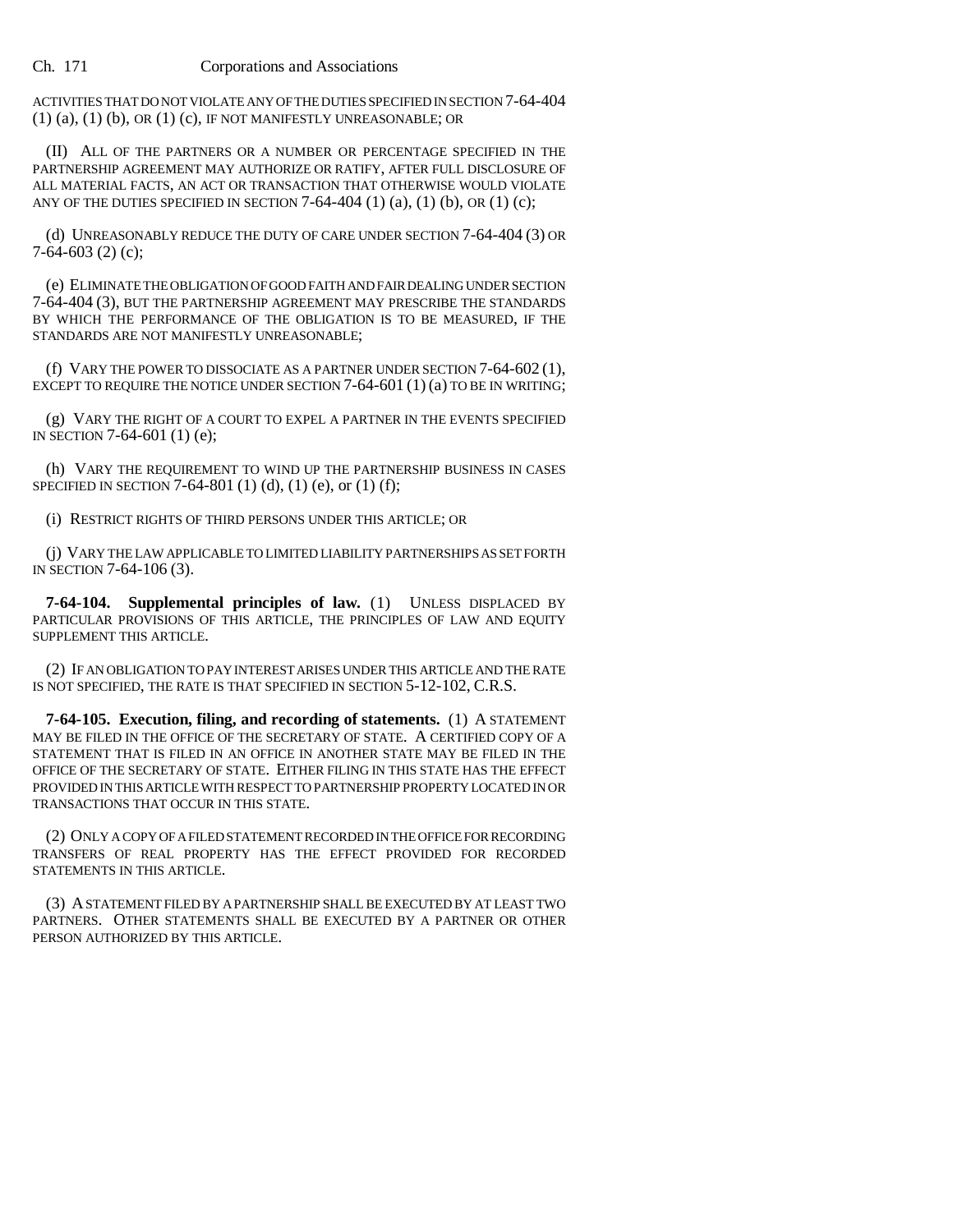ACTIVITIES THAT DO NOT VIOLATE ANY OF THE DUTIES SPECIFIED IN SECTION 7-64-404 (1) (a), (1) (b), OR (1) (c), IF NOT MANIFESTLY UNREASONABLE; OR

(II) ALL OF THE PARTNERS OR A NUMBER OR PERCENTAGE SPECIFIED IN THE PARTNERSHIP AGREEMENT MAY AUTHORIZE OR RATIFY, AFTER FULL DISCLOSURE OF ALL MATERIAL FACTS, AN ACT OR TRANSACTION THAT OTHERWISE WOULD VIOLATE ANY OF THE DUTIES SPECIFIED IN SECTION 7-64-404 (1) (a), (1) (b), OR (1) (c);

(d) UNREASONABLY REDUCE THE DUTY OF CARE UNDER SECTION 7-64-404 (3) OR 7-64-603 (2) (c);

(e) ELIMINATE THE OBLIGATION OF GOOD FAITH AND FAIR DEALING UNDER SECTION 7-64-404 (3), BUT THE PARTNERSHIP AGREEMENT MAY PRESCRIBE THE STANDARDS BY WHICH THE PERFORMANCE OF THE OBLIGATION IS TO BE MEASURED, IF THE STANDARDS ARE NOT MANIFESTLY UNREASONABLE;

(f) VARY THE POWER TO DISSOCIATE AS A PARTNER UNDER SECTION 7-64-602 (1), EXCEPT TO REQUIRE THE NOTICE UNDER SECTION 7-64-601 (1) (a) TO BE IN WRITING;

(g) VARY THE RIGHT OF A COURT TO EXPEL A PARTNER IN THE EVENTS SPECIFIED IN SECTION 7-64-601 (1) (e);

(h) VARY THE REQUIREMENT TO WIND UP THE PARTNERSHIP BUSINESS IN CASES SPECIFIED IN SECTION 7-64-801 (1) (d), (1) (e), or (1) (f);

(i) RESTRICT RIGHTS OF THIRD PERSONS UNDER THIS ARTICLE; OR

(j) VARY THE LAW APPLICABLE TO LIMITED LIABILITY PARTNERSHIPS AS SET FORTH IN SECTION 7-64-106 (3).

**7-64-104. Supplemental principles of law.** (1) UNLESS DISPLACED BY PARTICULAR PROVISIONS OF THIS ARTICLE, THE PRINCIPLES OF LAW AND EQUITY SUPPLEMENT THIS ARTICLE.

(2) IF AN OBLIGATION TO PAY INTEREST ARISES UNDER THIS ARTICLE AND THE RATE IS NOT SPECIFIED, THE RATE IS THAT SPECIFIED IN SECTION 5-12-102, C.R.S.

**7-64-105. Execution, filing, and recording of statements.** (1) A STATEMENT MAY BE FILED IN THE OFFICE OF THE SECRETARY OF STATE. A CERTIFIED COPY OF A STATEMENT THAT IS FILED IN AN OFFICE IN ANOTHER STATE MAY BE FILED IN THE OFFICE OF THE SECRETARY OF STATE. EITHER FILING IN THIS STATE HAS THE EFFECT PROVIDED IN THIS ARTICLE WITH RESPECT TO PARTNERSHIP PROPERTY LOCATED IN OR TRANSACTIONS THAT OCCUR IN THIS STATE.

(2) ONLY A COPY OF A FILED STATEMENT RECORDED IN THE OFFICE FOR RECORDING TRANSFERS OF REAL PROPERTY HAS THE EFFECT PROVIDED FOR RECORDED STATEMENTS IN THIS ARTICLE.

(3) A STATEMENT FILED BY A PARTNERSHIP SHALL BE EXECUTED BY AT LEAST TWO PARTNERS. OTHER STATEMENTS SHALL BE EXECUTED BY A PARTNER OR OTHER PERSON AUTHORIZED BY THIS ARTICLE.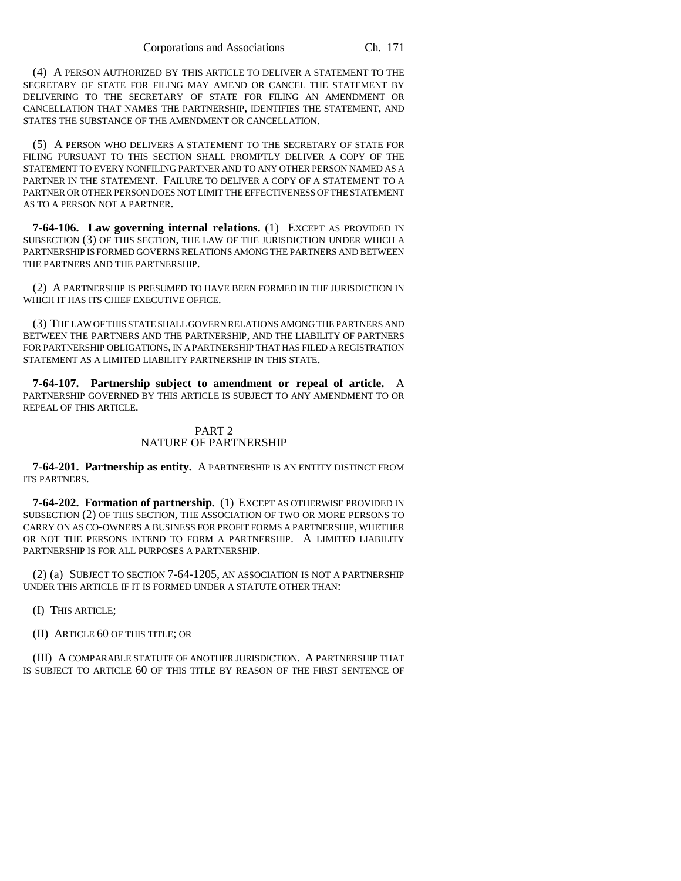(4) A PERSON AUTHORIZED BY THIS ARTICLE TO DELIVER A STATEMENT TO THE SECRETARY OF STATE FOR FILING MAY AMEND OR CANCEL THE STATEMENT BY DELIVERING TO THE SECRETARY OF STATE FOR FILING AN AMENDMENT OR CANCELLATION THAT NAMES THE PARTNERSHIP, IDENTIFIES THE STATEMENT, AND STATES THE SUBSTANCE OF THE AMENDMENT OR CANCELLATION.

(5) A PERSON WHO DELIVERS A STATEMENT TO THE SECRETARY OF STATE FOR FILING PURSUANT TO THIS SECTION SHALL PROMPTLY DELIVER A COPY OF THE STATEMENT TO EVERY NONFILING PARTNER AND TO ANY OTHER PERSON NAMED AS A PARTNER IN THE STATEMENT. FAILURE TO DELIVER A COPY OF A STATEMENT TO A PARTNER OR OTHER PERSON DOES NOT LIMIT THE EFFECTIVENESS OF THE STATEMENT AS TO A PERSON NOT A PARTNER.

**7-64-106. Law governing internal relations.** (1) EXCEPT AS PROVIDED IN SUBSECTION (3) OF THIS SECTION, THE LAW OF THE JURISDICTION UNDER WHICH A PARTNERSHIP IS FORMED GOVERNS RELATIONS AMONG THE PARTNERS AND BETWEEN THE PARTNERS AND THE PARTNERSHIP.

(2) A PARTNERSHIP IS PRESUMED TO HAVE BEEN FORMED IN THE JURISDICTION IN WHICH IT HAS ITS CHIEF EXECUTIVE OFFICE.

(3) THE LAW OF THIS STATE SHALL GOVERN RELATIONS AMONG THE PARTNERS AND BETWEEN THE PARTNERS AND THE PARTNERSHIP, AND THE LIABILITY OF PARTNERS FOR PARTNERSHIP OBLIGATIONS, IN A PARTNERSHIP THAT HAS FILED A REGISTRATION STATEMENT AS A LIMITED LIABILITY PARTNERSHIP IN THIS STATE.

**7-64-107. Partnership subject to amendment or repeal of article.** A PARTNERSHIP GOVERNED BY THIS ARTICLE IS SUBJECT TO ANY AMENDMENT TO OR REPEAL OF THIS ARTICLE.

## PART 2
## NATURE OF PARTNERSHIP

**7-64-201. Partnership as entity.** A PARTNERSHIP IS AN ENTITY DISTINCT FROM ITS PARTNERS.

**7-64-202. Formation of partnership.** (1) EXCEPT AS OTHERWISE PROVIDED IN SUBSECTION (2) OF THIS SECTION, THE ASSOCIATION OF TWO OR MORE PERSONS TO CARRY ON AS CO-OWNERS A BUSINESS FOR PROFIT FORMS A PARTNERSHIP, WHETHER OR NOT THE PERSONS INTEND TO FORM A PARTNERSHIP. A LIMITED LIABILITY PARTNERSHIP IS FOR ALL PURPOSES A PARTNERSHIP.

(2) (a) SUBJECT TO SECTION 7-64-1205, AN ASSOCIATION IS NOT A PARTNERSHIP UNDER THIS ARTICLE IF IT IS FORMED UNDER A STATUTE OTHER THAN:

(I) THIS ARTICLE;

(II) ARTICLE 60 OF THIS TITLE; OR

(III) A COMPARABLE STATUTE OF ANOTHER JURISDICTION. A PARTNERSHIP THAT IS SUBJECT TO ARTICLE 60 OF THIS TITLE BY REASON OF THE FIRST SENTENCE OF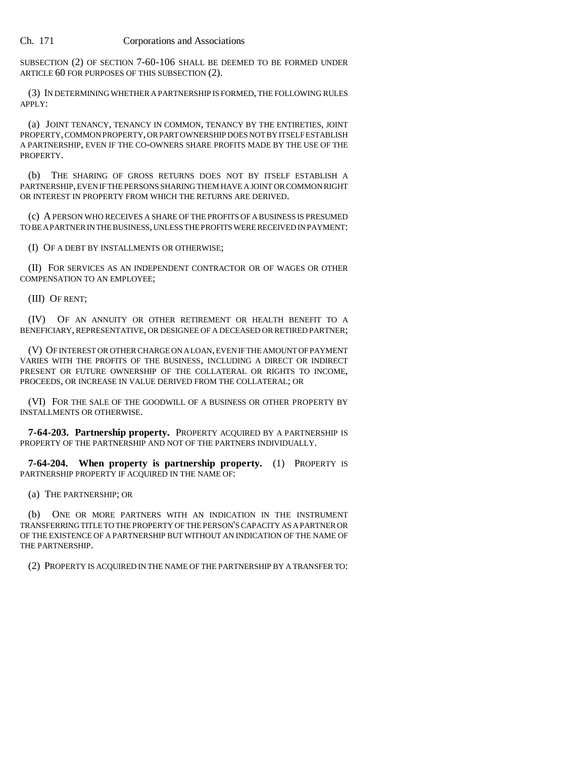SUBSECTION (2) OF SECTION 7-60-106 SHALL BE DEEMED TO BE FORMED UNDER ARTICLE 60 FOR PURPOSES OF THIS SUBSECTION (2).

(3) IN DETERMINING WHETHER A PARTNERSHIP IS FORMED, THE FOLLOWING RULES APPLY:

(a) JOINT TENANCY, TENANCY IN COMMON, TENANCY BY THE ENTIRETIES, JOINT PROPERTY, COMMON PROPERTY, OR PART OWNERSHIP DOES NOT BY ITSELF ESTABLISH A PARTNERSHIP, EVEN IF THE CO-OWNERS SHARE PROFITS MADE BY THE USE OF THE PROPERTY.

(b) THE SHARING OF GROSS RETURNS DOES NOT BY ITSELF ESTABLISH A PARTNERSHIP, EVEN IF THE PERSONS SHARING THEM HAVE A JOINT OR COMMON RIGHT OR INTEREST IN PROPERTY FROM WHICH THE RETURNS ARE DERIVED.

(c) A PERSON WHO RECEIVES A SHARE OF THE PROFITS OF A BUSINESS IS PRESUMED TO BE A PARTNER IN THE BUSINESS, UNLESS THE PROFITS WERE RECEIVED IN PAYMENT:

(I) OF A DEBT BY INSTALLMENTS OR OTHERWISE;

(II) FOR SERVICES AS AN INDEPENDENT CONTRACTOR OR OF WAGES OR OTHER COMPENSATION TO AN EMPLOYEE;

(III) OF RENT;

(IV) OF AN ANNUITY OR OTHER RETIREMENT OR HEALTH BENEFIT TO A BENEFICIARY, REPRESENTATIVE, OR DESIGNEE OF A DECEASED OR RETIRED PARTNER;

(V) OF INTEREST OR OTHER CHARGE ON A LOAN, EVEN IF THE AMOUNT OF PAYMENT VARIES WITH THE PROFITS OF THE BUSINESS, INCLUDING A DIRECT OR INDIRECT PRESENT OR FUTURE OWNERSHIP OF THE COLLATERAL OR RIGHTS TO INCOME, PROCEEDS, OR INCREASE IN VALUE DERIVED FROM THE COLLATERAL; OR

(VI) FOR THE SALE OF THE GOODWILL OF A BUSINESS OR OTHER PROPERTY BY INSTALLMENTS OR OTHERWISE.

**7-64-203. Partnership property.** PROPERTY ACQUIRED BY A PARTNERSHIP IS PROPERTY OF THE PARTNERSHIP AND NOT OF THE PARTNERS INDIVIDUALLY.

**7-64-204. When property is partnership property.** (1) PROPERTY IS PARTNERSHIP PROPERTY IF ACQUIRED IN THE NAME OF:

(a) THE PARTNERSHIP; OR

(b) ONE OR MORE PARTNERS WITH AN INDICATION IN THE INSTRUMENT TRANSFERRING TITLE TO THE PROPERTY OF THE PERSON'S CAPACITY AS A PARTNER OR OF THE EXISTENCE OF A PARTNERSHIP BUT WITHOUT AN INDICATION OF THE NAME OF THE PARTNERSHIP.

(2) PROPERTY IS ACQUIRED IN THE NAME OF THE PARTNERSHIP BY A TRANSFER TO: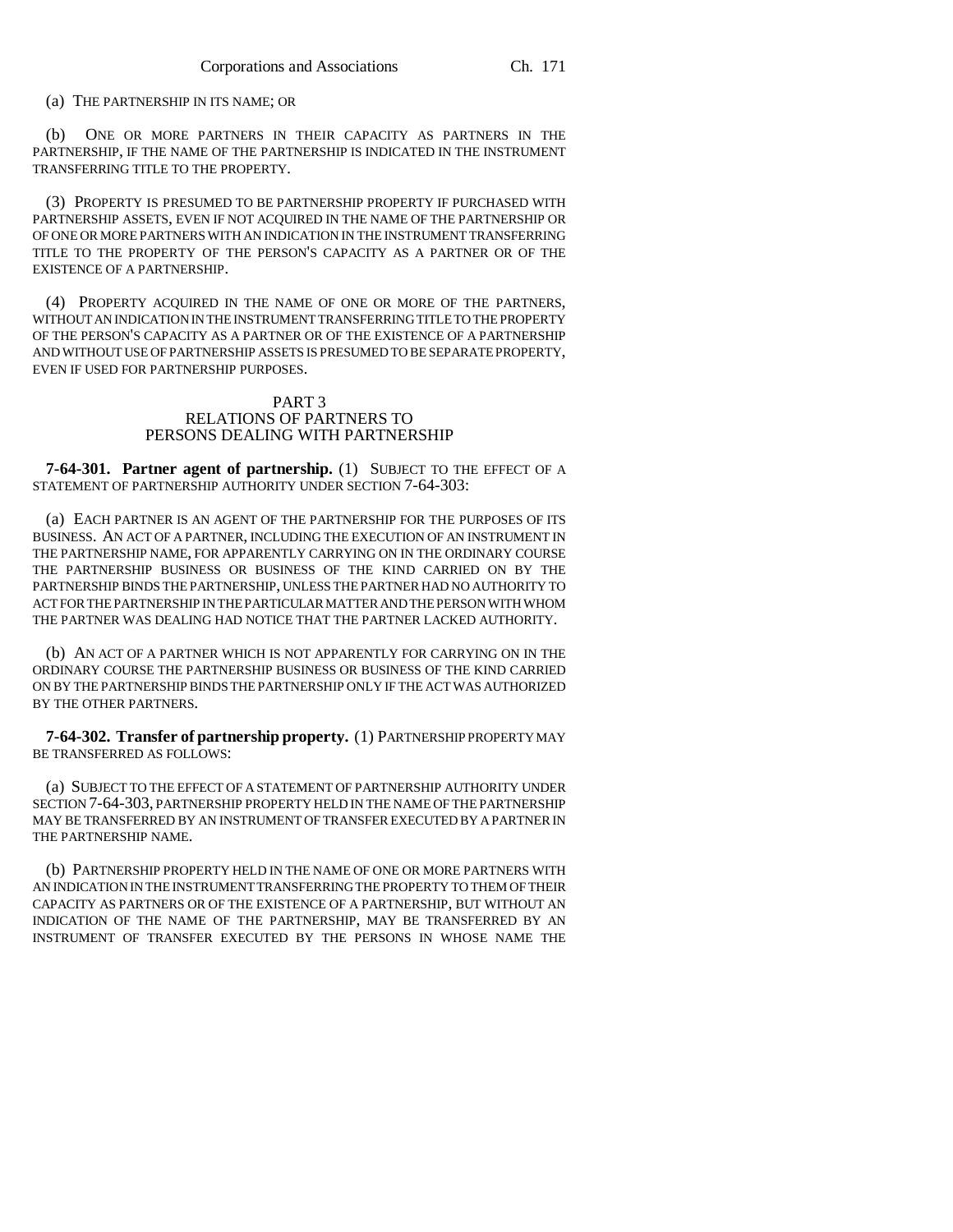(a) THE PARTNERSHIP IN ITS NAME; OR

(b) ONE OR MORE PARTNERS IN THEIR CAPACITY AS PARTNERS IN THE PARTNERSHIP, IF THE NAME OF THE PARTNERSHIP IS INDICATED IN THE INSTRUMENT TRANSFERRING TITLE TO THE PROPERTY.

(3) PROPERTY IS PRESUMED TO BE PARTNERSHIP PROPERTY IF PURCHASED WITH PARTNERSHIP ASSETS, EVEN IF NOT ACQUIRED IN THE NAME OF THE PARTNERSHIP OR OF ONE OR MORE PARTNERS WITH AN INDICATION IN THE INSTRUMENT TRANSFERRING TITLE TO THE PROPERTY OF THE PERSON'S CAPACITY AS A PARTNER OR OF THE EXISTENCE OF A PARTNERSHIP.

(4) PROPERTY ACQUIRED IN THE NAME OF ONE OR MORE OF THE PARTNERS, WITHOUT AN INDICATION IN THE INSTRUMENT TRANSFERRING TITLE TO THE PROPERTY OF THE PERSON'S CAPACITY AS A PARTNER OR OF THE EXISTENCE OF A PARTNERSHIP AND WITHOUT USE OF PARTNERSHIP ASSETS IS PRESUMED TO BE SEPARATE PROPERTY, EVEN IF USED FOR PARTNERSHIP PURPOSES.

## PART 3
## RELATIONS OF PARTNERS TO PERSONS DEALING WITH PARTNERSHIP

**7-64-301. Partner agent of partnership.** (1) SUBJECT TO THE EFFECT OF A STATEMENT OF PARTNERSHIP AUTHORITY UNDER SECTION 7-64-303:

(a) EACH PARTNER IS AN AGENT OF THE PARTNERSHIP FOR THE PURPOSES OF ITS BUSINESS. AN ACT OF A PARTNER, INCLUDING THE EXECUTION OF AN INSTRUMENT IN THE PARTNERSHIP NAME, FOR APPARENTLY CARRYING ON IN THE ORDINARY COURSE THE PARTNERSHIP BUSINESS OR BUSINESS OF THE KIND CARRIED ON BY THE PARTNERSHIP BINDS THE PARTNERSHIP, UNLESS THE PARTNER HAD NO AUTHORITY TO ACT FOR THE PARTNERSHIP IN THE PARTICULAR MATTER AND THE PERSON WITH WHOM THE PARTNER WAS DEALING HAD NOTICE THAT THE PARTNER LACKED AUTHORITY.

(b) AN ACT OF A PARTNER WHICH IS NOT APPARENTLY FOR CARRYING ON IN THE ORDINARY COURSE THE PARTNERSHIP BUSINESS OR BUSINESS OF THE KIND CARRIED ON BY THE PARTNERSHIP BINDS THE PARTNERSHIP ONLY IF THE ACT WAS AUTHORIZED BY THE OTHER PARTNERS.

**7-64-302. Transfer of partnership property.** (1) PARTNERSHIP PROPERTY MAY BE TRANSFERRED AS FOLLOWS:

(a) SUBJECT TO THE EFFECT OF A STATEMENT OF PARTNERSHIP AUTHORITY UNDER SECTION 7-64-303, PARTNERSHIP PROPERTY HELD IN THE NAME OF THE PARTNERSHIP MAY BE TRANSFERRED BY AN INSTRUMENT OF TRANSFER EXECUTED BY A PARTNER IN THE PARTNERSHIP NAME.

(b) PARTNERSHIP PROPERTY HELD IN THE NAME OF ONE OR MORE PARTNERS WITH AN INDICATION IN THE INSTRUMENT TRANSFERRING THE PROPERTY TO THEM OF THEIR CAPACITY AS PARTNERS OR OF THE EXISTENCE OF A PARTNERSHIP, BUT WITHOUT AN INDICATION OF THE NAME OF THE PARTNERSHIP, MAY BE TRANSFERRED BY AN INSTRUMENT OF TRANSFER EXECUTED BY THE PERSONS IN WHOSE NAME THE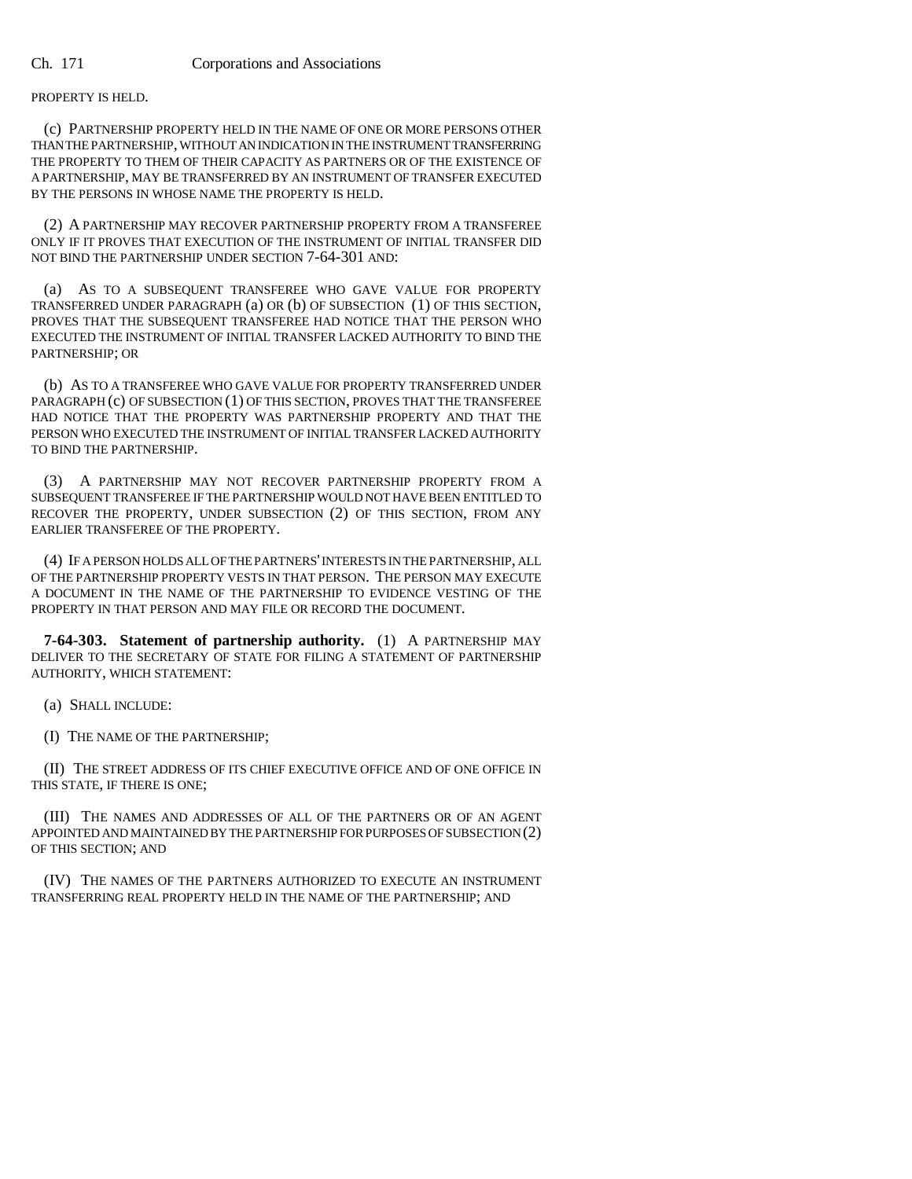PROPERTY IS HELD.

(c) PARTNERSHIP PROPERTY HELD IN THE NAME OF ONE OR MORE PERSONS OTHER THAN THE PARTNERSHIP, WITHOUT AN INDICATION IN THE INSTRUMENT TRANSFERRING THE PROPERTY TO THEM OF THEIR CAPACITY AS PARTNERS OR OF THE EXISTENCE OF A PARTNERSHIP, MAY BE TRANSFERRED BY AN INSTRUMENT OF TRANSFER EXECUTED BY THE PERSONS IN WHOSE NAME THE PROPERTY IS HELD.

(2) A PARTNERSHIP MAY RECOVER PARTNERSHIP PROPERTY FROM A TRANSFEREE ONLY IF IT PROVES THAT EXECUTION OF THE INSTRUMENT OF INITIAL TRANSFER DID NOT BIND THE PARTNERSHIP UNDER SECTION 7-64-301 AND:

(a) AS TO A SUBSEQUENT TRANSFEREE WHO GAVE VALUE FOR PROPERTY TRANSFERRED UNDER PARAGRAPH (a) OR (b) OF SUBSECTION (1) OF THIS SECTION, PROVES THAT THE SUBSEQUENT TRANSFEREE HAD NOTICE THAT THE PERSON WHO EXECUTED THE INSTRUMENT OF INITIAL TRANSFER LACKED AUTHORITY TO BIND THE PARTNERSHIP; OR

(b) AS TO A TRANSFEREE WHO GAVE VALUE FOR PROPERTY TRANSFERRED UNDER PARAGRAPH (c) OF SUBSECTION (1) OF THIS SECTION, PROVES THAT THE TRANSFEREE HAD NOTICE THAT THE PROPERTY WAS PARTNERSHIP PROPERTY AND THAT THE PERSON WHO EXECUTED THE INSTRUMENT OF INITIAL TRANSFER LACKED AUTHORITY TO BIND THE PARTNERSHIP.

(3) A PARTNERSHIP MAY NOT RECOVER PARTNERSHIP PROPERTY FROM A SUBSEQUENT TRANSFEREE IF THE PARTNERSHIP WOULD NOT HAVE BEEN ENTITLED TO RECOVER THE PROPERTY, UNDER SUBSECTION (2) OF THIS SECTION, FROM ANY EARLIER TRANSFEREE OF THE PROPERTY.

(4) IF A PERSON HOLDS ALL OF THE PARTNERS' INTERESTS IN THE PARTNERSHIP, ALL OF THE PARTNERSHIP PROPERTY VESTS IN THAT PERSON. THE PERSON MAY EXECUTE A DOCUMENT IN THE NAME OF THE PARTNERSHIP TO EVIDENCE VESTING OF THE PROPERTY IN THAT PERSON AND MAY FILE OR RECORD THE DOCUMENT.

**7-64-303. Statement of partnership authority.** (1) A PARTNERSHIP MAY DELIVER TO THE SECRETARY OF STATE FOR FILING A STATEMENT OF PARTNERSHIP AUTHORITY, WHICH STATEMENT:

(a) SHALL INCLUDE:

(I) THE NAME OF THE PARTNERSHIP;

(II) THE STREET ADDRESS OF ITS CHIEF EXECUTIVE OFFICE AND OF ONE OFFICE IN THIS STATE, IF THERE IS ONE;

(III) THE NAMES AND ADDRESSES OF ALL OF THE PARTNERS OR OF AN AGENT APPOINTED AND MAINTAINED BY THE PARTNERSHIP FOR PURPOSES OF SUBSECTION (2) OF THIS SECTION; AND

(IV) THE NAMES OF THE PARTNERS AUTHORIZED TO EXECUTE AN INSTRUMENT TRANSFERRING REAL PROPERTY HELD IN THE NAME OF THE PARTNERSHIP; AND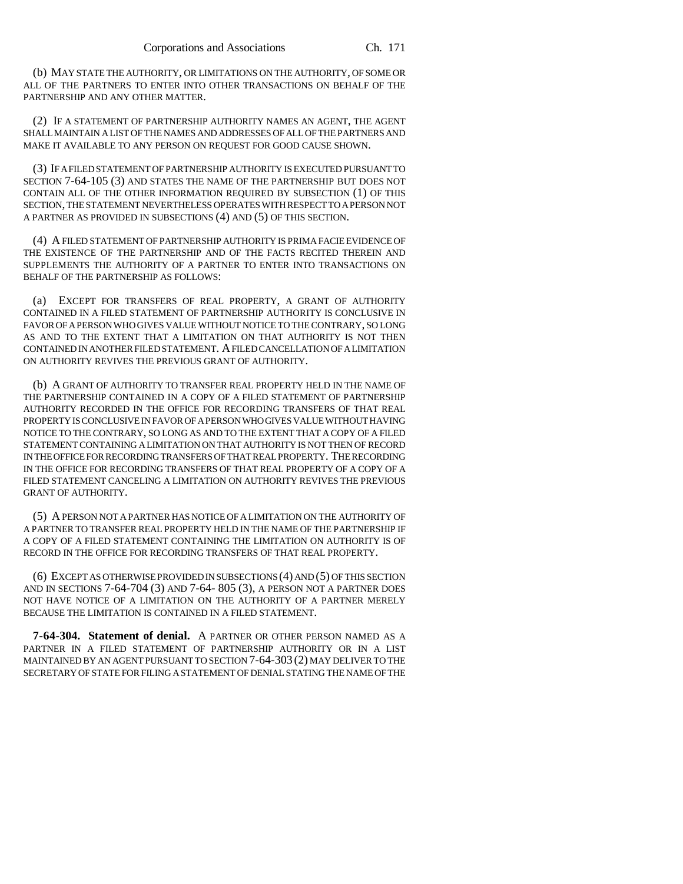(b) MAY STATE THE AUTHORITY, OR LIMITATIONS ON THE AUTHORITY, OF SOME OR ALL OF THE PARTNERS TO ENTER INTO OTHER TRANSACTIONS ON BEHALF OF THE PARTNERSHIP AND ANY OTHER MATTER.

(2) IF A STATEMENT OF PARTNERSHIP AUTHORITY NAMES AN AGENT, THE AGENT SHALL MAINTAIN A LIST OF THE NAMES AND ADDRESSES OF ALL OF THE PARTNERS AND MAKE IT AVAILABLE TO ANY PERSON ON REQUEST FOR GOOD CAUSE SHOWN.

(3) IF A FILED STATEMENT OF PARTNERSHIP AUTHORITY IS EXECUTED PURSUANT TO SECTION 7-64-105 (3) AND STATES THE NAME OF THE PARTNERSHIP BUT DOES NOT CONTAIN ALL OF THE OTHER INFORMATION REQUIRED BY SUBSECTION (1) OF THIS SECTION, THE STATEMENT NEVERTHELESS OPERATES WITH RESPECT TO A PERSON NOT A PARTNER AS PROVIDED IN SUBSECTIONS (4) AND (5) OF THIS SECTION.

(4) A FILED STATEMENT OF PARTNERSHIP AUTHORITY IS PRIMA FACIE EVIDENCE OF THE EXISTENCE OF THE PARTNERSHIP AND OF THE FACTS RECITED THEREIN AND SUPPLEMENTS THE AUTHORITY OF A PARTNER TO ENTER INTO TRANSACTIONS ON BEHALF OF THE PARTNERSHIP AS FOLLOWS:

(a) EXCEPT FOR TRANSFERS OF REAL PROPERTY, A GRANT OF AUTHORITY CONTAINED IN A FILED STATEMENT OF PARTNERSHIP AUTHORITY IS CONCLUSIVE IN FAVOR OF A PERSON WHO GIVES VALUE WITHOUT NOTICE TO THE CONTRARY, SO LONG AS AND TO THE EXTENT THAT A LIMITATION ON THAT AUTHORITY IS NOT THEN CONTAINED IN ANOTHER FILED STATEMENT. A FILED CANCELLATION OF A LIMITATION ON AUTHORITY REVIVES THE PREVIOUS GRANT OF AUTHORITY.

(b) A GRANT OF AUTHORITY TO TRANSFER REAL PROPERTY HELD IN THE NAME OF THE PARTNERSHIP CONTAINED IN A COPY OF A FILED STATEMENT OF PARTNERSHIP AUTHORITY RECORDED IN THE OFFICE FOR RECORDING TRANSFERS OF THAT REAL PROPERTY IS CONCLUSIVE IN FAVOR OF A PERSON WHO GIVES VALUE WITHOUT HAVING NOTICE TO THE CONTRARY, SO LONG AS AND TO THE EXTENT THAT A COPY OF A FILED STATEMENT CONTAINING A LIMITATION ON THAT AUTHORITY IS NOT THEN OF RECORD IN THE OFFICE FOR RECORDING TRANSFERS OF THAT REAL PROPERTY. THE RECORDING IN THE OFFICE FOR RECORDING TRANSFERS OF THAT REAL PROPERTY OF A COPY OF A FILED STATEMENT CANCELING A LIMITATION ON AUTHORITY REVIVES THE PREVIOUS GRANT OF AUTHORITY.

(5) A PERSON NOT A PARTNER HAS NOTICE OF A LIMITATION ON THE AUTHORITY OF A PARTNER TO TRANSFER REAL PROPERTY HELD IN THE NAME OF THE PARTNERSHIP IF A COPY OF A FILED STATEMENT CONTAINING THE LIMITATION ON AUTHORITY IS OF RECORD IN THE OFFICE FOR RECORDING TRANSFERS OF THAT REAL PROPERTY.

(6) EXCEPT AS OTHERWISE PROVIDED IN SUBSECTIONS (4) AND (5) OF THIS SECTION AND IN SECTIONS 7-64-704 (3) AND 7-64- 805 (3), A PERSON NOT A PARTNER DOES NOT HAVE NOTICE OF A LIMITATION ON THE AUTHORITY OF A PARTNER MERELY BECAUSE THE LIMITATION IS CONTAINED IN A FILED STATEMENT.

**7-64-304. Statement of denial.** A PARTNER OR OTHER PERSON NAMED AS A PARTNER IN A FILED STATEMENT OF PARTNERSHIP AUTHORITY OR IN A LIST MAINTAINED BY AN AGENT PURSUANT TO SECTION 7-64-303 (2) MAY DELIVER TO THE SECRETARY OF STATE FOR FILING A STATEMENT OF DENIAL STATING THE NAME OF THE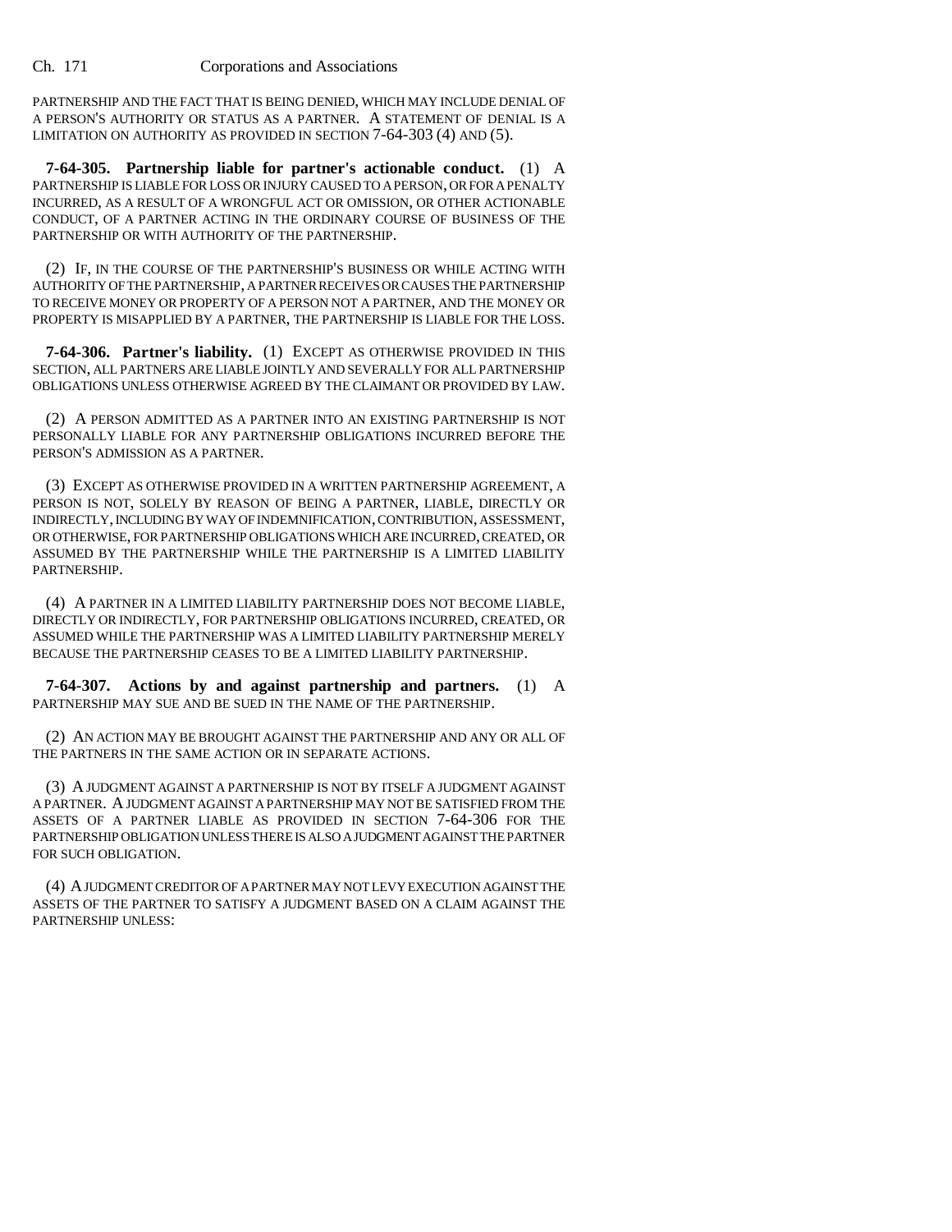PARTNERSHIP AND THE FACT THAT IS BEING DENIED, WHICH MAY INCLUDE DENIAL OF A PERSON'S AUTHORITY OR STATUS AS A PARTNER. A STATEMENT OF DENIAL IS A LIMITATION ON AUTHORITY AS PROVIDED IN SECTION 7-64-303 (4) AND (5).

**7-64-305. Partnership liable for partner's actionable conduct.** (1) A PARTNERSHIP IS LIABLE FOR LOSS OR INJURY CAUSED TO A PERSON, OR FOR A PENALTY INCURRED, AS A RESULT OF A WRONGFUL ACT OR OMISSION, OR OTHER ACTIONABLE CONDUCT, OF A PARTNER ACTING IN THE ORDINARY COURSE OF BUSINESS OF THE PARTNERSHIP OR WITH AUTHORITY OF THE PARTNERSHIP.

(2) IF, IN THE COURSE OF THE PARTNERSHIP'S BUSINESS OR WHILE ACTING WITH AUTHORITY OF THE PARTNERSHIP, A PARTNER RECEIVES OR CAUSES THE PARTNERSHIP TO RECEIVE MONEY OR PROPERTY OF A PERSON NOT A PARTNER, AND THE MONEY OR PROPERTY IS MISAPPLIED BY A PARTNER, THE PARTNERSHIP IS LIABLE FOR THE LOSS.

**7-64-306. Partner's liability.** (1) EXCEPT AS OTHERWISE PROVIDED IN THIS SECTION, ALL PARTNERS ARE LIABLE JOINTLY AND SEVERALLY FOR ALL PARTNERSHIP OBLIGATIONS UNLESS OTHERWISE AGREED BY THE CLAIMANT OR PROVIDED BY LAW.

(2) A PERSON ADMITTED AS A PARTNER INTO AN EXISTING PARTNERSHIP IS NOT PERSONALLY LIABLE FOR ANY PARTNERSHIP OBLIGATIONS INCURRED BEFORE THE PERSON'S ADMISSION AS A PARTNER.

(3) EXCEPT AS OTHERWISE PROVIDED IN A WRITTEN PARTNERSHIP AGREEMENT, A PERSON IS NOT, SOLELY BY REASON OF BEING A PARTNER, LIABLE, DIRECTLY OR INDIRECTLY, INCLUDING BY WAY OF INDEMNIFICATION, CONTRIBUTION, ASSESSMENT, OR OTHERWISE, FOR PARTNERSHIP OBLIGATIONS WHICH ARE INCURRED, CREATED, OR ASSUMED BY THE PARTNERSHIP WHILE THE PARTNERSHIP IS A LIMITED LIABILITY PARTNERSHIP.

(4) A PARTNER IN A LIMITED LIABILITY PARTNERSHIP DOES NOT BECOME LIABLE, DIRECTLY OR INDIRECTLY, FOR PARTNERSHIP OBLIGATIONS INCURRED, CREATED, OR ASSUMED WHILE THE PARTNERSHIP WAS A LIMITED LIABILITY PARTNERSHIP MERELY BECAUSE THE PARTNERSHIP CEASES TO BE A LIMITED LIABILITY PARTNERSHIP.

**7-64-307. Actions by and against partnership and partners.** (1) A PARTNERSHIP MAY SUE AND BE SUED IN THE NAME OF THE PARTNERSHIP.

(2) AN ACTION MAY BE BROUGHT AGAINST THE PARTNERSHIP AND ANY OR ALL OF THE PARTNERS IN THE SAME ACTION OR IN SEPARATE ACTIONS.

(3) A JUDGMENT AGAINST A PARTNERSHIP IS NOT BY ITSELF A JUDGMENT AGAINST A PARTNER. A JUDGMENT AGAINST A PARTNERSHIP MAY NOT BE SATISFIED FROM THE ASSETS OF A PARTNER LIABLE AS PROVIDED IN SECTION 7-64-306 FOR THE PARTNERSHIP OBLIGATION UNLESS THERE IS ALSO A JUDGMENT AGAINST THE PARTNER FOR SUCH OBLIGATION.

(4) A JUDGMENT CREDITOR OF A PARTNER MAY NOT LEVY EXECUTION AGAINST THE ASSETS OF THE PARTNER TO SATISFY A JUDGMENT BASED ON A CLAIM AGAINST THE PARTNERSHIP UNLESS: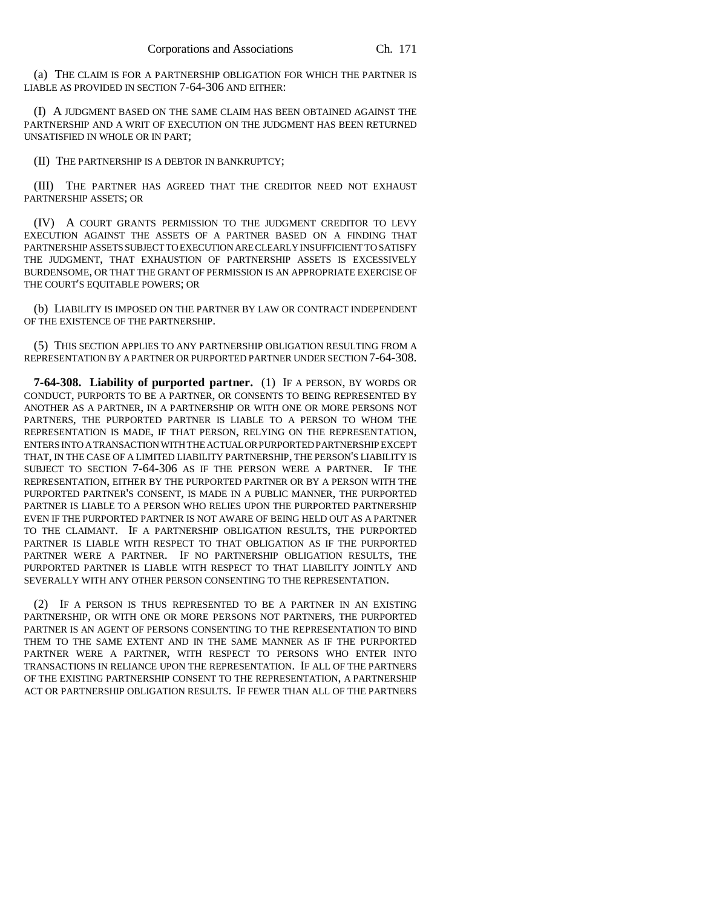(a) THE CLAIM IS FOR A PARTNERSHIP OBLIGATION FOR WHICH THE PARTNER IS LIABLE AS PROVIDED IN SECTION 7-64-306 AND EITHER:

(I) A JUDGMENT BASED ON THE SAME CLAIM HAS BEEN OBTAINED AGAINST THE PARTNERSHIP AND A WRIT OF EXECUTION ON THE JUDGMENT HAS BEEN RETURNED UNSATISFIED IN WHOLE OR IN PART;

(II) THE PARTNERSHIP IS A DEBTOR IN BANKRUPTCY;

(III) THE PARTNER HAS AGREED THAT THE CREDITOR NEED NOT EXHAUST PARTNERSHIP ASSETS; OR

(IV) A COURT GRANTS PERMISSION TO THE JUDGMENT CREDITOR TO LEVY EXECUTION AGAINST THE ASSETS OF A PARTNER BASED ON A FINDING THAT PARTNERSHIP ASSETS SUBJECT TO EXECUTION ARE CLEARLY INSUFFICIENT TO SATISFY THE JUDGMENT, THAT EXHAUSTION OF PARTNERSHIP ASSETS IS EXCESSIVELY BURDENSOME, OR THAT THE GRANT OF PERMISSION IS AN APPROPRIATE EXERCISE OF THE COURT'S EQUITABLE POWERS; OR

(b) LIABILITY IS IMPOSED ON THE PARTNER BY LAW OR CONTRACT INDEPENDENT OF THE EXISTENCE OF THE PARTNERSHIP.

(5) THIS SECTION APPLIES TO ANY PARTNERSHIP OBLIGATION RESULTING FROM A REPRESENTATION BY A PARTNER OR PURPORTED PARTNER UNDER SECTION 7-64-308.

**7-64-308. Liability of purported partner.** (1) IF A PERSON, BY WORDS OR CONDUCT, PURPORTS TO BE A PARTNER, OR CONSENTS TO BEING REPRESENTED BY ANOTHER AS A PARTNER, IN A PARTNERSHIP OR WITH ONE OR MORE PERSONS NOT PARTNERS, THE PURPORTED PARTNER IS LIABLE TO A PERSON TO WHOM THE REPRESENTATION IS MADE, IF THAT PERSON, RELYING ON THE REPRESENTATION, ENTERS INTO A TRANSACTION WITH THE ACTUAL OR PURPORTED PARTNERSHIP EXCEPT THAT, IN THE CASE OF A LIMITED LIABILITY PARTNERSHIP, THE PERSON'S LIABILITY IS SUBJECT TO SECTION 7-64-306 AS IF THE PERSON WERE A PARTNER. IF THE REPRESENTATION, EITHER BY THE PURPORTED PARTNER OR BY A PERSON WITH THE PURPORTED PARTNER'S CONSENT, IS MADE IN A PUBLIC MANNER, THE PURPORTED PARTNER IS LIABLE TO A PERSON WHO RELIES UPON THE PURPORTED PARTNERSHIP EVEN IF THE PURPORTED PARTNER IS NOT AWARE OF BEING HELD OUT AS A PARTNER TO THE CLAIMANT. IF A PARTNERSHIP OBLIGATION RESULTS, THE PURPORTED PARTNER IS LIABLE WITH RESPECT TO THAT OBLIGATION AS IF THE PURPORTED PARTNER WERE A PARTNER. IF NO PARTNERSHIP OBLIGATION RESULTS, THE PURPORTED PARTNER IS LIABLE WITH RESPECT TO THAT LIABILITY JOINTLY AND SEVERALLY WITH ANY OTHER PERSON CONSENTING TO THE REPRESENTATION.

(2) IF A PERSON IS THUS REPRESENTED TO BE A PARTNER IN AN EXISTING PARTNERSHIP, OR WITH ONE OR MORE PERSONS NOT PARTNERS, THE PURPORTED PARTNER IS AN AGENT OF PERSONS CONSENTING TO THE REPRESENTATION TO BIND THEM TO THE SAME EXTENT AND IN THE SAME MANNER AS IF THE PURPORTED PARTNER WERE A PARTNER, WITH RESPECT TO PERSONS WHO ENTER INTO TRANSACTIONS IN RELIANCE UPON THE REPRESENTATION. IF ALL OF THE PARTNERS OF THE EXISTING PARTNERSHIP CONSENT TO THE REPRESENTATION, A PARTNERSHIP ACT OR PARTNERSHIP OBLIGATION RESULTS. IF FEWER THAN ALL OF THE PARTNERS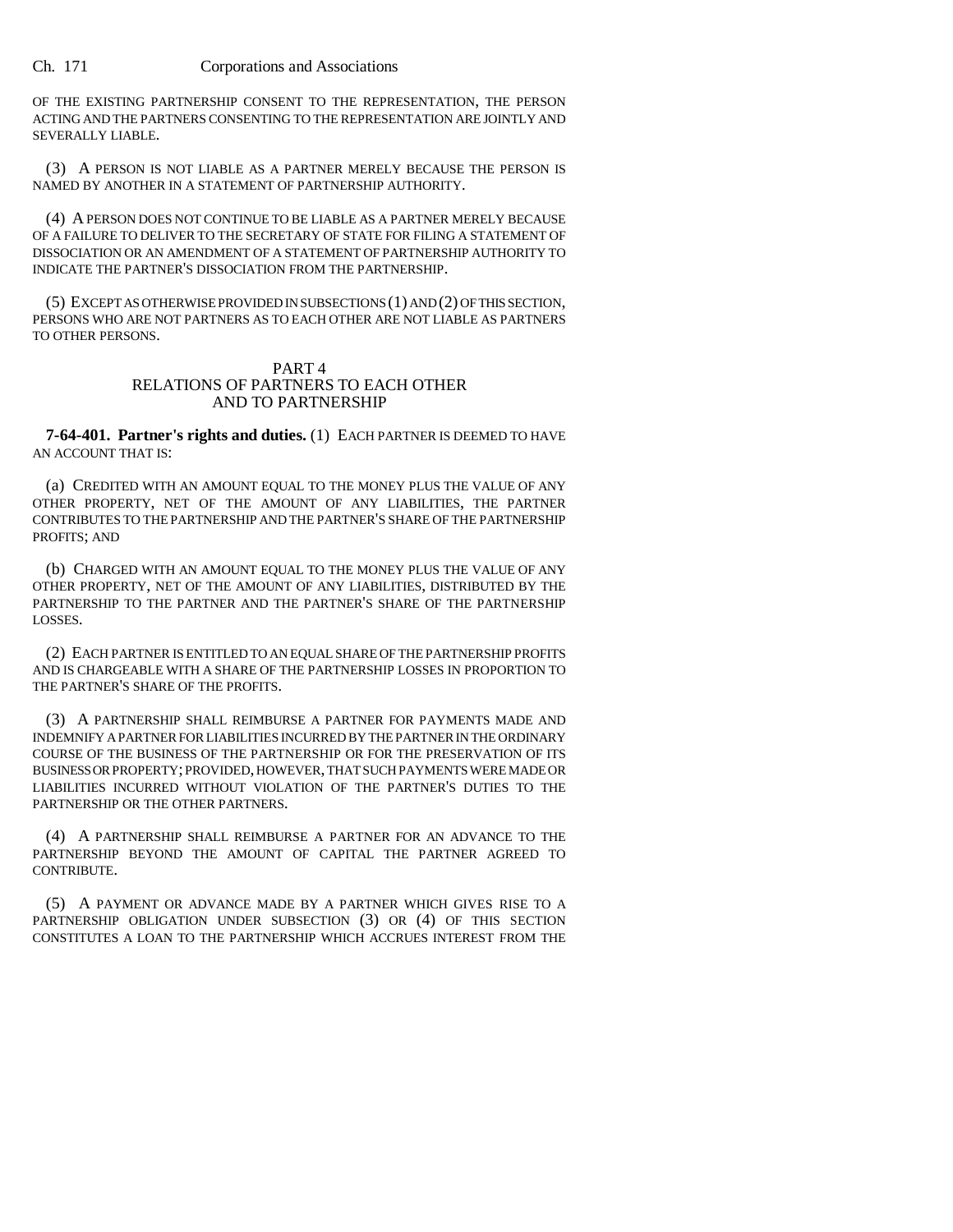OF THE EXISTING PARTNERSHIP CONSENT TO THE REPRESENTATION, THE PERSON ACTING AND THE PARTNERS CONSENTING TO THE REPRESENTATION ARE JOINTLY AND SEVERALLY LIABLE.

(3) A PERSON IS NOT LIABLE AS A PARTNER MERELY BECAUSE THE PERSON IS NAMED BY ANOTHER IN A STATEMENT OF PARTNERSHIP AUTHORITY.

(4) A PERSON DOES NOT CONTINUE TO BE LIABLE AS A PARTNER MERELY BECAUSE OF A FAILURE TO DELIVER TO THE SECRETARY OF STATE FOR FILING A STATEMENT OF DISSOCIATION OR AN AMENDMENT OF A STATEMENT OF PARTNERSHIP AUTHORITY TO INDICATE THE PARTNER'S DISSOCIATION FROM THE PARTNERSHIP.

(5) EXCEPT AS OTHERWISE PROVIDED IN SUBSECTIONS (1) AND (2) OF THIS SECTION, PERSONS WHO ARE NOT PARTNERS AS TO EACH OTHER ARE NOT LIABLE AS PARTNERS TO OTHER PERSONS.

## PART 4
## RELATIONS OF PARTNERS TO EACH OTHER AND TO PARTNERSHIP

**7-64-401. Partner's rights and duties.** (1) EACH PARTNER IS DEEMED TO HAVE AN ACCOUNT THAT IS:

(a) CREDITED WITH AN AMOUNT EQUAL TO THE MONEY PLUS THE VALUE OF ANY OTHER PROPERTY, NET OF THE AMOUNT OF ANY LIABILITIES, THE PARTNER CONTRIBUTES TO THE PARTNERSHIP AND THE PARTNER'S SHARE OF THE PARTNERSHIP PROFITS; AND

(b) CHARGED WITH AN AMOUNT EQUAL TO THE MONEY PLUS THE VALUE OF ANY OTHER PROPERTY, NET OF THE AMOUNT OF ANY LIABILITIES, DISTRIBUTED BY THE PARTNERSHIP TO THE PARTNER AND THE PARTNER'S SHARE OF THE PARTNERSHIP LOSSES.

(2) EACH PARTNER IS ENTITLED TO AN EQUAL SHARE OF THE PARTNERSHIP PROFITS AND IS CHARGEABLE WITH A SHARE OF THE PARTNERSHIP LOSSES IN PROPORTION TO THE PARTNER'S SHARE OF THE PROFITS.

(3) A PARTNERSHIP SHALL REIMBURSE A PARTNER FOR PAYMENTS MADE AND INDEMNIFY A PARTNER FOR LIABILITIES INCURRED BY THE PARTNER IN THE ORDINARY COURSE OF THE BUSINESS OF THE PARTNERSHIP OR FOR THE PRESERVATION OF ITS BUSINESS OR PROPERTY; PROVIDED, HOWEVER, THAT SUCH PAYMENTS WERE MADE OR LIABILITIES INCURRED WITHOUT VIOLATION OF THE PARTNER'S DUTIES TO THE PARTNERSHIP OR THE OTHER PARTNERS.

(4) A PARTNERSHIP SHALL REIMBURSE A PARTNER FOR AN ADVANCE TO THE PARTNERSHIP BEYOND THE AMOUNT OF CAPITAL THE PARTNER AGREED TO CONTRIBUTE.

(5) A PAYMENT OR ADVANCE MADE BY A PARTNER WHICH GIVES RISE TO A PARTNERSHIP OBLIGATION UNDER SUBSECTION (3) OR (4) OF THIS SECTION CONSTITUTES A LOAN TO THE PARTNERSHIP WHICH ACCRUES INTEREST FROM THE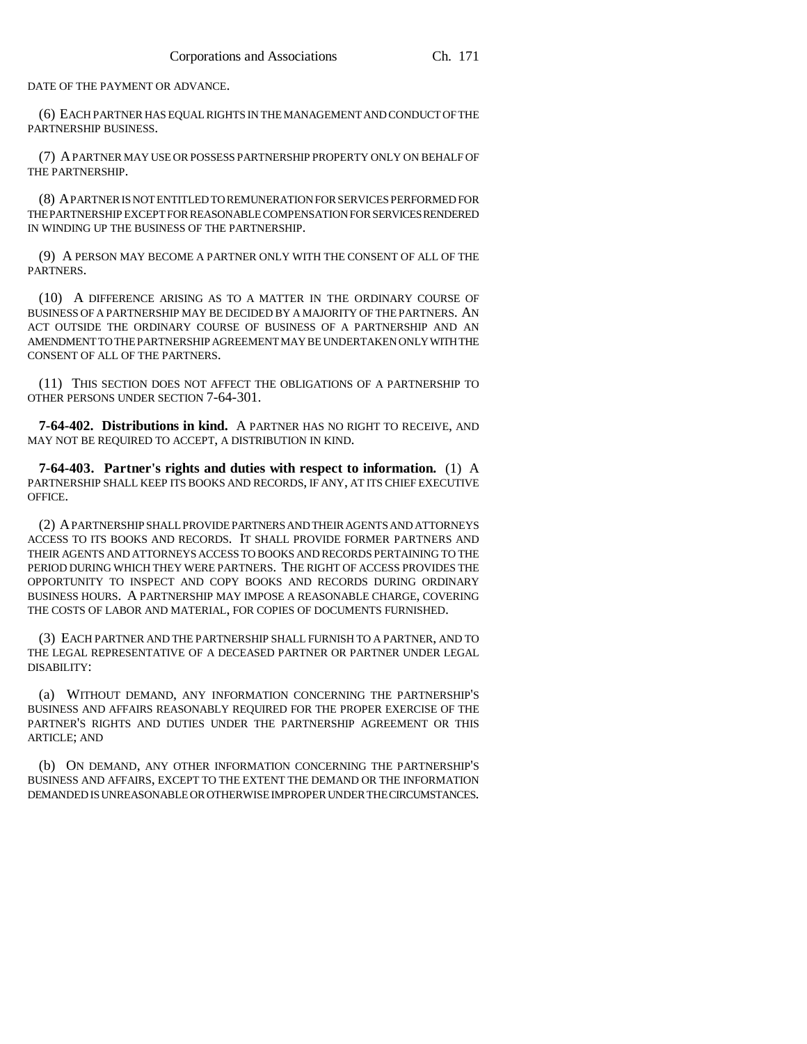DATE OF THE PAYMENT OR ADVANCE.

(6) EACH PARTNER HAS EQUAL RIGHTS IN THE MANAGEMENT AND CONDUCT OF THE PARTNERSHIP BUSINESS.

(7) A PARTNER MAY USE OR POSSESS PARTNERSHIP PROPERTY ONLY ON BEHALF OF THE PARTNERSHIP.

(8) A PARTNER IS NOT ENTITLED TO REMUNERATION FOR SERVICES PERFORMED FOR THE PARTNERSHIP EXCEPT FOR REASONABLE COMPENSATION FOR SERVICES RENDERED IN WINDING UP THE BUSINESS OF THE PARTNERSHIP.

(9) A PERSON MAY BECOME A PARTNER ONLY WITH THE CONSENT OF ALL OF THE PARTNERS.

(10) A DIFFERENCE ARISING AS TO A MATTER IN THE ORDINARY COURSE OF BUSINESS OF A PARTNERSHIP MAY BE DECIDED BY A MAJORITY OF THE PARTNERS. AN ACT OUTSIDE THE ORDINARY COURSE OF BUSINESS OF A PARTNERSHIP AND AN AMENDMENT TO THE PARTNERSHIP AGREEMENT MAY BE UNDERTAKEN ONLY WITH THE CONSENT OF ALL OF THE PARTNERS.

(11) THIS SECTION DOES NOT AFFECT THE OBLIGATIONS OF A PARTNERSHIP TO OTHER PERSONS UNDER SECTION 7-64-301.

**7-64-402. Distributions in kind.** A PARTNER HAS NO RIGHT TO RECEIVE, AND MAY NOT BE REQUIRED TO ACCEPT, A DISTRIBUTION IN KIND.

**7-64-403. Partner's rights and duties with respect to information.** (1) A PARTNERSHIP SHALL KEEP ITS BOOKS AND RECORDS, IF ANY, AT ITS CHIEF EXECUTIVE OFFICE.

(2) A PARTNERSHIP SHALL PROVIDE PARTNERS AND THEIR AGENTS AND ATTORNEYS ACCESS TO ITS BOOKS AND RECORDS. IT SHALL PROVIDE FORMER PARTNERS AND THEIR AGENTS AND ATTORNEYS ACCESS TO BOOKS AND RECORDS PERTAINING TO THE PERIOD DURING WHICH THEY WERE PARTNERS. THE RIGHT OF ACCESS PROVIDES THE OPPORTUNITY TO INSPECT AND COPY BOOKS AND RECORDS DURING ORDINARY BUSINESS HOURS. A PARTNERSHIP MAY IMPOSE A REASONABLE CHARGE, COVERING THE COSTS OF LABOR AND MATERIAL, FOR COPIES OF DOCUMENTS FURNISHED.

(3) EACH PARTNER AND THE PARTNERSHIP SHALL FURNISH TO A PARTNER, AND TO THE LEGAL REPRESENTATIVE OF A DECEASED PARTNER OR PARTNER UNDER LEGAL DISABILITY:

(a) WITHOUT DEMAND, ANY INFORMATION CONCERNING THE PARTNERSHIP'S BUSINESS AND AFFAIRS REASONABLY REQUIRED FOR THE PROPER EXERCISE OF THE PARTNER'S RIGHTS AND DUTIES UNDER THE PARTNERSHIP AGREEMENT OR THIS ARTICLE; AND

(b) ON DEMAND, ANY OTHER INFORMATION CONCERNING THE PARTNERSHIP'S BUSINESS AND AFFAIRS, EXCEPT TO THE EXTENT THE DEMAND OR THE INFORMATION DEMANDED IS UNREASONABLE OR OTHERWISE IMPROPER UNDER THE CIRCUMSTANCES.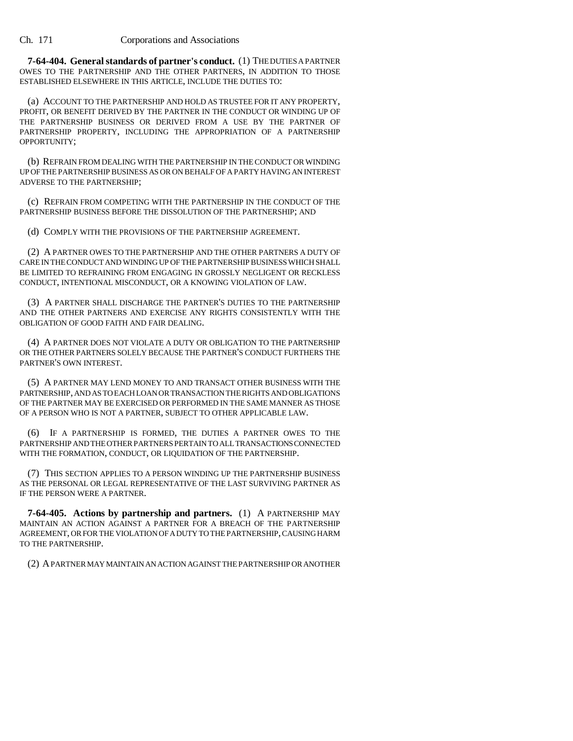**7-64-404. General standards of partner's conduct.** (1) THE DUTIES A PARTNER OWES TO THE PARTNERSHIP AND THE OTHER PARTNERS, IN ADDITION TO THOSE ESTABLISHED ELSEWHERE IN THIS ARTICLE, INCLUDE THE DUTIES TO:

(a) ACCOUNT TO THE PARTNERSHIP AND HOLD AS TRUSTEE FOR IT ANY PROPERTY, PROFIT, OR BENEFIT DERIVED BY THE PARTNER IN THE CONDUCT OR WINDING UP OF THE PARTNERSHIP BUSINESS OR DERIVED FROM A USE BY THE PARTNER OF PARTNERSHIP PROPERTY, INCLUDING THE APPROPRIATION OF A PARTNERSHIP OPPORTUNITY;

(b) REFRAIN FROM DEALING WITH THE PARTNERSHIP IN THE CONDUCT OR WINDING UP OF THE PARTNERSHIP BUSINESS AS OR ON BEHALF OF A PARTY HAVING AN INTEREST ADVERSE TO THE PARTNERSHIP;

(c) REFRAIN FROM COMPETING WITH THE PARTNERSHIP IN THE CONDUCT OF THE PARTNERSHIP BUSINESS BEFORE THE DISSOLUTION OF THE PARTNERSHIP; AND

(d) COMPLY WITH THE PROVISIONS OF THE PARTNERSHIP AGREEMENT.

(2) A PARTNER OWES TO THE PARTNERSHIP AND THE OTHER PARTNERS A DUTY OF CARE IN THE CONDUCT AND WINDING UP OF THE PARTNERSHIP BUSINESS WHICH SHALL BE LIMITED TO REFRAINING FROM ENGAGING IN GROSSLY NEGLIGENT OR RECKLESS CONDUCT, INTENTIONAL MISCONDUCT, OR A KNOWING VIOLATION OF LAW.

(3) A PARTNER SHALL DISCHARGE THE PARTNER'S DUTIES TO THE PARTNERSHIP AND THE OTHER PARTNERS AND EXERCISE ANY RIGHTS CONSISTENTLY WITH THE OBLIGATION OF GOOD FAITH AND FAIR DEALING.

(4) A PARTNER DOES NOT VIOLATE A DUTY OR OBLIGATION TO THE PARTNERSHIP OR THE OTHER PARTNERS SOLELY BECAUSE THE PARTNER'S CONDUCT FURTHERS THE PARTNER'S OWN INTEREST.

(5) A PARTNER MAY LEND MONEY TO AND TRANSACT OTHER BUSINESS WITH THE PARTNERSHIP, AND AS TO EACH LOAN OR TRANSACTION THE RIGHTS AND OBLIGATIONS OF THE PARTNER MAY BE EXERCISED OR PERFORMED IN THE SAME MANNER AS THOSE OF A PERSON WHO IS NOT A PARTNER, SUBJECT TO OTHER APPLICABLE LAW.

(6) IF A PARTNERSHIP IS FORMED, THE DUTIES A PARTNER OWES TO THE PARTNERSHIP AND THE OTHER PARTNERS PERTAIN TO ALL TRANSACTIONS CONNECTED WITH THE FORMATION, CONDUCT, OR LIQUIDATION OF THE PARTNERSHIP.

(7) THIS SECTION APPLIES TO A PERSON WINDING UP THE PARTNERSHIP BUSINESS AS THE PERSONAL OR LEGAL REPRESENTATIVE OF THE LAST SURVIVING PARTNER AS IF THE PERSON WERE A PARTNER.

**7-64-405. Actions by partnership and partners.** (1) A PARTNERSHIP MAY MAINTAIN AN ACTION AGAINST A PARTNER FOR A BREACH OF THE PARTNERSHIP AGREEMENT, OR FOR THE VIOLATION OF A DUTY TO THE PARTNERSHIP, CAUSING HARM TO THE PARTNERSHIP.

(2) A PARTNER MAY MAINTAIN AN ACTION AGAINST THE PARTNERSHIP OR ANOTHER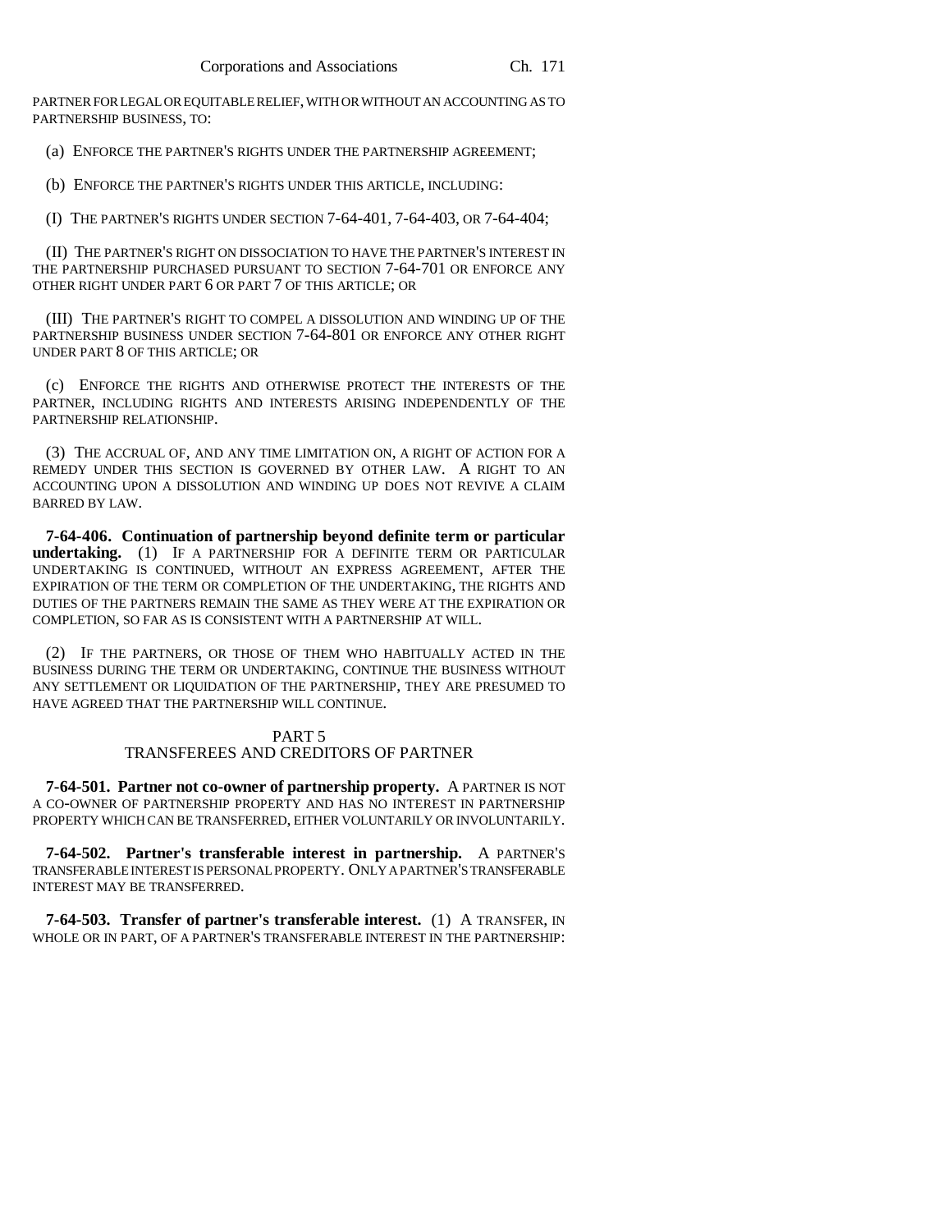PARTNER FOR LEGAL OR EQUITABLE RELIEF, WITH OR WITHOUT AN ACCOUNTING AS TO PARTNERSHIP BUSINESS, TO:

(a) ENFORCE THE PARTNER'S RIGHTS UNDER THE PARTNERSHIP AGREEMENT;

(b) ENFORCE THE PARTNER'S RIGHTS UNDER THIS ARTICLE, INCLUDING:

(I) THE PARTNER'S RIGHTS UNDER SECTION 7-64-401, 7-64-403, OR 7-64-404;

(II) THE PARTNER'S RIGHT ON DISSOCIATION TO HAVE THE PARTNER'S INTEREST IN THE PARTNERSHIP PURCHASED PURSUANT TO SECTION 7-64-701 OR ENFORCE ANY OTHER RIGHT UNDER PART 6 OR PART 7 OF THIS ARTICLE; OR

(III) THE PARTNER'S RIGHT TO COMPEL A DISSOLUTION AND WINDING UP OF THE PARTNERSHIP BUSINESS UNDER SECTION 7-64-801 OR ENFORCE ANY OTHER RIGHT UNDER PART 8 OF THIS ARTICLE; OR

(c) ENFORCE THE RIGHTS AND OTHERWISE PROTECT THE INTERESTS OF THE PARTNER, INCLUDING RIGHTS AND INTERESTS ARISING INDEPENDENTLY OF THE PARTNERSHIP RELATIONSHIP.

(3) THE ACCRUAL OF, AND ANY TIME LIMITATION ON, A RIGHT OF ACTION FOR A REMEDY UNDER THIS SECTION IS GOVERNED BY OTHER LAW. A RIGHT TO AN ACCOUNTING UPON A DISSOLUTION AND WINDING UP DOES NOT REVIVE A CLAIM BARRED BY LAW.

**7-64-406. Continuation of partnership beyond definite term or particular undertaking.** (1) IF A PARTNERSHIP FOR A DEFINITE TERM OR PARTICULAR UNDERTAKING IS CONTINUED, WITHOUT AN EXPRESS AGREEMENT, AFTER THE EXPIRATION OF THE TERM OR COMPLETION OF THE UNDERTAKING, THE RIGHTS AND DUTIES OF THE PARTNERS REMAIN THE SAME AS THEY WERE AT THE EXPIRATION OR COMPLETION, SO FAR AS IS CONSISTENT WITH A PARTNERSHIP AT WILL.

(2) IF THE PARTNERS, OR THOSE OF THEM WHO HABITUALLY ACTED IN THE BUSINESS DURING THE TERM OR UNDERTAKING, CONTINUE THE BUSINESS WITHOUT ANY SETTLEMENT OR LIQUIDATION OF THE PARTNERSHIP, THEY ARE PRESUMED TO HAVE AGREED THAT THE PARTNERSHIP WILL CONTINUE.

## PART 5
## TRANSFEREES AND CREDITORS OF PARTNER

**7-64-501. Partner not co-owner of partnership property.** A PARTNER IS NOT A CO-OWNER OF PARTNERSHIP PROPERTY AND HAS NO INTEREST IN PARTNERSHIP PROPERTY WHICH CAN BE TRANSFERRED, EITHER VOLUNTARILY OR INVOLUNTARILY.

**7-64-502. Partner's transferable interest in partnership.** A PARTNER'S TRANSFERABLE INTEREST IS PERSONAL PROPERTY. ONLY A PARTNER'S TRANSFERABLE INTEREST MAY BE TRANSFERRED.

**7-64-503. Transfer of partner's transferable interest.** (1) A TRANSFER, IN WHOLE OR IN PART, OF A PARTNER'S TRANSFERABLE INTEREST IN THE PARTNERSHIP: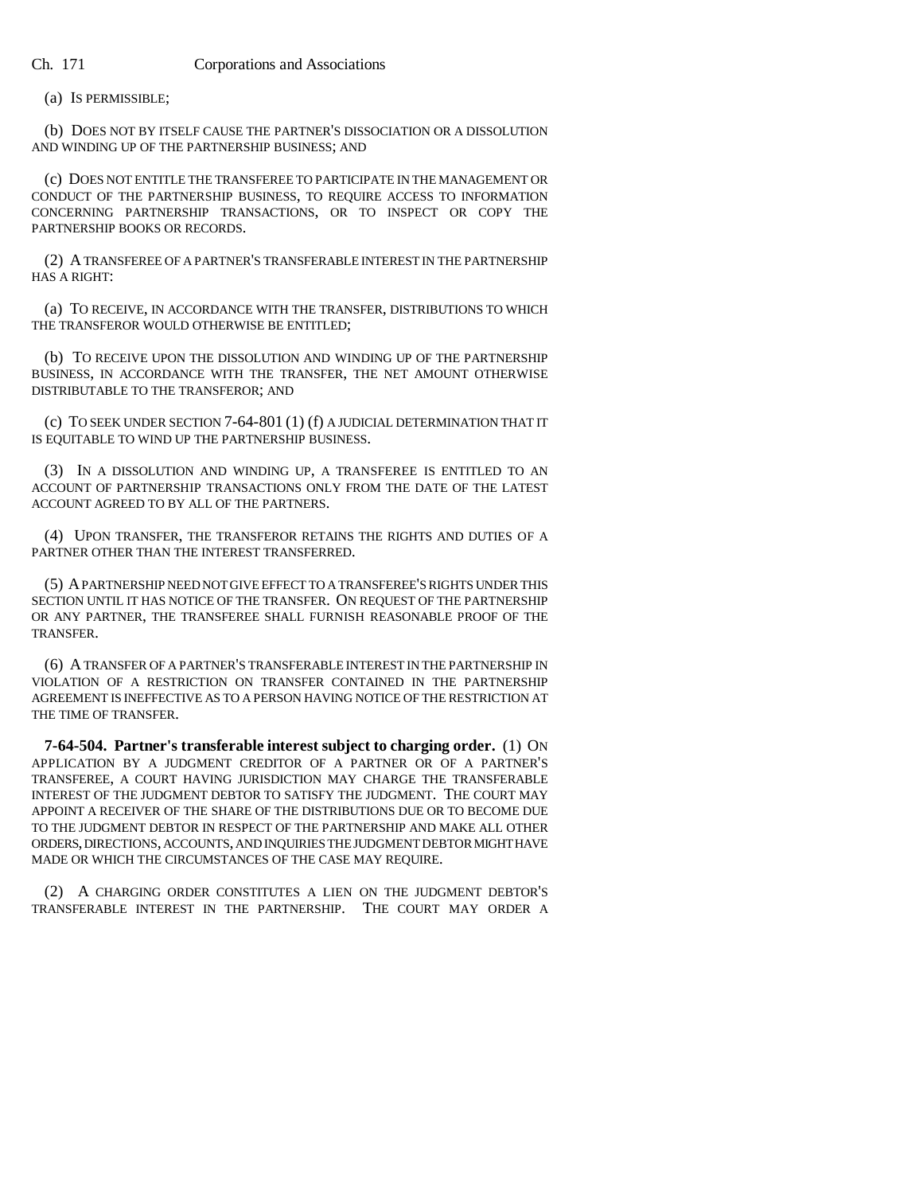(a) IS PERMISSIBLE;

(b) DOES NOT BY ITSELF CAUSE THE PARTNER'S DISSOCIATION OR A DISSOLUTION AND WINDING UP OF THE PARTNERSHIP BUSINESS; AND

(c) DOES NOT ENTITLE THE TRANSFEREE TO PARTICIPATE IN THE MANAGEMENT OR CONDUCT OF THE PARTNERSHIP BUSINESS, TO REQUIRE ACCESS TO INFORMATION CONCERNING PARTNERSHIP TRANSACTIONS, OR TO INSPECT OR COPY THE PARTNERSHIP BOOKS OR RECORDS.

(2) A TRANSFEREE OF A PARTNER'S TRANSFERABLE INTEREST IN THE PARTNERSHIP HAS A RIGHT:

(a) TO RECEIVE, IN ACCORDANCE WITH THE TRANSFER, DISTRIBUTIONS TO WHICH THE TRANSFEROR WOULD OTHERWISE BE ENTITLED;

(b) TO RECEIVE UPON THE DISSOLUTION AND WINDING UP OF THE PARTNERSHIP BUSINESS, IN ACCORDANCE WITH THE TRANSFER, THE NET AMOUNT OTHERWISE DISTRIBUTABLE TO THE TRANSFEROR; AND

(c) TO SEEK UNDER SECTION 7-64-801 (1) (f) A JUDICIAL DETERMINATION THAT IT IS EQUITABLE TO WIND UP THE PARTNERSHIP BUSINESS.

(3) IN A DISSOLUTION AND WINDING UP, A TRANSFEREE IS ENTITLED TO AN ACCOUNT OF PARTNERSHIP TRANSACTIONS ONLY FROM THE DATE OF THE LATEST ACCOUNT AGREED TO BY ALL OF THE PARTNERS.

(4) UPON TRANSFER, THE TRANSFEROR RETAINS THE RIGHTS AND DUTIES OF A PARTNER OTHER THAN THE INTEREST TRANSFERRED.

(5) A PARTNERSHIP NEED NOT GIVE EFFECT TO A TRANSFEREE'S RIGHTS UNDER THIS SECTION UNTIL IT HAS NOTICE OF THE TRANSFER. ON REQUEST OF THE PARTNERSHIP OR ANY PARTNER, THE TRANSFEREE SHALL FURNISH REASONABLE PROOF OF THE TRANSFER.

(6) A TRANSFER OF A PARTNER'S TRANSFERABLE INTEREST IN THE PARTNERSHIP IN VIOLATION OF A RESTRICTION ON TRANSFER CONTAINED IN THE PARTNERSHIP AGREEMENT IS INEFFECTIVE AS TO A PERSON HAVING NOTICE OF THE RESTRICTION AT THE TIME OF TRANSFER.

**7-64-504. Partner's transferable interest subject to charging order.** (1) ON APPLICATION BY A JUDGMENT CREDITOR OF A PARTNER OR OF A PARTNER'S TRANSFEREE, A COURT HAVING JURISDICTION MAY CHARGE THE TRANSFERABLE INTEREST OF THE JUDGMENT DEBTOR TO SATISFY THE JUDGMENT. THE COURT MAY APPOINT A RECEIVER OF THE SHARE OF THE DISTRIBUTIONS DUE OR TO BECOME DUE TO THE JUDGMENT DEBTOR IN RESPECT OF THE PARTNERSHIP AND MAKE ALL OTHER ORDERS, DIRECTIONS, ACCOUNTS, AND INQUIRIES THE JUDGMENT DEBTOR MIGHT HAVE MADE OR WHICH THE CIRCUMSTANCES OF THE CASE MAY REQUIRE.

(2) A CHARGING ORDER CONSTITUTES A LIEN ON THE JUDGMENT DEBTOR'S TRANSFERABLE INTEREST IN THE PARTNERSHIP. THE COURT MAY ORDER A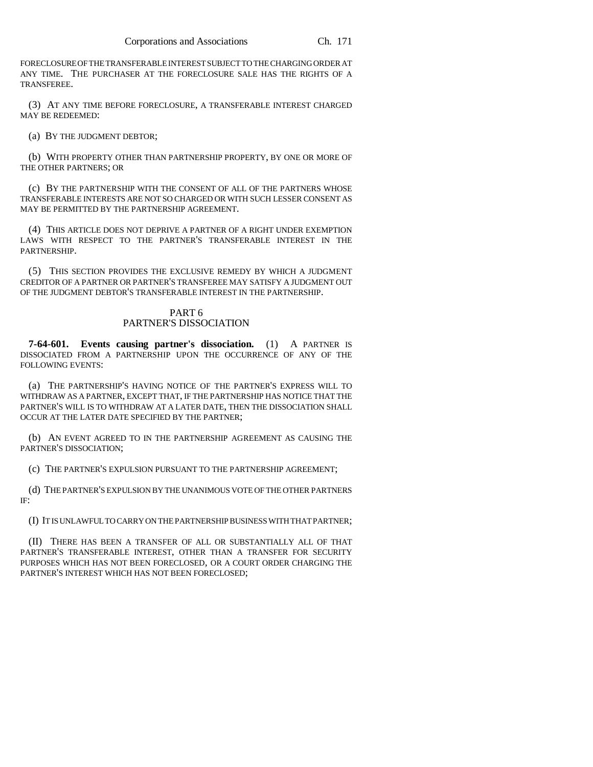FORECLOSURE OF THE TRANSFERABLE INTEREST SUBJECT TO THE CHARGING ORDER AT ANY TIME. THE PURCHASER AT THE FORECLOSURE SALE HAS THE RIGHTS OF A TRANSFEREE.

(3) AT ANY TIME BEFORE FORECLOSURE, A TRANSFERABLE INTEREST CHARGED MAY BE REDEEMED:

(a) BY THE JUDGMENT DEBTOR;

(b) WITH PROPERTY OTHER THAN PARTNERSHIP PROPERTY, BY ONE OR MORE OF THE OTHER PARTNERS; OR

(c) BY THE PARTNERSHIP WITH THE CONSENT OF ALL OF THE PARTNERS WHOSE TRANSFERABLE INTERESTS ARE NOT SO CHARGED OR WITH SUCH LESSER CONSENT AS MAY BE PERMITTED BY THE PARTNERSHIP AGREEMENT.

(4) THIS ARTICLE DOES NOT DEPRIVE A PARTNER OF A RIGHT UNDER EXEMPTION LAWS WITH RESPECT TO THE PARTNER'S TRANSFERABLE INTEREST IN THE PARTNERSHIP.

(5) THIS SECTION PROVIDES THE EXCLUSIVE REMEDY BY WHICH A JUDGMENT CREDITOR OF A PARTNER OR PARTNER'S TRANSFEREE MAY SATISFY A JUDGMENT OUT OF THE JUDGMENT DEBTOR'S TRANSFERABLE INTEREST IN THE PARTNERSHIP.

## PART 6
## PARTNER'S DISSOCIATION

**7-64-601. Events causing partner's dissociation.** (1) A PARTNER IS DISSOCIATED FROM A PARTNERSHIP UPON THE OCCURRENCE OF ANY OF THE FOLLOWING EVENTS:

(a) THE PARTNERSHIP'S HAVING NOTICE OF THE PARTNER'S EXPRESS WILL TO WITHDRAW AS A PARTNER, EXCEPT THAT, IF THE PARTNERSHIP HAS NOTICE THAT THE PARTNER'S WILL IS TO WITHDRAW AT A LATER DATE, THEN THE DISSOCIATION SHALL OCCUR AT THE LATER DATE SPECIFIED BY THE PARTNER;

(b) AN EVENT AGREED TO IN THE PARTNERSHIP AGREEMENT AS CAUSING THE PARTNER'S DISSOCIATION;

(c) THE PARTNER'S EXPULSION PURSUANT TO THE PARTNERSHIP AGREEMENT;

(d) THE PARTNER'S EXPULSION BY THE UNANIMOUS VOTE OF THE OTHER PARTNERS IF:

(I) IT IS UNLAWFUL TO CARRY ON THE PARTNERSHIP BUSINESS WITH THAT PARTNER;

(II) THERE HAS BEEN A TRANSFER OF ALL OR SUBSTANTIALLY ALL OF THAT PARTNER'S TRANSFERABLE INTEREST, OTHER THAN A TRANSFER FOR SECURITY PURPOSES WHICH HAS NOT BEEN FORECLOSED, OR A COURT ORDER CHARGING THE PARTNER'S INTEREST WHICH HAS NOT BEEN FORECLOSED;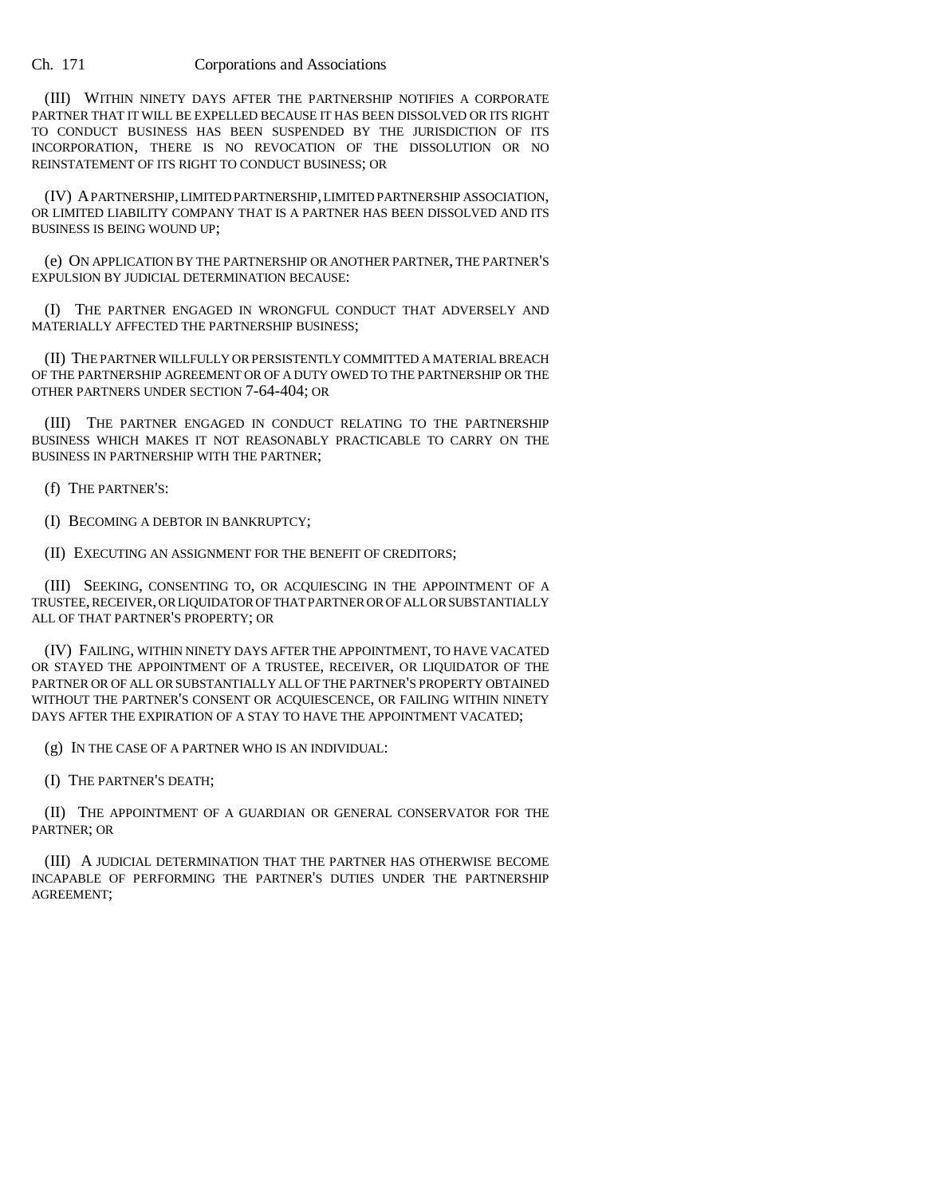(III) WITHIN NINETY DAYS AFTER THE PARTNERSHIP NOTIFIES A CORPORATE PARTNER THAT IT WILL BE EXPELLED BECAUSE IT HAS BEEN DISSOLVED OR ITS RIGHT TO CONDUCT BUSINESS HAS BEEN SUSPENDED BY THE JURISDICTION OF ITS INCORPORATION, THERE IS NO REVOCATION OF THE DISSOLUTION OR NO REINSTATEMENT OF ITS RIGHT TO CONDUCT BUSINESS; OR

(IV) A PARTNERSHIP, LIMITED PARTNERSHIP, LIMITED PARTNERSHIP ASSOCIATION, OR LIMITED LIABILITY COMPANY THAT IS A PARTNER HAS BEEN DISSOLVED AND ITS BUSINESS IS BEING WOUND UP;

(e) ON APPLICATION BY THE PARTNERSHIP OR ANOTHER PARTNER, THE PARTNER'S EXPULSION BY JUDICIAL DETERMINATION BECAUSE:

(I) THE PARTNER ENGAGED IN WRONGFUL CONDUCT THAT ADVERSELY AND MATERIALLY AFFECTED THE PARTNERSHIP BUSINESS;

(II) THE PARTNER WILLFULLY OR PERSISTENTLY COMMITTED A MATERIAL BREACH OF THE PARTNERSHIP AGREEMENT OR OF A DUTY OWED TO THE PARTNERSHIP OR THE OTHER PARTNERS UNDER SECTION 7-64-404; OR

(III) THE PARTNER ENGAGED IN CONDUCT RELATING TO THE PARTNERSHIP BUSINESS WHICH MAKES IT NOT REASONABLY PRACTICABLE TO CARRY ON THE BUSINESS IN PARTNERSHIP WITH THE PARTNER;

(f) THE PARTNER'S:

(I) BECOMING A DEBTOR IN BANKRUPTCY;

(II) EXECUTING AN ASSIGNMENT FOR THE BENEFIT OF CREDITORS;

(III) SEEKING, CONSENTING TO, OR ACQUIESCING IN THE APPOINTMENT OF A TRUSTEE, RECEIVER, OR LIQUIDATOR OF THAT PARTNER OR OF ALL OR SUBSTANTIALLY ALL OF THAT PARTNER'S PROPERTY; OR

(IV) FAILING, WITHIN NINETY DAYS AFTER THE APPOINTMENT, TO HAVE VACATED OR STAYED THE APPOINTMENT OF A TRUSTEE, RECEIVER, OR LIQUIDATOR OF THE PARTNER OR OF ALL OR SUBSTANTIALLY ALL OF THE PARTNER'S PROPERTY OBTAINED WITHOUT THE PARTNER'S CONSENT OR ACQUIESCENCE, OR FAILING WITHIN NINETY DAYS AFTER THE EXPIRATION OF A STAY TO HAVE THE APPOINTMENT VACATED;

(g) IN THE CASE OF A PARTNER WHO IS AN INDIVIDUAL:

(I) THE PARTNER'S DEATH;

(II) THE APPOINTMENT OF A GUARDIAN OR GENERAL CONSERVATOR FOR THE PARTNER; OR

(III) A JUDICIAL DETERMINATION THAT THE PARTNER HAS OTHERWISE BECOME INCAPABLE OF PERFORMING THE PARTNER'S DUTIES UNDER THE PARTNERSHIP AGREEMENT;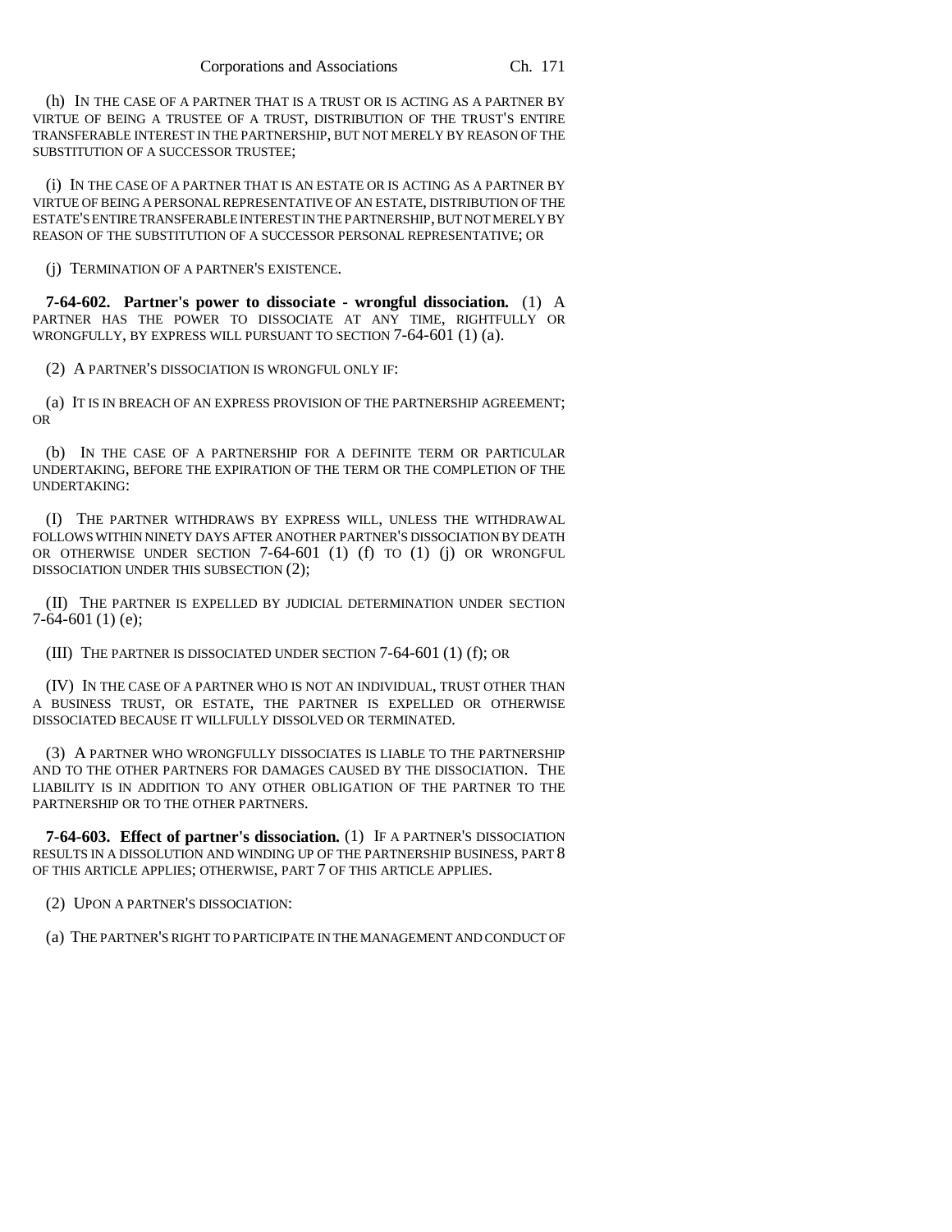(h) IN THE CASE OF A PARTNER THAT IS A TRUST OR IS ACTING AS A PARTNER BY VIRTUE OF BEING A TRUSTEE OF A TRUST, DISTRIBUTION OF THE TRUST'S ENTIRE TRANSFERABLE INTEREST IN THE PARTNERSHIP, BUT NOT MERELY BY REASON OF THE SUBSTITUTION OF A SUCCESSOR TRUSTEE;

(i) IN THE CASE OF A PARTNER THAT IS AN ESTATE OR IS ACTING AS A PARTNER BY VIRTUE OF BEING A PERSONAL REPRESENTATIVE OF AN ESTATE, DISTRIBUTION OF THE ESTATE'S ENTIRE TRANSFERABLE INTEREST IN THE PARTNERSHIP, BUT NOT MERELY BY REASON OF THE SUBSTITUTION OF A SUCCESSOR PERSONAL REPRESENTATIVE; OR

(j) TERMINATION OF A PARTNER'S EXISTENCE.

**7-64-602. Partner's power to dissociate - wrongful dissociation.** (1) A PARTNER HAS THE POWER TO DISSOCIATE AT ANY TIME, RIGHTFULLY OR WRONGFULLY, BY EXPRESS WILL PURSUANT TO SECTION 7-64-601 (1) (a).

(2) A PARTNER'S DISSOCIATION IS WRONGFUL ONLY IF:

(a) IT IS IN BREACH OF AN EXPRESS PROVISION OF THE PARTNERSHIP AGREEMENT; OR

(b) IN THE CASE OF A PARTNERSHIP FOR A DEFINITE TERM OR PARTICULAR UNDERTAKING, BEFORE THE EXPIRATION OF THE TERM OR THE COMPLETION OF THE UNDERTAKING:

(I) THE PARTNER WITHDRAWS BY EXPRESS WILL, UNLESS THE WITHDRAWAL FOLLOWS WITHIN NINETY DAYS AFTER ANOTHER PARTNER'S DISSOCIATION BY DEATH OR OTHERWISE UNDER SECTION 7-64-601 (1) (f) TO (1) (j) OR WRONGFUL DISSOCIATION UNDER THIS SUBSECTION (2);

(II) THE PARTNER IS EXPELLED BY JUDICIAL DETERMINATION UNDER SECTION 7-64-601 (1) (e);

(III) THE PARTNER IS DISSOCIATED UNDER SECTION 7-64-601 (1) (f); OR

(IV) IN THE CASE OF A PARTNER WHO IS NOT AN INDIVIDUAL, TRUST OTHER THAN A BUSINESS TRUST, OR ESTATE, THE PARTNER IS EXPELLED OR OTHERWISE DISSOCIATED BECAUSE IT WILLFULLY DISSOLVED OR TERMINATED.

(3) A PARTNER WHO WRONGFULLY DISSOCIATES IS LIABLE TO THE PARTNERSHIP AND TO THE OTHER PARTNERS FOR DAMAGES CAUSED BY THE DISSOCIATION. THE LIABILITY IS IN ADDITION TO ANY OTHER OBLIGATION OF THE PARTNER TO THE PARTNERSHIP OR TO THE OTHER PARTNERS.

**7-64-603. Effect of partner's dissociation.** (1) IF A PARTNER'S DISSOCIATION RESULTS IN A DISSOLUTION AND WINDING UP OF THE PARTNERSHIP BUSINESS, PART 8 OF THIS ARTICLE APPLIES; OTHERWISE, PART 7 OF THIS ARTICLE APPLIES.

(2) UPON A PARTNER'S DISSOCIATION:

(a) THE PARTNER'S RIGHT TO PARTICIPATE IN THE MANAGEMENT AND CONDUCT OF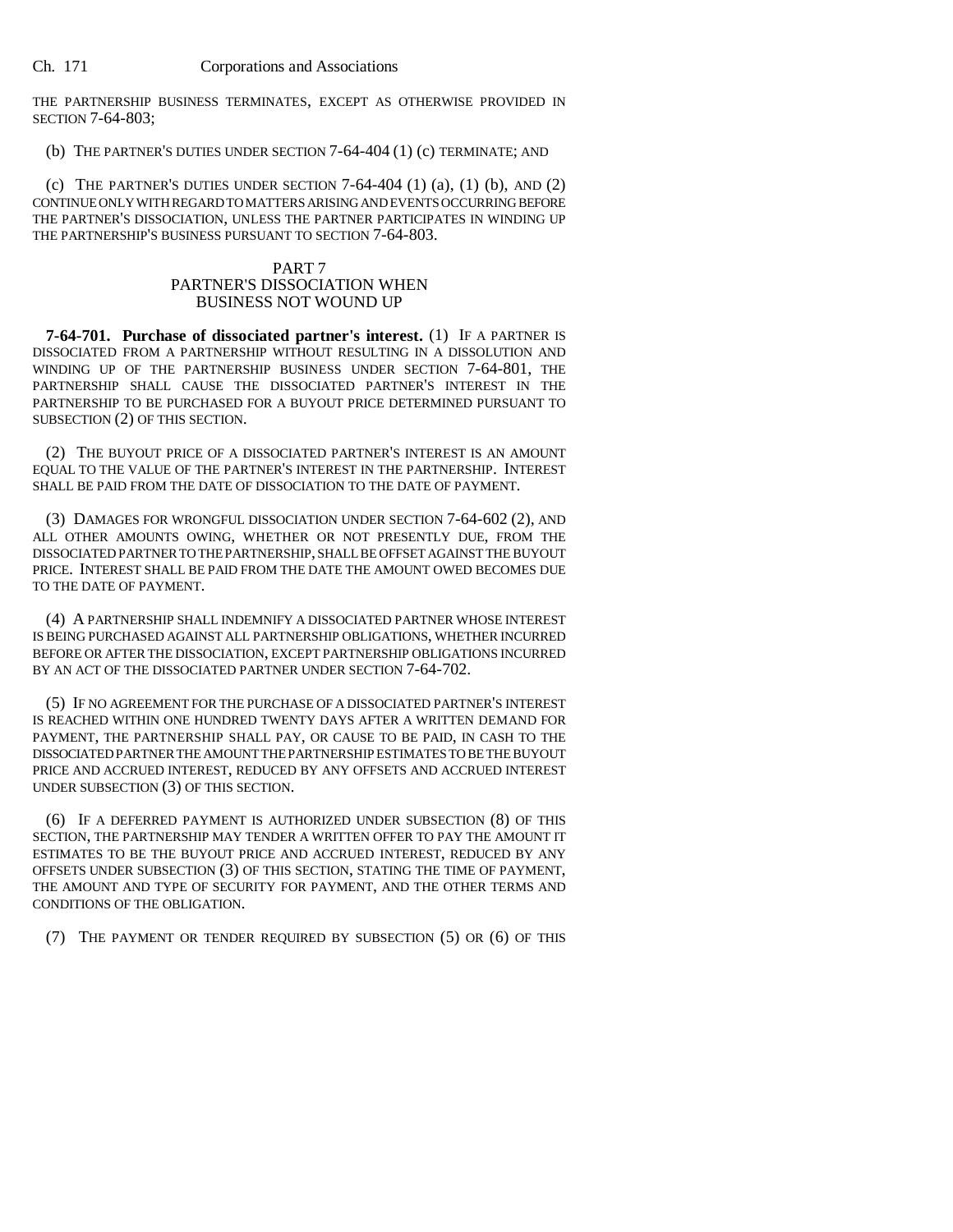THE PARTNERSHIP BUSINESS TERMINATES, EXCEPT AS OTHERWISE PROVIDED IN SECTION 7-64-803;

(b) THE PARTNER'S DUTIES UNDER SECTION 7-64-404 (1) (c) TERMINATE; AND

(c) THE PARTNER'S DUTIES UNDER SECTION 7-64-404 (1) (a), (1) (b), AND (2) CONTINUE ONLY WITH REGARD TO MATTERS ARISING AND EVENTS OCCURRING BEFORE THE PARTNER'S DISSOCIATION, UNLESS THE PARTNER PARTICIPATES IN WINDING UP THE PARTNERSHIP'S BUSINESS PURSUANT TO SECTION 7-64-803.

## PART 7
## PARTNER'S DISSOCIATION WHEN BUSINESS NOT WOUND UP

**7-64-701. Purchase of dissociated partner's interest.** (1) IF A PARTNER IS DISSOCIATED FROM A PARTNERSHIP WITHOUT RESULTING IN A DISSOLUTION AND WINDING UP OF THE PARTNERSHIP BUSINESS UNDER SECTION 7-64-801, THE PARTNERSHIP SHALL CAUSE THE DISSOCIATED PARTNER'S INTEREST IN THE PARTNERSHIP TO BE PURCHASED FOR A BUYOUT PRICE DETERMINED PURSUANT TO SUBSECTION (2) OF THIS SECTION.

(2) THE BUYOUT PRICE OF A DISSOCIATED PARTNER'S INTEREST IS AN AMOUNT EQUAL TO THE VALUE OF THE PARTNER'S INTEREST IN THE PARTNERSHIP. INTEREST SHALL BE PAID FROM THE DATE OF DISSOCIATION TO THE DATE OF PAYMENT.

(3) DAMAGES FOR WRONGFUL DISSOCIATION UNDER SECTION 7-64-602 (2), AND ALL OTHER AMOUNTS OWING, WHETHER OR NOT PRESENTLY DUE, FROM THE DISSOCIATED PARTNER TO THE PARTNERSHIP, SHALL BE OFFSET AGAINST THE BUYOUT PRICE. INTEREST SHALL BE PAID FROM THE DATE THE AMOUNT OWED BECOMES DUE TO THE DATE OF PAYMENT.

(4) A PARTNERSHIP SHALL INDEMNIFY A DISSOCIATED PARTNER WHOSE INTEREST IS BEING PURCHASED AGAINST ALL PARTNERSHIP OBLIGATIONS, WHETHER INCURRED BEFORE OR AFTER THE DISSOCIATION, EXCEPT PARTNERSHIP OBLIGATIONS INCURRED BY AN ACT OF THE DISSOCIATED PARTNER UNDER SECTION 7-64-702.

(5) IF NO AGREEMENT FOR THE PURCHASE OF A DISSOCIATED PARTNER'S INTEREST IS REACHED WITHIN ONE HUNDRED TWENTY DAYS AFTER A WRITTEN DEMAND FOR PAYMENT, THE PARTNERSHIP SHALL PAY, OR CAUSE TO BE PAID, IN CASH TO THE DISSOCIATED PARTNER THE AMOUNT THE PARTNERSHIP ESTIMATES TO BE THE BUYOUT PRICE AND ACCRUED INTEREST, REDUCED BY ANY OFFSETS AND ACCRUED INTEREST UNDER SUBSECTION (3) OF THIS SECTION.

(6) IF A DEFERRED PAYMENT IS AUTHORIZED UNDER SUBSECTION (8) OF THIS SECTION, THE PARTNERSHIP MAY TENDER A WRITTEN OFFER TO PAY THE AMOUNT IT ESTIMATES TO BE THE BUYOUT PRICE AND ACCRUED INTEREST, REDUCED BY ANY OFFSETS UNDER SUBSECTION (3) OF THIS SECTION, STATING THE TIME OF PAYMENT, THE AMOUNT AND TYPE OF SECURITY FOR PAYMENT, AND THE OTHER TERMS AND CONDITIONS OF THE OBLIGATION.

(7) THE PAYMENT OR TENDER REQUIRED BY SUBSECTION (5) OR (6) OF THIS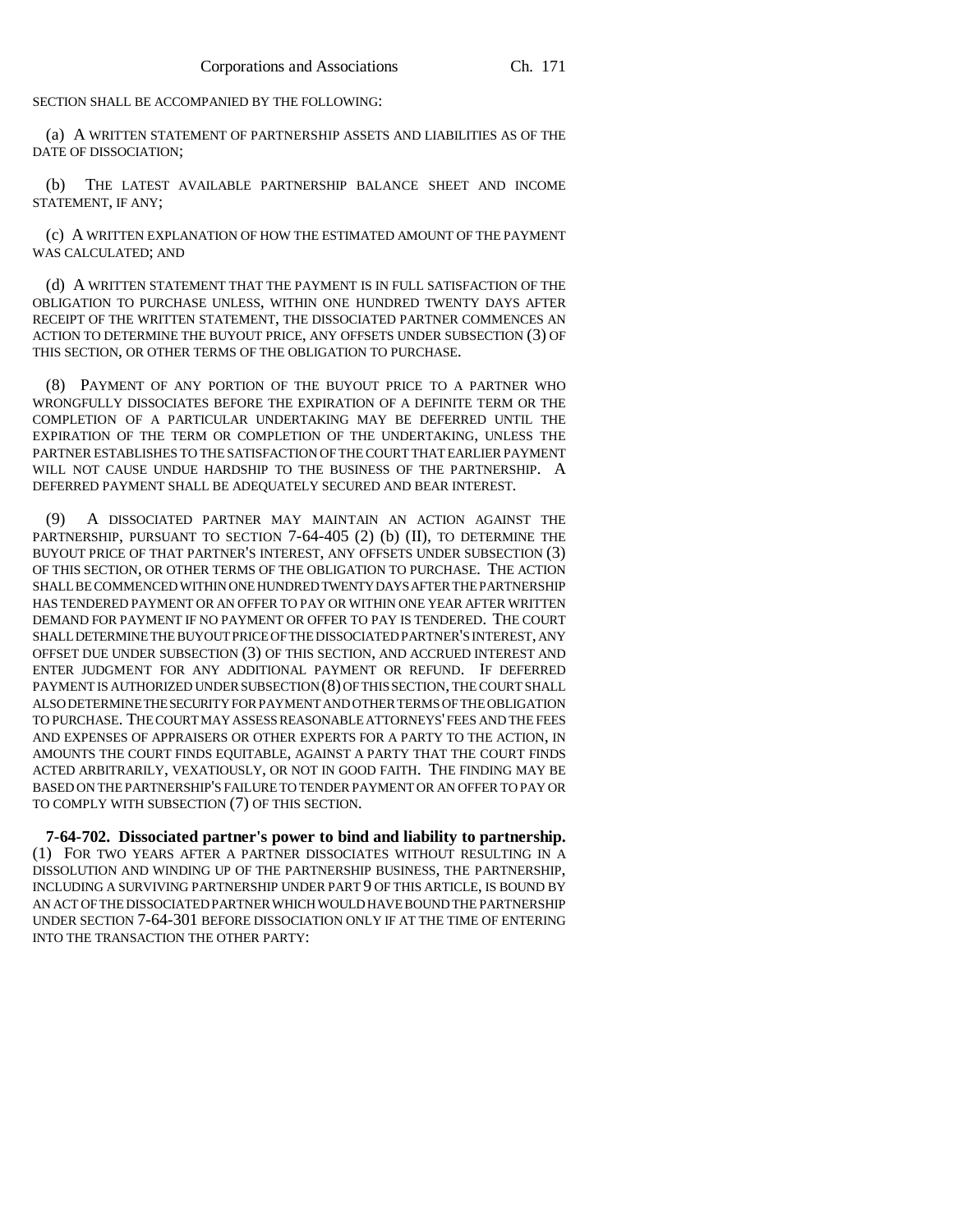SECTION SHALL BE ACCOMPANIED BY THE FOLLOWING:

(a) A WRITTEN STATEMENT OF PARTNERSHIP ASSETS AND LIABILITIES AS OF THE DATE OF DISSOCIATION;

(b) THE LATEST AVAILABLE PARTNERSHIP BALANCE SHEET AND INCOME STATEMENT, IF ANY;

(c) A WRITTEN EXPLANATION OF HOW THE ESTIMATED AMOUNT OF THE PAYMENT WAS CALCULATED; AND

(d) A WRITTEN STATEMENT THAT THE PAYMENT IS IN FULL SATISFACTION OF THE OBLIGATION TO PURCHASE UNLESS, WITHIN ONE HUNDRED TWENTY DAYS AFTER RECEIPT OF THE WRITTEN STATEMENT, THE DISSOCIATED PARTNER COMMENCES AN ACTION TO DETERMINE THE BUYOUT PRICE, ANY OFFSETS UNDER SUBSECTION (3) OF THIS SECTION, OR OTHER TERMS OF THE OBLIGATION TO PURCHASE.

(8) PAYMENT OF ANY PORTION OF THE BUYOUT PRICE TO A PARTNER WHO WRONGFULLY DISSOCIATES BEFORE THE EXPIRATION OF A DEFINITE TERM OR THE COMPLETION OF A PARTICULAR UNDERTAKING MAY BE DEFERRED UNTIL THE EXPIRATION OF THE TERM OR COMPLETION OF THE UNDERTAKING, UNLESS THE PARTNER ESTABLISHES TO THE SATISFACTION OF THE COURT THAT EARLIER PAYMENT WILL NOT CAUSE UNDUE HARDSHIP TO THE BUSINESS OF THE PARTNERSHIP. A DEFERRED PAYMENT SHALL BE ADEQUATELY SECURED AND BEAR INTEREST.

(9) A DISSOCIATED PARTNER MAY MAINTAIN AN ACTION AGAINST THE PARTNERSHIP, PURSUANT TO SECTION 7-64-405 (2) (b) (II), TO DETERMINE THE BUYOUT PRICE OF THAT PARTNER'S INTEREST, ANY OFFSETS UNDER SUBSECTION (3) OF THIS SECTION, OR OTHER TERMS OF THE OBLIGATION TO PURCHASE. THE ACTION SHALL BE COMMENCED WITHIN ONE HUNDRED TWENTY DAYS AFTER THE PARTNERSHIP HAS TENDERED PAYMENT OR AN OFFER TO PAY OR WITHIN ONE YEAR AFTER WRITTEN DEMAND FOR PAYMENT IF NO PAYMENT OR OFFER TO PAY IS TENDERED. THE COURT SHALL DETERMINE THE BUYOUT PRICE OF THE DISSOCIATED PARTNER'S INTEREST, ANY OFFSET DUE UNDER SUBSECTION (3) OF THIS SECTION, AND ACCRUED INTEREST AND ENTER JUDGMENT FOR ANY ADDITIONAL PAYMENT OR REFUND. IF DEFERRED PAYMENT IS AUTHORIZED UNDER SUBSECTION (8) OF THIS SECTION, THE COURT SHALL ALSO DETERMINE THE SECURITY FOR PAYMENT AND OTHER TERMS OF THE OBLIGATION TO PURCHASE. THE COURT MAY ASSESS REASONABLE ATTORNEYS' FEES AND THE FEES AND EXPENSES OF APPRAISERS OR OTHER EXPERTS FOR A PARTY TO THE ACTION, IN AMOUNTS THE COURT FINDS EQUITABLE, AGAINST A PARTY THAT THE COURT FINDS ACTED ARBITRARILY, VEXATIOUSLY, OR NOT IN GOOD FAITH. THE FINDING MAY BE BASED ON THE PARTNERSHIP'S FAILURE TO TENDER PAYMENT OR AN OFFER TO PAY OR TO COMPLY WITH SUBSECTION (7) OF THIS SECTION.

**7-64-702. Dissociated partner's power to bind and liability to partnership.** (1) FOR TWO YEARS AFTER A PARTNER DISSOCIATES WITHOUT RESULTING IN A DISSOLUTION AND WINDING UP OF THE PARTNERSHIP BUSINESS, THE PARTNERSHIP, INCLUDING A SURVIVING PARTNERSHIP UNDER PART 9 OF THIS ARTICLE, IS BOUND BY AN ACT OF THE DISSOCIATED PARTNER WHICH WOULD HAVE BOUND THE PARTNERSHIP UNDER SECTION 7-64-301 BEFORE DISSOCIATION ONLY IF AT THE TIME OF ENTERING INTO THE TRANSACTION THE OTHER PARTY: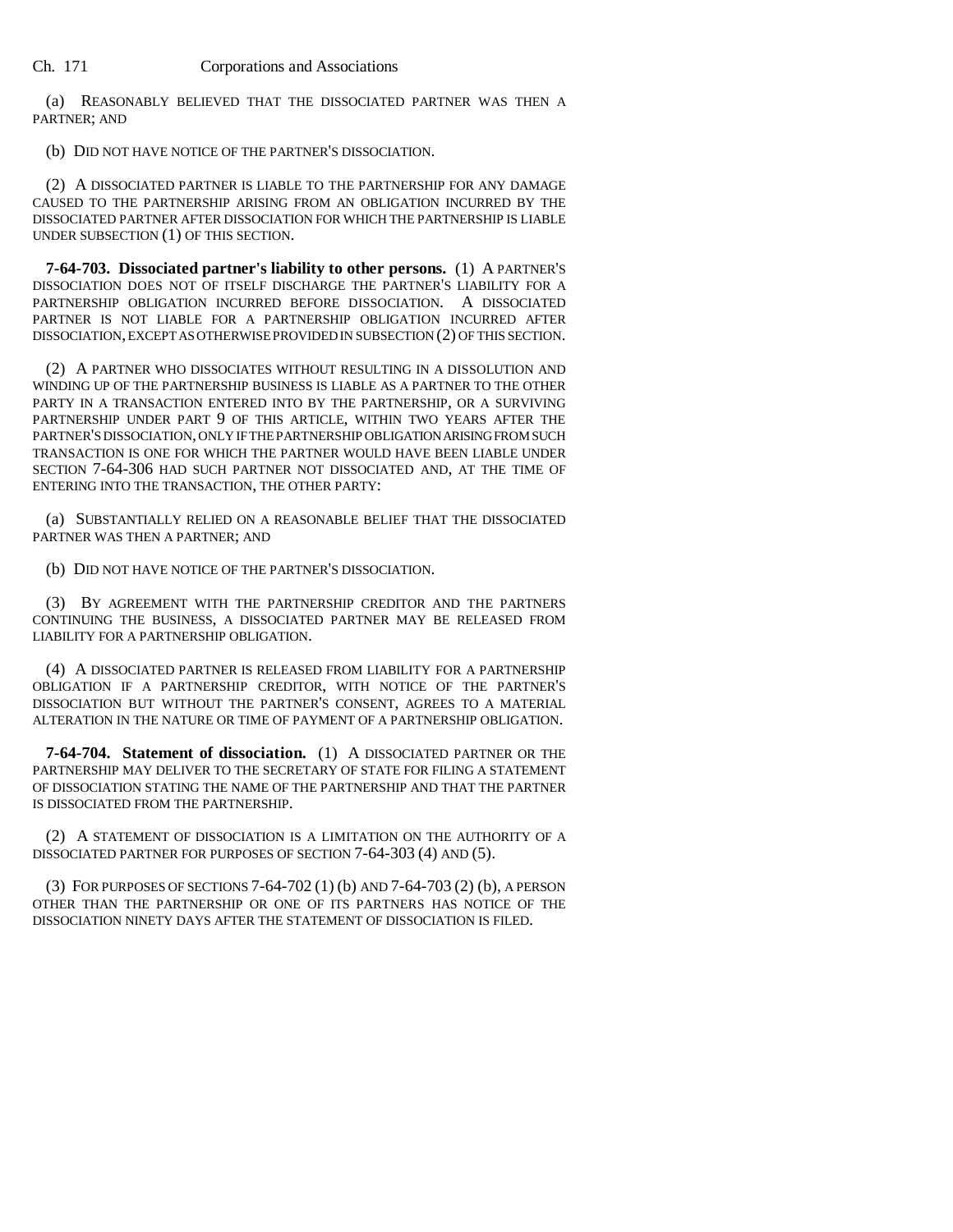(a) REASONABLY BELIEVED THAT THE DISSOCIATED PARTNER WAS THEN A PARTNER; AND

(b) DID NOT HAVE NOTICE OF THE PARTNER'S DISSOCIATION.

(2) A DISSOCIATED PARTNER IS LIABLE TO THE PARTNERSHIP FOR ANY DAMAGE CAUSED TO THE PARTNERSHIP ARISING FROM AN OBLIGATION INCURRED BY THE DISSOCIATED PARTNER AFTER DISSOCIATION FOR WHICH THE PARTNERSHIP IS LIABLE UNDER SUBSECTION (1) OF THIS SECTION.

**7-64-703. Dissociated partner's liability to other persons.** (1) A PARTNER'S DISSOCIATION DOES NOT OF ITSELF DISCHARGE THE PARTNER'S LIABILITY FOR A PARTNERSHIP OBLIGATION INCURRED BEFORE DISSOCIATION. A DISSOCIATED PARTNER IS NOT LIABLE FOR A PARTNERSHIP OBLIGATION INCURRED AFTER DISSOCIATION, EXCEPT AS OTHERWISE PROVIDED IN SUBSECTION (2) OF THIS SECTION.

(2) A PARTNER WHO DISSOCIATES WITHOUT RESULTING IN A DISSOLUTION AND WINDING UP OF THE PARTNERSHIP BUSINESS IS LIABLE AS A PARTNER TO THE OTHER PARTY IN A TRANSACTION ENTERED INTO BY THE PARTNERSHIP, OR A SURVIVING PARTNERSHIP UNDER PART 9 OF THIS ARTICLE, WITHIN TWO YEARS AFTER THE PARTNER'S DISSOCIATION, ONLY IF THE PARTNERSHIP OBLIGATION ARISING FROM SUCH TRANSACTION IS ONE FOR WHICH THE PARTNER WOULD HAVE BEEN LIABLE UNDER SECTION 7-64-306 HAD SUCH PARTNER NOT DISSOCIATED AND, AT THE TIME OF ENTERING INTO THE TRANSACTION, THE OTHER PARTY:

(a) SUBSTANTIALLY RELIED ON A REASONABLE BELIEF THAT THE DISSOCIATED PARTNER WAS THEN A PARTNER; AND

(b) DID NOT HAVE NOTICE OF THE PARTNER'S DISSOCIATION.

(3) BY AGREEMENT WITH THE PARTNERSHIP CREDITOR AND THE PARTNERS CONTINUING THE BUSINESS, A DISSOCIATED PARTNER MAY BE RELEASED FROM LIABILITY FOR A PARTNERSHIP OBLIGATION.

(4) A DISSOCIATED PARTNER IS RELEASED FROM LIABILITY FOR A PARTNERSHIP OBLIGATION IF A PARTNERSHIP CREDITOR, WITH NOTICE OF THE PARTNER'S DISSOCIATION BUT WITHOUT THE PARTNER'S CONSENT, AGREES TO A MATERIAL ALTERATION IN THE NATURE OR TIME OF PAYMENT OF A PARTNERSHIP OBLIGATION.

**7-64-704. Statement of dissociation.** (1) A DISSOCIATED PARTNER OR THE PARTNERSHIP MAY DELIVER TO THE SECRETARY OF STATE FOR FILING A STATEMENT OF DISSOCIATION STATING THE NAME OF THE PARTNERSHIP AND THAT THE PARTNER IS DISSOCIATED FROM THE PARTNERSHIP.

(2) A STATEMENT OF DISSOCIATION IS A LIMITATION ON THE AUTHORITY OF A DISSOCIATED PARTNER FOR PURPOSES OF SECTION 7-64-303 (4) AND (5).

(3) FOR PURPOSES OF SECTIONS 7-64-702 (1) (b) AND 7-64-703 (2) (b), A PERSON OTHER THAN THE PARTNERSHIP OR ONE OF ITS PARTNERS HAS NOTICE OF THE DISSOCIATION NINETY DAYS AFTER THE STATEMENT OF DISSOCIATION IS FILED.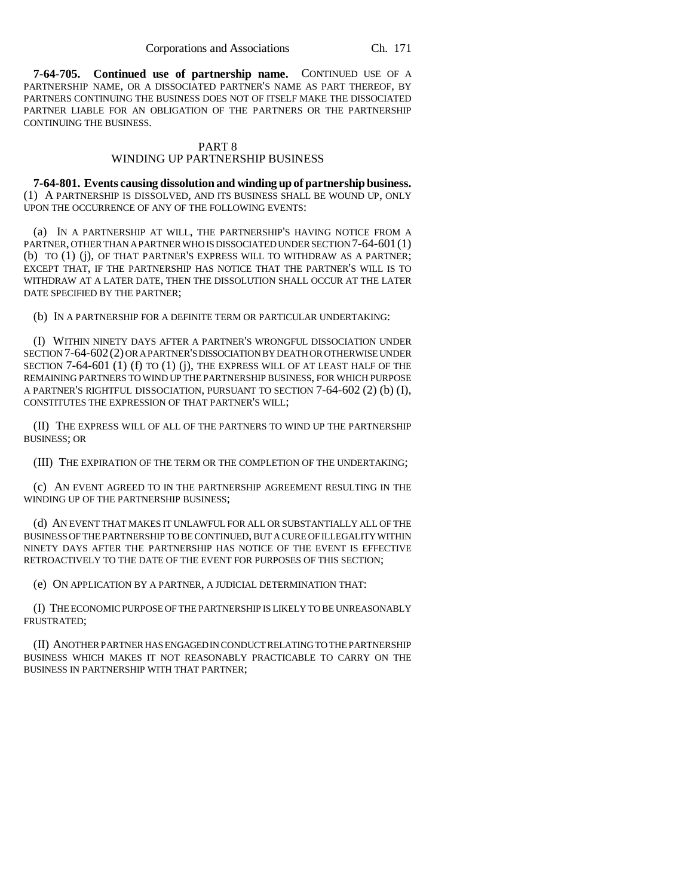**7-64-705. Continued use of partnership name.** CONTINUED USE OF A PARTNERSHIP NAME, OR A DISSOCIATED PARTNER'S NAME AS PART THEREOF, BY PARTNERS CONTINUING THE BUSINESS DOES NOT OF ITSELF MAKE THE DISSOCIATED PARTNER LIABLE FOR AN OBLIGATION OF THE PARTNERS OR THE PARTNERSHIP CONTINUING THE BUSINESS.

## PART 8
## WINDING UP PARTNERSHIP BUSINESS

**7-64-801. Events causing dissolution and winding up of partnership business.** (1) A PARTNERSHIP IS DISSOLVED, AND ITS BUSINESS SHALL BE WOUND UP, ONLY UPON THE OCCURRENCE OF ANY OF THE FOLLOWING EVENTS:

(a) IN A PARTNERSHIP AT WILL, THE PARTNERSHIP'S HAVING NOTICE FROM A PARTNER, OTHER THAN A PARTNER WHO IS DISSOCIATED UNDER SECTION 7-64-601 (1) (b) TO (1) (j), OF THAT PARTNER'S EXPRESS WILL TO WITHDRAW AS A PARTNER; EXCEPT THAT, IF THE PARTNERSHIP HAS NOTICE THAT THE PARTNER'S WILL IS TO WITHDRAW AT A LATER DATE, THEN THE DISSOLUTION SHALL OCCUR AT THE LATER DATE SPECIFIED BY THE PARTNER;

(b) IN A PARTNERSHIP FOR A DEFINITE TERM OR PARTICULAR UNDERTAKING:

(I) WITHIN NINETY DAYS AFTER A PARTNER'S WRONGFUL DISSOCIATION UNDER SECTION 7-64-602 (2) OR A PARTNER'S DISSOCIATION BY DEATH OR OTHERWISE UNDER SECTION 7-64-601 (1) (f) TO (1) (j), THE EXPRESS WILL OF AT LEAST HALF OF THE REMAINING PARTNERS TO WIND UP THE PARTNERSHIP BUSINESS, FOR WHICH PURPOSE A PARTNER'S RIGHTFUL DISSOCIATION, PURSUANT TO SECTION 7-64-602 (2) (b) (I), CONSTITUTES THE EXPRESSION OF THAT PARTNER'S WILL;

(II) THE EXPRESS WILL OF ALL OF THE PARTNERS TO WIND UP THE PARTNERSHIP BUSINESS; OR

(III) THE EXPIRATION OF THE TERM OR THE COMPLETION OF THE UNDERTAKING;

(c) AN EVENT AGREED TO IN THE PARTNERSHIP AGREEMENT RESULTING IN THE WINDING UP OF THE PARTNERSHIP BUSINESS;

(d) AN EVENT THAT MAKES IT UNLAWFUL FOR ALL OR SUBSTANTIALLY ALL OF THE BUSINESS OF THE PARTNERSHIP TO BE CONTINUED, BUT A CURE OF ILLEGALITY WITHIN NINETY DAYS AFTER THE PARTNERSHIP HAS NOTICE OF THE EVENT IS EFFECTIVE RETROACTIVELY TO THE DATE OF THE EVENT FOR PURPOSES OF THIS SECTION;

(e) ON APPLICATION BY A PARTNER, A JUDICIAL DETERMINATION THAT:

(I) THE ECONOMIC PURPOSE OF THE PARTNERSHIP IS LIKELY TO BE UNREASONABLY FRUSTRATED;

(II) ANOTHER PARTNER HAS ENGAGED IN CONDUCT RELATING TO THE PARTNERSHIP BUSINESS WHICH MAKES IT NOT REASONABLY PRACTICABLE TO CARRY ON THE BUSINESS IN PARTNERSHIP WITH THAT PARTNER;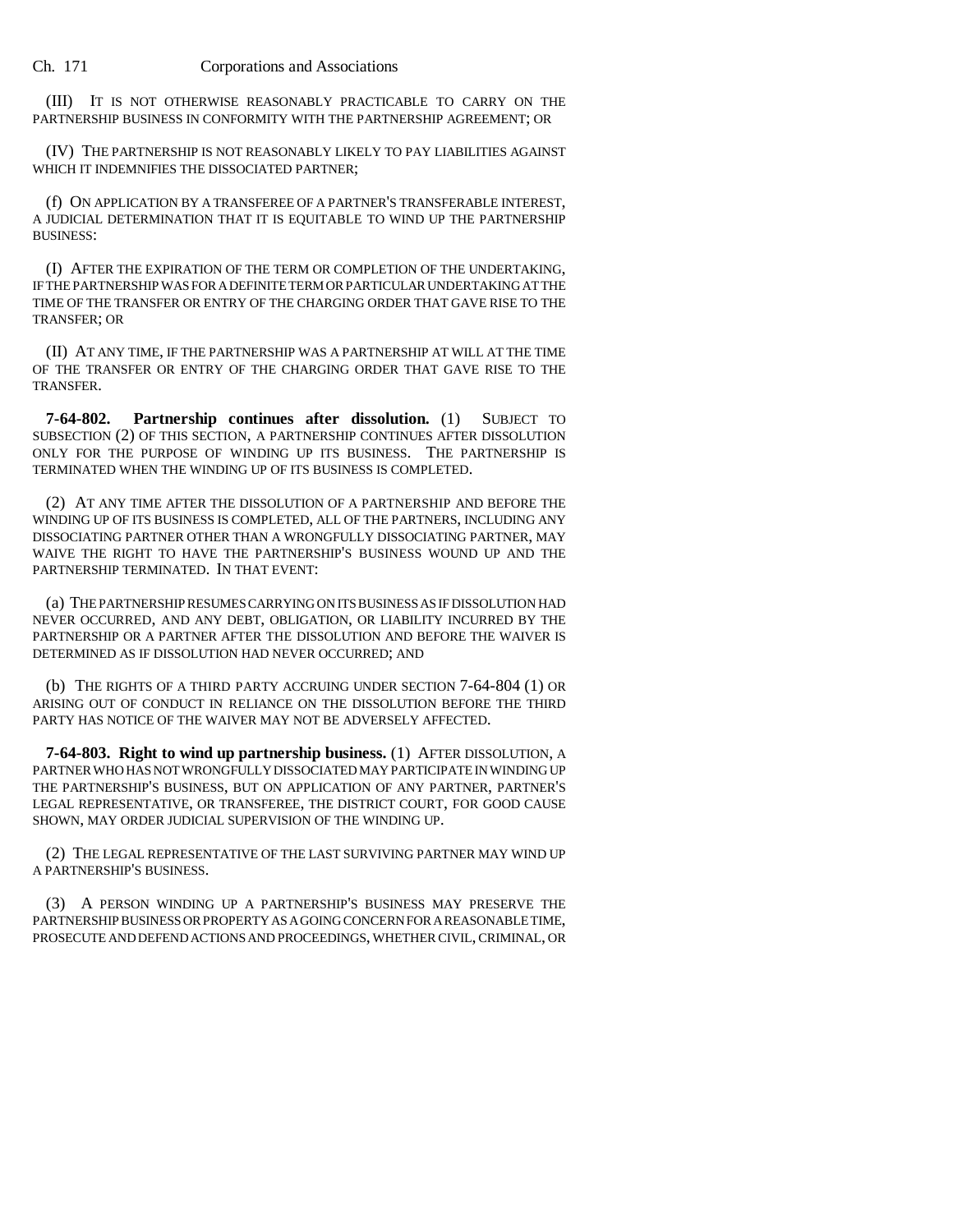(III) IT IS NOT OTHERWISE REASONABLY PRACTICABLE TO CARRY ON THE PARTNERSHIP BUSINESS IN CONFORMITY WITH THE PARTNERSHIP AGREEMENT; OR

(IV) THE PARTNERSHIP IS NOT REASONABLY LIKELY TO PAY LIABILITIES AGAINST WHICH IT INDEMNIFIES THE DISSOCIATED PARTNER;

(f) ON APPLICATION BY A TRANSFEREE OF A PARTNER'S TRANSFERABLE INTEREST, A JUDICIAL DETERMINATION THAT IT IS EQUITABLE TO WIND UP THE PARTNERSHIP BUSINESS:

(I) AFTER THE EXPIRATION OF THE TERM OR COMPLETION OF THE UNDERTAKING, IF THE PARTNERSHIP WAS FOR A DEFINITE TERM OR PARTICULAR UNDERTAKING AT THE TIME OF THE TRANSFER OR ENTRY OF THE CHARGING ORDER THAT GAVE RISE TO THE TRANSFER; OR

(II) AT ANY TIME, IF THE PARTNERSHIP WAS A PARTNERSHIP AT WILL AT THE TIME OF THE TRANSFER OR ENTRY OF THE CHARGING ORDER THAT GAVE RISE TO THE TRANSFER.

**7-64-802. Partnership continues after dissolution.** (1) SUBJECT TO SUBSECTION (2) OF THIS SECTION, A PARTNERSHIP CONTINUES AFTER DISSOLUTION ONLY FOR THE PURPOSE OF WINDING UP ITS BUSINESS. THE PARTNERSHIP IS TERMINATED WHEN THE WINDING UP OF ITS BUSINESS IS COMPLETED.

(2) AT ANY TIME AFTER THE DISSOLUTION OF A PARTNERSHIP AND BEFORE THE WINDING UP OF ITS BUSINESS IS COMPLETED, ALL OF THE PARTNERS, INCLUDING ANY DISSOCIATING PARTNER OTHER THAN A WRONGFULLY DISSOCIATING PARTNER, MAY WAIVE THE RIGHT TO HAVE THE PARTNERSHIP'S BUSINESS WOUND UP AND THE PARTNERSHIP TERMINATED. IN THAT EVENT:

(a) THE PARTNERSHIP RESUMES CARRYING ON ITS BUSINESS AS IF DISSOLUTION HAD NEVER OCCURRED, AND ANY DEBT, OBLIGATION, OR LIABILITY INCURRED BY THE PARTNERSHIP OR A PARTNER AFTER THE DISSOLUTION AND BEFORE THE WAIVER IS DETERMINED AS IF DISSOLUTION HAD NEVER OCCURRED; AND

(b) THE RIGHTS OF A THIRD PARTY ACCRUING UNDER SECTION 7-64-804 (1) OR ARISING OUT OF CONDUCT IN RELIANCE ON THE DISSOLUTION BEFORE THE THIRD PARTY HAS NOTICE OF THE WAIVER MAY NOT BE ADVERSELY AFFECTED.

**7-64-803. Right to wind up partnership business.** (1) AFTER DISSOLUTION, A PARTNER WHO HAS NOT WRONGFULLY DISSOCIATED MAY PARTICIPATE IN WINDING UP THE PARTNERSHIP'S BUSINESS, BUT ON APPLICATION OF ANY PARTNER, PARTNER'S LEGAL REPRESENTATIVE, OR TRANSFEREE, THE DISTRICT COURT, FOR GOOD CAUSE SHOWN, MAY ORDER JUDICIAL SUPERVISION OF THE WINDING UP.

(2) THE LEGAL REPRESENTATIVE OF THE LAST SURVIVING PARTNER MAY WIND UP A PARTNERSHIP'S BUSINESS.

(3) A PERSON WINDING UP A PARTNERSHIP'S BUSINESS MAY PRESERVE THE PARTNERSHIP BUSINESS OR PROPERTY AS A GOING CONCERN FOR A REASONABLE TIME, PROSECUTE AND DEFEND ACTIONS AND PROCEEDINGS, WHETHER CIVIL, CRIMINAL, OR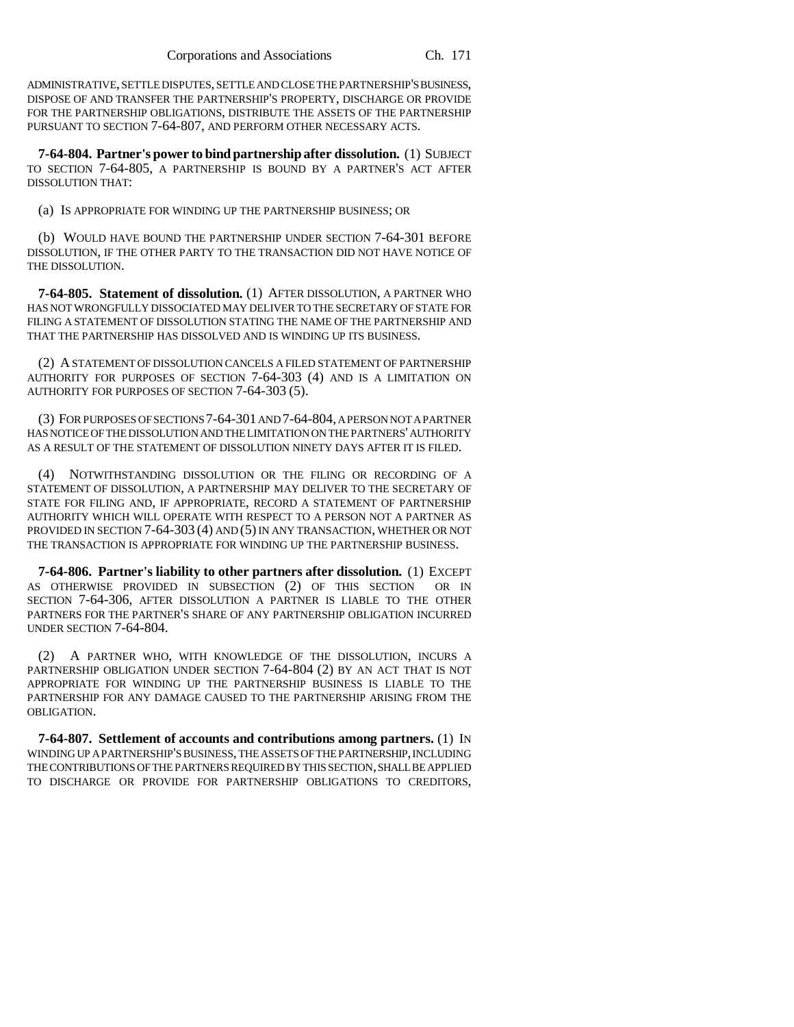ADMINISTRATIVE, SETTLE DISPUTES, SETTLE AND CLOSE THE PARTNERSHIP'S BUSINESS, DISPOSE OF AND TRANSFER THE PARTNERSHIP'S PROPERTY, DISCHARGE OR PROVIDE FOR THE PARTNERSHIP OBLIGATIONS, DISTRIBUTE THE ASSETS OF THE PARTNERSHIP PURSUANT TO SECTION 7-64-807, AND PERFORM OTHER NECESSARY ACTS.

**7-64-804. Partner's power to bind partnership after dissolution.** (1) SUBJECT TO SECTION 7-64-805, A PARTNERSHIP IS BOUND BY A PARTNER'S ACT AFTER DISSOLUTION THAT:

(a) IS APPROPRIATE FOR WINDING UP THE PARTNERSHIP BUSINESS; OR

(b) WOULD HAVE BOUND THE PARTNERSHIP UNDER SECTION 7-64-301 BEFORE DISSOLUTION, IF THE OTHER PARTY TO THE TRANSACTION DID NOT HAVE NOTICE OF THE DISSOLUTION.

**7-64-805. Statement of dissolution.** (1) AFTER DISSOLUTION, A PARTNER WHO HAS NOT WRONGFULLY DISSOCIATED MAY DELIVER TO THE SECRETARY OF STATE FOR FILING A STATEMENT OF DISSOLUTION STATING THE NAME OF THE PARTNERSHIP AND THAT THE PARTNERSHIP HAS DISSOLVED AND IS WINDING UP ITS BUSINESS.

(2) A STATEMENT OF DISSOLUTION CANCELS A FILED STATEMENT OF PARTNERSHIP AUTHORITY FOR PURPOSES OF SECTION 7-64-303 (4) AND IS A LIMITATION ON AUTHORITY FOR PURPOSES OF SECTION 7-64-303 (5).

(3) FOR PURPOSES OF SECTIONS 7-64-301 AND 7-64-804, A PERSON NOT A PARTNER HAS NOTICE OF THE DISSOLUTION AND THE LIMITATION ON THE PARTNERS' AUTHORITY AS A RESULT OF THE STATEMENT OF DISSOLUTION NINETY DAYS AFTER IT IS FILED.

(4) NOTWITHSTANDING DISSOLUTION OR THE FILING OR RECORDING OF A STATEMENT OF DISSOLUTION, A PARTNERSHIP MAY DELIVER TO THE SECRETARY OF STATE FOR FILING AND, IF APPROPRIATE, RECORD A STATEMENT OF PARTNERSHIP AUTHORITY WHICH WILL OPERATE WITH RESPECT TO A PERSON NOT A PARTNER AS PROVIDED IN SECTION 7-64-303 (4) AND (5) IN ANY TRANSACTION, WHETHER OR NOT THE TRANSACTION IS APPROPRIATE FOR WINDING UP THE PARTNERSHIP BUSINESS.

**7-64-806. Partner's liability to other partners after dissolution.** (1) EXCEPT AS OTHERWISE PROVIDED IN SUBSECTION (2) OF THIS SECTION OR IN SECTION 7-64-306, AFTER DISSOLUTION A PARTNER IS LIABLE TO THE OTHER PARTNERS FOR THE PARTNER'S SHARE OF ANY PARTNERSHIP OBLIGATION INCURRED UNDER SECTION 7-64-804.

(2) A PARTNER WHO, WITH KNOWLEDGE OF THE DISSOLUTION, INCURS A PARTNERSHIP OBLIGATION UNDER SECTION 7-64-804 (2) BY AN ACT THAT IS NOT APPROPRIATE FOR WINDING UP THE PARTNERSHIP BUSINESS IS LIABLE TO THE PARTNERSHIP FOR ANY DAMAGE CAUSED TO THE PARTNERSHIP ARISING FROM THE OBLIGATION.

**7-64-807. Settlement of accounts and contributions among partners.** (1) IN WINDING UP A PARTNERSHIP'S BUSINESS, THE ASSETS OF THE PARTNERSHIP, INCLUDING THE CONTRIBUTIONS OF THE PARTNERS REQUIRED BY THIS SECTION, SHALL BE APPLIED TO DISCHARGE OR PROVIDE FOR PARTNERSHIP OBLIGATIONS TO CREDITORS,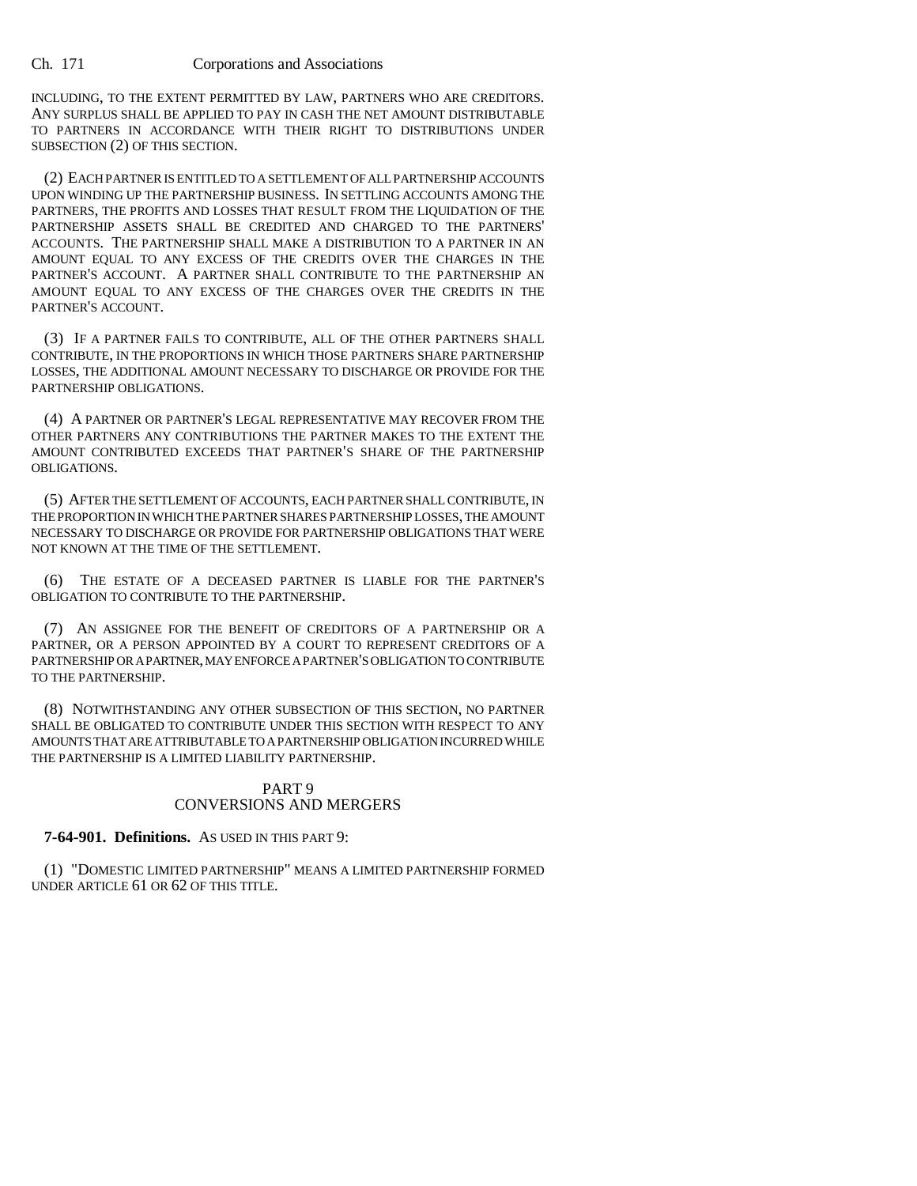INCLUDING, TO THE EXTENT PERMITTED BY LAW, PARTNERS WHO ARE CREDITORS. ANY SURPLUS SHALL BE APPLIED TO PAY IN CASH THE NET AMOUNT DISTRIBUTABLE TO PARTNERS IN ACCORDANCE WITH THEIR RIGHT TO DISTRIBUTIONS UNDER SUBSECTION (2) OF THIS SECTION.

(2) EACH PARTNER IS ENTITLED TO A SETTLEMENT OF ALL PARTNERSHIP ACCOUNTS UPON WINDING UP THE PARTNERSHIP BUSINESS. IN SETTLING ACCOUNTS AMONG THE PARTNERS, THE PROFITS AND LOSSES THAT RESULT FROM THE LIQUIDATION OF THE PARTNERSHIP ASSETS SHALL BE CREDITED AND CHARGED TO THE PARTNERS' ACCOUNTS. THE PARTNERSHIP SHALL MAKE A DISTRIBUTION TO A PARTNER IN AN AMOUNT EQUAL TO ANY EXCESS OF THE CREDITS OVER THE CHARGES IN THE PARTNER'S ACCOUNT. A PARTNER SHALL CONTRIBUTE TO THE PARTNERSHIP AN AMOUNT EQUAL TO ANY EXCESS OF THE CHARGES OVER THE CREDITS IN THE PARTNER'S ACCOUNT.

(3) IF A PARTNER FAILS TO CONTRIBUTE, ALL OF THE OTHER PARTNERS SHALL CONTRIBUTE, IN THE PROPORTIONS IN WHICH THOSE PARTNERS SHARE PARTNERSHIP LOSSES, THE ADDITIONAL AMOUNT NECESSARY TO DISCHARGE OR PROVIDE FOR THE PARTNERSHIP OBLIGATIONS.

(4) A PARTNER OR PARTNER'S LEGAL REPRESENTATIVE MAY RECOVER FROM THE OTHER PARTNERS ANY CONTRIBUTIONS THE PARTNER MAKES TO THE EXTENT THE AMOUNT CONTRIBUTED EXCEEDS THAT PARTNER'S SHARE OF THE PARTNERSHIP OBLIGATIONS.

(5) AFTER THE SETTLEMENT OF ACCOUNTS, EACH PARTNER SHALL CONTRIBUTE, IN THE PROPORTION IN WHICH THE PARTNER SHARES PARTNERSHIP LOSSES, THE AMOUNT NECESSARY TO DISCHARGE OR PROVIDE FOR PARTNERSHIP OBLIGATIONS THAT WERE NOT KNOWN AT THE TIME OF THE SETTLEMENT.

(6) THE ESTATE OF A DECEASED PARTNER IS LIABLE FOR THE PARTNER'S OBLIGATION TO CONTRIBUTE TO THE PARTNERSHIP.

(7) AN ASSIGNEE FOR THE BENEFIT OF CREDITORS OF A PARTNERSHIP OR A PARTNER, OR A PERSON APPOINTED BY A COURT TO REPRESENT CREDITORS OF A PARTNERSHIP OR A PARTNER, MAY ENFORCE A PARTNER'S OBLIGATION TO CONTRIBUTE TO THE PARTNERSHIP.

(8) NOTWITHSTANDING ANY OTHER SUBSECTION OF THIS SECTION, NO PARTNER SHALL BE OBLIGATED TO CONTRIBUTE UNDER THIS SECTION WITH RESPECT TO ANY AMOUNTS THAT ARE ATTRIBUTABLE TO A PARTNERSHIP OBLIGATION INCURRED WHILE THE PARTNERSHIP IS A LIMITED LIABILITY PARTNERSHIP.

## PART 9
## CONVERSIONS AND MERGERS

**7-64-901. Definitions.** AS USED IN THIS PART 9:

(1) "DOMESTIC LIMITED PARTNERSHIP" MEANS A LIMITED PARTNERSHIP FORMED UNDER ARTICLE 61 OR 62 OF THIS TITLE.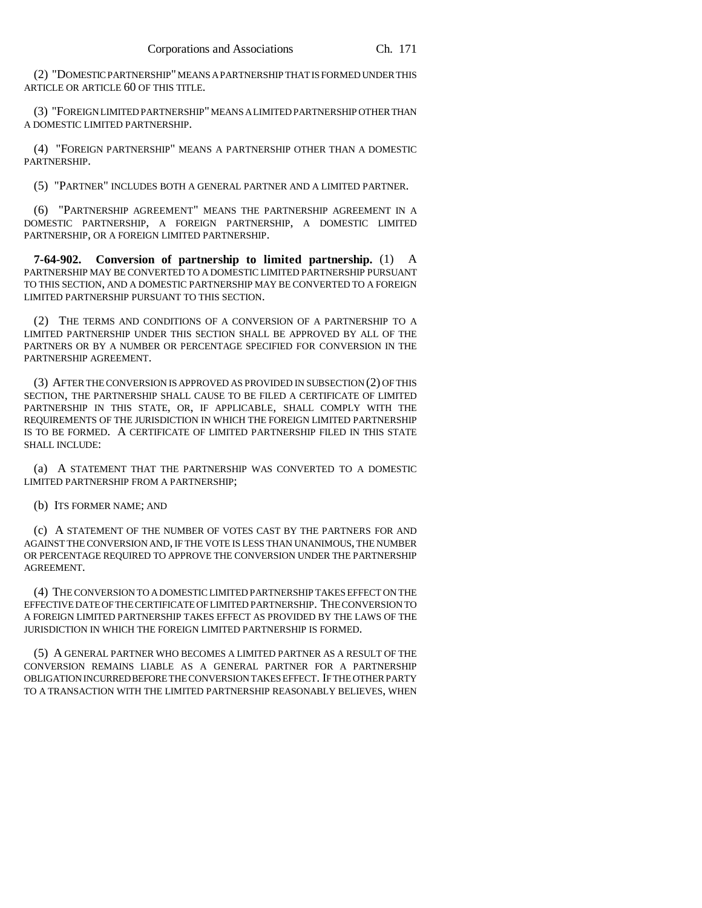(2) "DOMESTIC PARTNERSHIP" MEANS A PARTNERSHIP THAT IS FORMED UNDER THIS ARTICLE OR ARTICLE 60 OF THIS TITLE.

(3) "FOREIGN LIMITED PARTNERSHIP" MEANS A LIMITED PARTNERSHIP OTHER THAN A DOMESTIC LIMITED PARTNERSHIP.

(4) "FOREIGN PARTNERSHIP" MEANS A PARTNERSHIP OTHER THAN A DOMESTIC PARTNERSHIP.

(5) "PARTNER" INCLUDES BOTH A GENERAL PARTNER AND A LIMITED PARTNER.

(6) "PARTNERSHIP AGREEMENT" MEANS THE PARTNERSHIP AGREEMENT IN A DOMESTIC PARTNERSHIP, A FOREIGN PARTNERSHIP, A DOMESTIC LIMITED PARTNERSHIP, OR A FOREIGN LIMITED PARTNERSHIP.

**7-64-902. Conversion of partnership to limited partnership.** (1) A PARTNERSHIP MAY BE CONVERTED TO A DOMESTIC LIMITED PARTNERSHIP PURSUANT TO THIS SECTION, AND A DOMESTIC PARTNERSHIP MAY BE CONVERTED TO A FOREIGN LIMITED PARTNERSHIP PURSUANT TO THIS SECTION.

(2) THE TERMS AND CONDITIONS OF A CONVERSION OF A PARTNERSHIP TO A LIMITED PARTNERSHIP UNDER THIS SECTION SHALL BE APPROVED BY ALL OF THE PARTNERS OR BY A NUMBER OR PERCENTAGE SPECIFIED FOR CONVERSION IN THE PARTNERSHIP AGREEMENT.

(3) AFTER THE CONVERSION IS APPROVED AS PROVIDED IN SUBSECTION (2) OF THIS SECTION, THE PARTNERSHIP SHALL CAUSE TO BE FILED A CERTIFICATE OF LIMITED PARTNERSHIP IN THIS STATE, OR, IF APPLICABLE, SHALL COMPLY WITH THE REQUIREMENTS OF THE JURISDICTION IN WHICH THE FOREIGN LIMITED PARTNERSHIP IS TO BE FORMED. A CERTIFICATE OF LIMITED PARTNERSHIP FILED IN THIS STATE SHALL INCLUDE:

(a) A STATEMENT THAT THE PARTNERSHIP WAS CONVERTED TO A DOMESTIC LIMITED PARTNERSHIP FROM A PARTNERSHIP;

(b) ITS FORMER NAME; AND

(c) A STATEMENT OF THE NUMBER OF VOTES CAST BY THE PARTNERS FOR AND AGAINST THE CONVERSION AND, IF THE VOTE IS LESS THAN UNANIMOUS, THE NUMBER OR PERCENTAGE REQUIRED TO APPROVE THE CONVERSION UNDER THE PARTNERSHIP AGREEMENT.

(4) THE CONVERSION TO A DOMESTIC LIMITED PARTNERSHIP TAKES EFFECT ON THE EFFECTIVE DATE OF THE CERTIFICATE OF LIMITED PARTNERSHIP. THE CONVERSION TO A FOREIGN LIMITED PARTNERSHIP TAKES EFFECT AS PROVIDED BY THE LAWS OF THE JURISDICTION IN WHICH THE FOREIGN LIMITED PARTNERSHIP IS FORMED.

(5) A GENERAL PARTNER WHO BECOMES A LIMITED PARTNER AS A RESULT OF THE CONVERSION REMAINS LIABLE AS A GENERAL PARTNER FOR A PARTNERSHIP OBLIGATION INCURRED BEFORE THE CONVERSION TAKES EFFECT. IF THE OTHER PARTY TO A TRANSACTION WITH THE LIMITED PARTNERSHIP REASONABLY BELIEVES, WHEN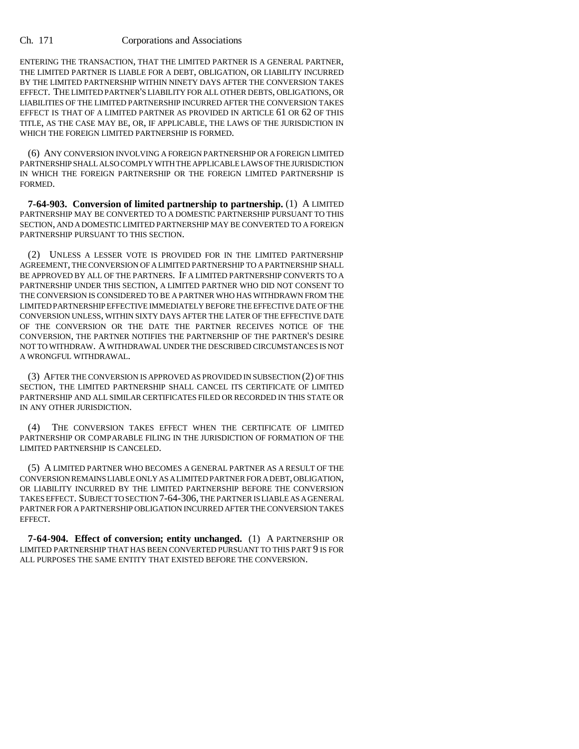ENTERING THE TRANSACTION, THAT THE LIMITED PARTNER IS A GENERAL PARTNER, THE LIMITED PARTNER IS LIABLE FOR A DEBT, OBLIGATION, OR LIABILITY INCURRED BY THE LIMITED PARTNERSHIP WITHIN NINETY DAYS AFTER THE CONVERSION TAKES EFFECT. THE LIMITED PARTNER'S LIABILITY FOR ALL OTHER DEBTS, OBLIGATIONS, OR LIABILITIES OF THE LIMITED PARTNERSHIP INCURRED AFTER THE CONVERSION TAKES EFFECT IS THAT OF A LIMITED PARTNER AS PROVIDED IN ARTICLE 61 OR 62 OF THIS TITLE, AS THE CASE MAY BE, OR, IF APPLICABLE, THE LAWS OF THE JURISDICTION IN WHICH THE FOREIGN LIMITED PARTNERSHIP IS FORMED.

(6) ANY CONVERSION INVOLVING A FOREIGN PARTNERSHIP OR A FOREIGN LIMITED PARTNERSHIP SHALL ALSO COMPLY WITH THE APPLICABLE LAWS OF THE JURISDICTION IN WHICH THE FOREIGN PARTNERSHIP OR THE FOREIGN LIMITED PARTNERSHIP IS FORMED.

**7-64-903. Conversion of limited partnership to partnership.** (1) A LIMITED PARTNERSHIP MAY BE CONVERTED TO A DOMESTIC PARTNERSHIP PURSUANT TO THIS SECTION, AND A DOMESTIC LIMITED PARTNERSHIP MAY BE CONVERTED TO A FOREIGN PARTNERSHIP PURSUANT TO THIS SECTION.

(2) UNLESS A LESSER VOTE IS PROVIDED FOR IN THE LIMITED PARTNERSHIP AGREEMENT, THE CONVERSION OF A LIMITED PARTNERSHIP TO A PARTNERSHIP SHALL BE APPROVED BY ALL OF THE PARTNERS. IF A LIMITED PARTNERSHIP CONVERTS TO A PARTNERSHIP UNDER THIS SECTION, A LIMITED PARTNER WHO DID NOT CONSENT TO THE CONVERSION IS CONSIDERED TO BE A PARTNER WHO HAS WITHDRAWN FROM THE LIMITED PARTNERSHIP EFFECTIVE IMMEDIATELY BEFORE THE EFFECTIVE DATE OF THE CONVERSION UNLESS, WITHIN SIXTY DAYS AFTER THE LATER OF THE EFFECTIVE DATE OF THE CONVERSION OR THE DATE THE PARTNER RECEIVES NOTICE OF THE CONVERSION, THE PARTNER NOTIFIES THE PARTNERSHIP OF THE PARTNER'S DESIRE NOT TO WITHDRAW. A WITHDRAWAL UNDER THE DESCRIBED CIRCUMSTANCES IS NOT A WRONGFUL WITHDRAWAL.

(3) AFTER THE CONVERSION IS APPROVED AS PROVIDED IN SUBSECTION (2) OF THIS SECTION, THE LIMITED PARTNERSHIP SHALL CANCEL ITS CERTIFICATE OF LIMITED PARTNERSHIP AND ALL SIMILAR CERTIFICATES FILED OR RECORDED IN THIS STATE OR IN ANY OTHER JURISDICTION.

(4) THE CONVERSION TAKES EFFECT WHEN THE CERTIFICATE OF LIMITED PARTNERSHIP OR COMPARABLE FILING IN THE JURISDICTION OF FORMATION OF THE LIMITED PARTNERSHIP IS CANCELED.

(5) A LIMITED PARTNER WHO BECOMES A GENERAL PARTNER AS A RESULT OF THE CONVERSION REMAINS LIABLE ONLY AS A LIMITED PARTNER FOR A DEBT, OBLIGATION, OR LIABILITY INCURRED BY THE LIMITED PARTNERSHIP BEFORE THE CONVERSION TAKES EFFECT. SUBJECT TO SECTION 7-64-306, THE PARTNER IS LIABLE AS A GENERAL PARTNER FOR A PARTNERSHIP OBLIGATION INCURRED AFTER THE CONVERSION TAKES EFFECT.

**7-64-904. Effect of conversion; entity unchanged.** (1) A PARTNERSHIP OR LIMITED PARTNERSHIP THAT HAS BEEN CONVERTED PURSUANT TO THIS PART 9 IS FOR ALL PURPOSES THE SAME ENTITY THAT EXISTED BEFORE THE CONVERSION.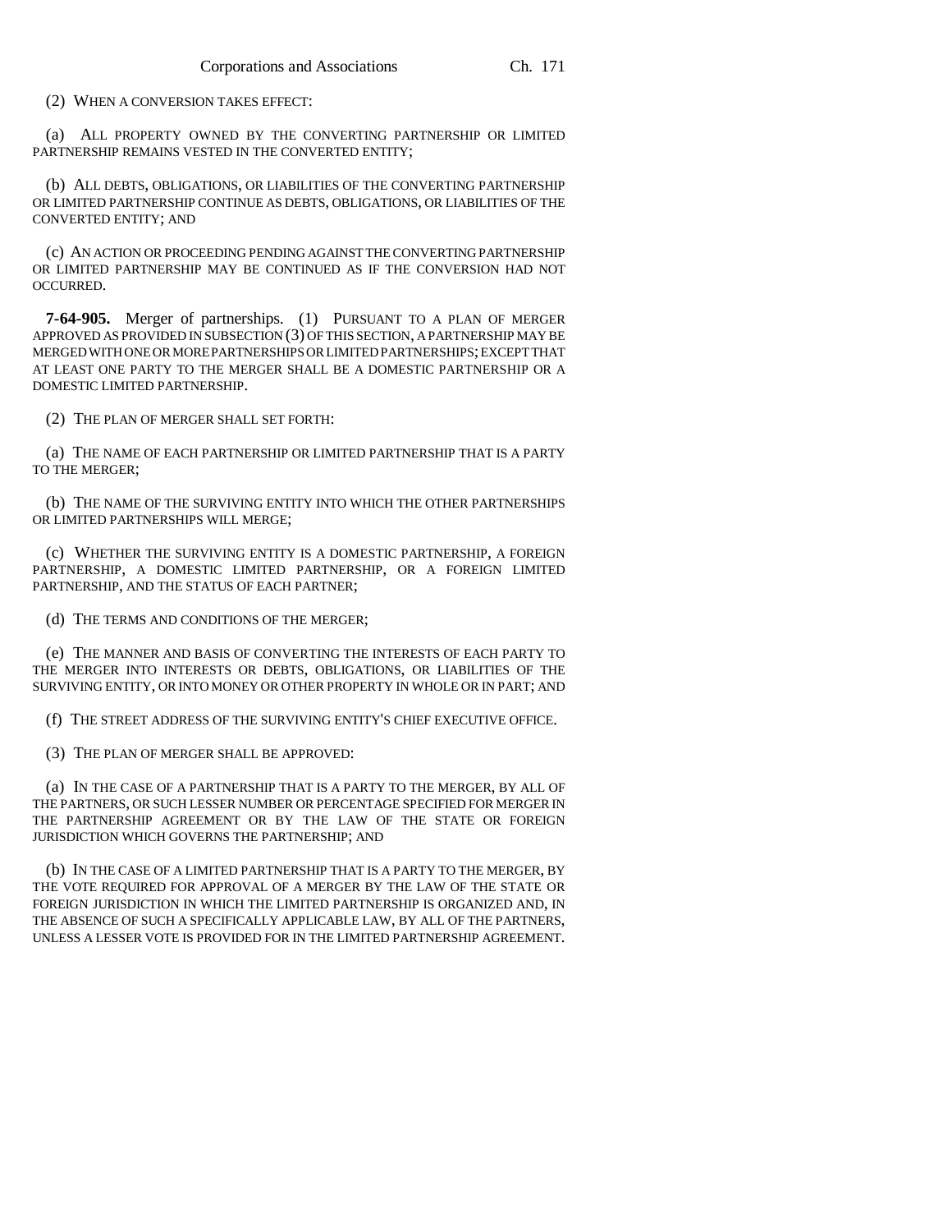(2) WHEN A CONVERSION TAKES EFFECT:

(a) ALL PROPERTY OWNED BY THE CONVERTING PARTNERSHIP OR LIMITED PARTNERSHIP REMAINS VESTED IN THE CONVERTED ENTITY;

(b) ALL DEBTS, OBLIGATIONS, OR LIABILITIES OF THE CONVERTING PARTNERSHIP OR LIMITED PARTNERSHIP CONTINUE AS DEBTS, OBLIGATIONS, OR LIABILITIES OF THE CONVERTED ENTITY; AND

(c) AN ACTION OR PROCEEDING PENDING AGAINST THE CONVERTING PARTNERSHIP OR LIMITED PARTNERSHIP MAY BE CONTINUED AS IF THE CONVERSION HAD NOT OCCURRED.

**7-64-905.** Merger of partnerships. (1) PURSUANT TO A PLAN OF MERGER APPROVED AS PROVIDED IN SUBSECTION (3) OF THIS SECTION, A PARTNERSHIP MAY BE MERGED WITH ONE OR MORE PARTNERSHIPS OR LIMITED PARTNERSHIPS; EXCEPT THAT AT LEAST ONE PARTY TO THE MERGER SHALL BE A DOMESTIC PARTNERSHIP OR A DOMESTIC LIMITED PARTNERSHIP.

(2) THE PLAN OF MERGER SHALL SET FORTH:

(a) THE NAME OF EACH PARTNERSHIP OR LIMITED PARTNERSHIP THAT IS A PARTY TO THE MERGER;

(b) THE NAME OF THE SURVIVING ENTITY INTO WHICH THE OTHER PARTNERSHIPS OR LIMITED PARTNERSHIPS WILL MERGE;

(c) WHETHER THE SURVIVING ENTITY IS A DOMESTIC PARTNERSHIP, A FOREIGN PARTNERSHIP, A DOMESTIC LIMITED PARTNERSHIP, OR A FOREIGN LIMITED PARTNERSHIP, AND THE STATUS OF EACH PARTNER;

(d) THE TERMS AND CONDITIONS OF THE MERGER;

(e) THE MANNER AND BASIS OF CONVERTING THE INTERESTS OF EACH PARTY TO THE MERGER INTO INTERESTS OR DEBTS, OBLIGATIONS, OR LIABILITIES OF THE SURVIVING ENTITY, OR INTO MONEY OR OTHER PROPERTY IN WHOLE OR IN PART; AND

(f) THE STREET ADDRESS OF THE SURVIVING ENTITY'S CHIEF EXECUTIVE OFFICE.

(3) THE PLAN OF MERGER SHALL BE APPROVED:

(a) IN THE CASE OF A PARTNERSHIP THAT IS A PARTY TO THE MERGER, BY ALL OF THE PARTNERS, OR SUCH LESSER NUMBER OR PERCENTAGE SPECIFIED FOR MERGER IN THE PARTNERSHIP AGREEMENT OR BY THE LAW OF THE STATE OR FOREIGN JURISDICTION WHICH GOVERNS THE PARTNERSHIP; AND

(b) IN THE CASE OF A LIMITED PARTNERSHIP THAT IS A PARTY TO THE MERGER, BY THE VOTE REQUIRED FOR APPROVAL OF A MERGER BY THE LAW OF THE STATE OR FOREIGN JURISDICTION IN WHICH THE LIMITED PARTNERSHIP IS ORGANIZED AND, IN THE ABSENCE OF SUCH A SPECIFICALLY APPLICABLE LAW, BY ALL OF THE PARTNERS, UNLESS A LESSER VOTE IS PROVIDED FOR IN THE LIMITED PARTNERSHIP AGREEMENT.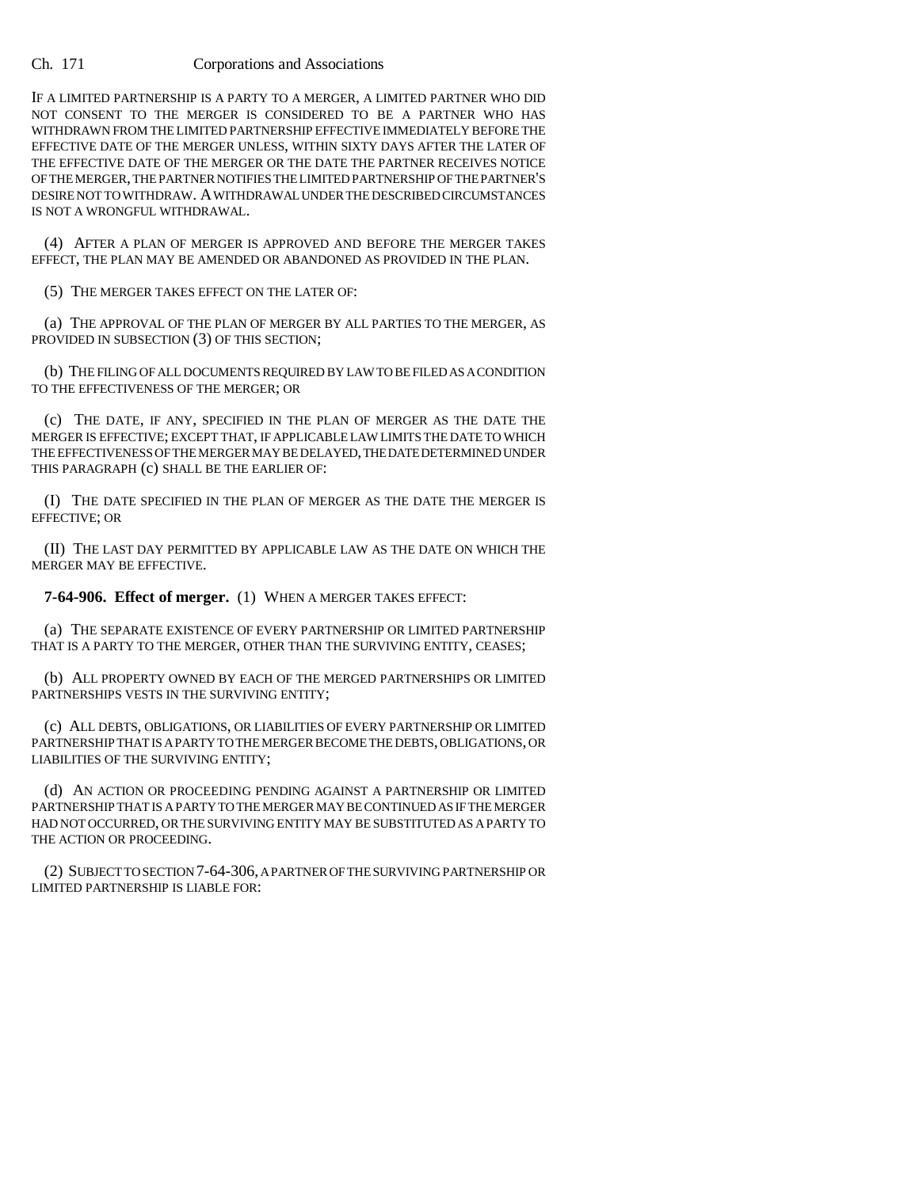IF A LIMITED PARTNERSHIP IS A PARTY TO A MERGER, A LIMITED PARTNER WHO DID NOT CONSENT TO THE MERGER IS CONSIDERED TO BE A PARTNER WHO HAS WITHDRAWN FROM THE LIMITED PARTNERSHIP EFFECTIVE IMMEDIATELY BEFORE THE EFFECTIVE DATE OF THE MERGER UNLESS, WITHIN SIXTY DAYS AFTER THE LATER OF THE EFFECTIVE DATE OF THE MERGER OR THE DATE THE PARTNER RECEIVES NOTICE OF THE MERGER, THE PARTNER NOTIFIES THE LIMITED PARTNERSHIP OF THE PARTNER'S DESIRE NOT TO WITHDRAW. A WITHDRAWAL UNDER THE DESCRIBED CIRCUMSTANCES IS NOT A WRONGFUL WITHDRAWAL.

(4) AFTER A PLAN OF MERGER IS APPROVED AND BEFORE THE MERGER TAKES EFFECT, THE PLAN MAY BE AMENDED OR ABANDONED AS PROVIDED IN THE PLAN.

(5) THE MERGER TAKES EFFECT ON THE LATER OF:

(a) THE APPROVAL OF THE PLAN OF MERGER BY ALL PARTIES TO THE MERGER, AS PROVIDED IN SUBSECTION (3) OF THIS SECTION;

(b) THE FILING OF ALL DOCUMENTS REQUIRED BY LAW TO BE FILED AS A CONDITION TO THE EFFECTIVENESS OF THE MERGER; OR

(c) THE DATE, IF ANY, SPECIFIED IN THE PLAN OF MERGER AS THE DATE THE MERGER IS EFFECTIVE; EXCEPT THAT, IF APPLICABLE LAW LIMITS THE DATE TO WHICH THE EFFECTIVENESS OF THE MERGER MAY BE DELAYED, THE DATE DETERMINED UNDER THIS PARAGRAPH (c) SHALL BE THE EARLIER OF:

(I) THE DATE SPECIFIED IN THE PLAN OF MERGER AS THE DATE THE MERGER IS EFFECTIVE; OR

(II) THE LAST DAY PERMITTED BY APPLICABLE LAW AS THE DATE ON WHICH THE MERGER MAY BE EFFECTIVE.

**7-64-906. Effect of merger.** (1) WHEN A MERGER TAKES EFFECT:

(a) THE SEPARATE EXISTENCE OF EVERY PARTNERSHIP OR LIMITED PARTNERSHIP THAT IS A PARTY TO THE MERGER, OTHER THAN THE SURVIVING ENTITY, CEASES;

(b) ALL PROPERTY OWNED BY EACH OF THE MERGED PARTNERSHIPS OR LIMITED PARTNERSHIPS VESTS IN THE SURVIVING ENTITY;

(c) ALL DEBTS, OBLIGATIONS, OR LIABILITIES OF EVERY PARTNERSHIP OR LIMITED PARTNERSHIP THAT IS A PARTY TO THE MERGER BECOME THE DEBTS, OBLIGATIONS, OR LIABILITIES OF THE SURVIVING ENTITY;

(d) AN ACTION OR PROCEEDING PENDING AGAINST A PARTNERSHIP OR LIMITED PARTNERSHIP THAT IS A PARTY TO THE MERGER MAY BE CONTINUED AS IF THE MERGER HAD NOT OCCURRED, OR THE SURVIVING ENTITY MAY BE SUBSTITUTED AS A PARTY TO THE ACTION OR PROCEEDING.

(2) SUBJECT TO SECTION 7-64-306, A PARTNER OF THE SURVIVING PARTNERSHIP OR LIMITED PARTNERSHIP IS LIABLE FOR: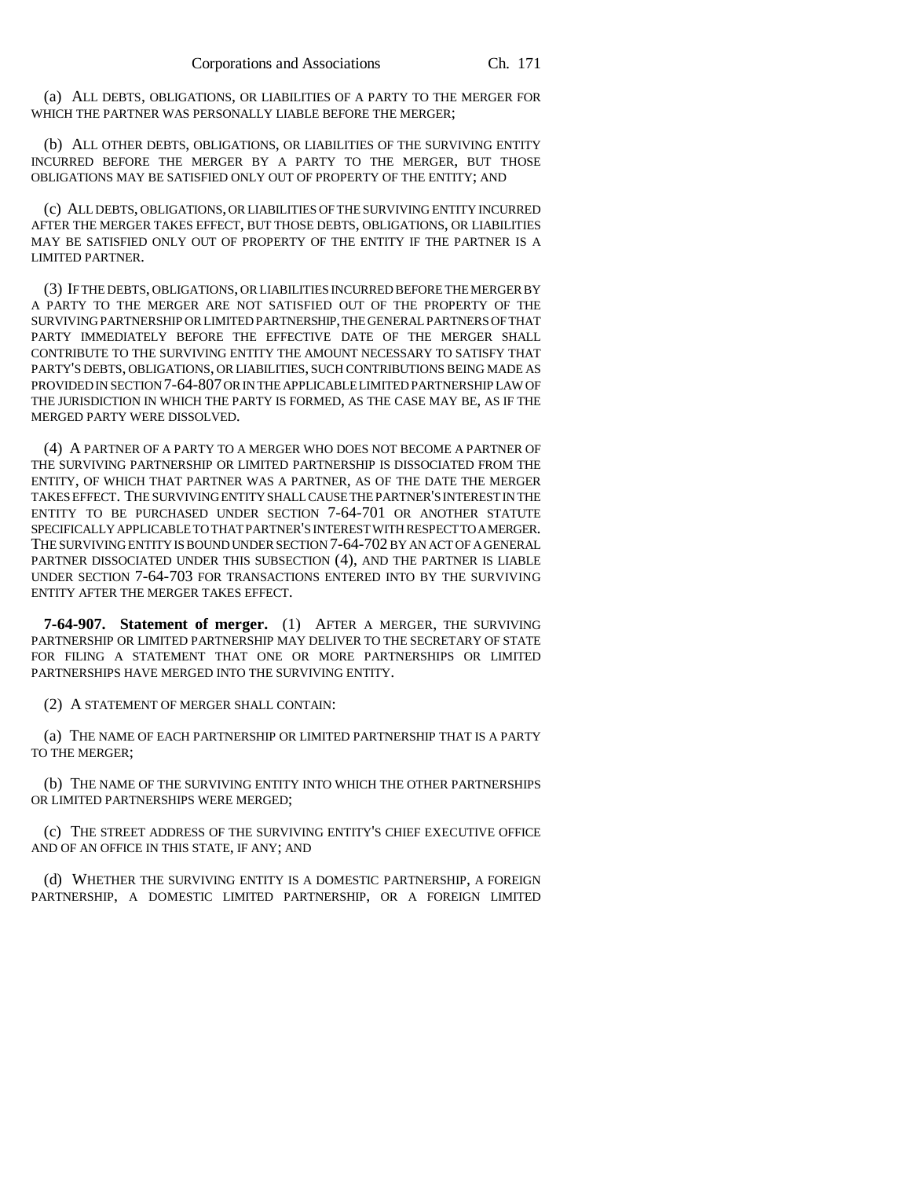(a) ALL DEBTS, OBLIGATIONS, OR LIABILITIES OF A PARTY TO THE MERGER FOR WHICH THE PARTNER WAS PERSONALLY LIABLE BEFORE THE MERGER;

(b) ALL OTHER DEBTS, OBLIGATIONS, OR LIABILITIES OF THE SURVIVING ENTITY INCURRED BEFORE THE MERGER BY A PARTY TO THE MERGER, BUT THOSE OBLIGATIONS MAY BE SATISFIED ONLY OUT OF PROPERTY OF THE ENTITY; AND

(c) ALL DEBTS, OBLIGATIONS, OR LIABILITIES OF THE SURVIVING ENTITY INCURRED AFTER THE MERGER TAKES EFFECT, BUT THOSE DEBTS, OBLIGATIONS, OR LIABILITIES MAY BE SATISFIED ONLY OUT OF PROPERTY OF THE ENTITY IF THE PARTNER IS A LIMITED PARTNER.

(3) IF THE DEBTS, OBLIGATIONS, OR LIABILITIES INCURRED BEFORE THE MERGER BY A PARTY TO THE MERGER ARE NOT SATISFIED OUT OF THE PROPERTY OF THE SURVIVING PARTNERSHIP OR LIMITED PARTNERSHIP, THE GENERAL PARTNERS OF THAT PARTY IMMEDIATELY BEFORE THE EFFECTIVE DATE OF THE MERGER SHALL CONTRIBUTE TO THE SURVIVING ENTITY THE AMOUNT NECESSARY TO SATISFY THAT PARTY'S DEBTS, OBLIGATIONS, OR LIABILITIES, SUCH CONTRIBUTIONS BEING MADE AS PROVIDED IN SECTION 7-64-807 OR IN THE APPLICABLE LIMITED PARTNERSHIP LAW OF THE JURISDICTION IN WHICH THE PARTY IS FORMED, AS THE CASE MAY BE, AS IF THE MERGED PARTY WERE DISSOLVED.

(4) A PARTNER OF A PARTY TO A MERGER WHO DOES NOT BECOME A PARTNER OF THE SURVIVING PARTNERSHIP OR LIMITED PARTNERSHIP IS DISSOCIATED FROM THE ENTITY, OF WHICH THAT PARTNER WAS A PARTNER, AS OF THE DATE THE MERGER TAKES EFFECT. THE SURVIVING ENTITY SHALL CAUSE THE PARTNER'S INTEREST IN THE ENTITY TO BE PURCHASED UNDER SECTION 7-64-701 OR ANOTHER STATUTE SPECIFICALLY APPLICABLE TO THAT PARTNER'S INTEREST WITH RESPECT TO A MERGER. THE SURVIVING ENTITY IS BOUND UNDER SECTION 7-64-702 BY AN ACT OF A GENERAL PARTNER DISSOCIATED UNDER THIS SUBSECTION (4), AND THE PARTNER IS LIABLE UNDER SECTION 7-64-703 FOR TRANSACTIONS ENTERED INTO BY THE SURVIVING ENTITY AFTER THE MERGER TAKES EFFECT.

**7-64-907. Statement of merger.** (1) AFTER A MERGER, THE SURVIVING PARTNERSHIP OR LIMITED PARTNERSHIP MAY DELIVER TO THE SECRETARY OF STATE FOR FILING A STATEMENT THAT ONE OR MORE PARTNERSHIPS OR LIMITED PARTNERSHIPS HAVE MERGED INTO THE SURVIVING ENTITY.

(2) A STATEMENT OF MERGER SHALL CONTAIN:

(a) THE NAME OF EACH PARTNERSHIP OR LIMITED PARTNERSHIP THAT IS A PARTY TO THE MERGER;

(b) THE NAME OF THE SURVIVING ENTITY INTO WHICH THE OTHER PARTNERSHIPS OR LIMITED PARTNERSHIPS WERE MERGED;

(c) THE STREET ADDRESS OF THE SURVIVING ENTITY'S CHIEF EXECUTIVE OFFICE AND OF AN OFFICE IN THIS STATE, IF ANY; AND

(d) WHETHER THE SURVIVING ENTITY IS A DOMESTIC PARTNERSHIP, A FOREIGN PARTNERSHIP, A DOMESTIC LIMITED PARTNERSHIP, OR A FOREIGN LIMITED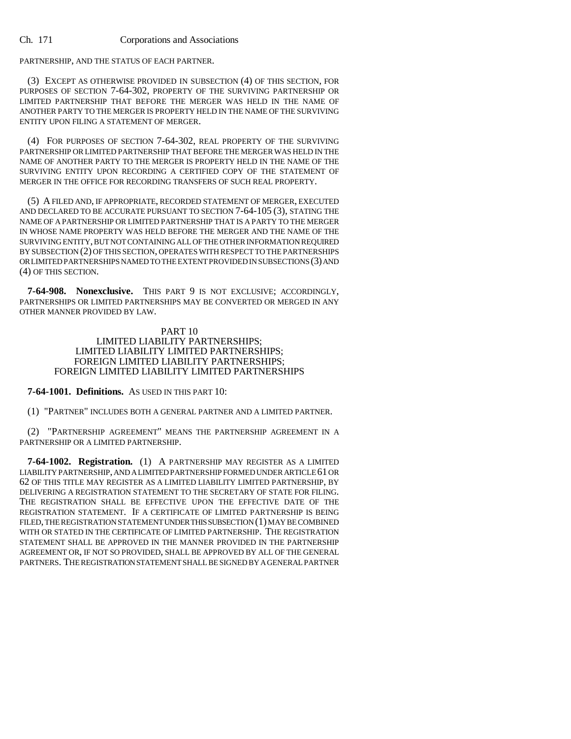PARTNERSHIP, AND THE STATUS OF EACH PARTNER.

(3) EXCEPT AS OTHERWISE PROVIDED IN SUBSECTION (4) OF THIS SECTION, FOR PURPOSES OF SECTION 7-64-302, PROPERTY OF THE SURVIVING PARTNERSHIP OR LIMITED PARTNERSHIP THAT BEFORE THE MERGER WAS HELD IN THE NAME OF ANOTHER PARTY TO THE MERGER IS PROPERTY HELD IN THE NAME OF THE SURVIVING ENTITY UPON FILING A STATEMENT OF MERGER.

(4) FOR PURPOSES OF SECTION 7-64-302, REAL PROPERTY OF THE SURVIVING PARTNERSHIP OR LIMITED PARTNERSHIP THAT BEFORE THE MERGER WAS HELD IN THE NAME OF ANOTHER PARTY TO THE MERGER IS PROPERTY HELD IN THE NAME OF THE SURVIVING ENTITY UPON RECORDING A CERTIFIED COPY OF THE STATEMENT OF MERGER IN THE OFFICE FOR RECORDING TRANSFERS OF SUCH REAL PROPERTY.

(5) A FILED AND, IF APPROPRIATE, RECORDED STATEMENT OF MERGER, EXECUTED AND DECLARED TO BE ACCURATE PURSUANT TO SECTION 7-64-105 (3), STATING THE NAME OF A PARTNERSHIP OR LIMITED PARTNERSHIP THAT IS A PARTY TO THE MERGER IN WHOSE NAME PROPERTY WAS HELD BEFORE THE MERGER AND THE NAME OF THE SURVIVING ENTITY, BUT NOT CONTAINING ALL OF THE OTHER INFORMATION REQUIRED BY SUBSECTION (2) OF THIS SECTION, OPERATES WITH RESPECT TO THE PARTNERSHIPS OR LIMITED PARTNERSHIPS NAMED TO THE EXTENT PROVIDED IN SUBSECTIONS (3) AND (4) OF THIS SECTION.

**7-64-908. Nonexclusive.** THIS PART 9 IS NOT EXCLUSIVE; ACCORDINGLY, PARTNERSHIPS OR LIMITED PARTNERSHIPS MAY BE CONVERTED OR MERGED IN ANY OTHER MANNER PROVIDED BY LAW.

## PART 10
## LIMITED LIABILITY PARTNERSHIPS; LIMITED LIABILITY LIMITED PARTNERSHIPS; FOREIGN LIMITED LIABILITY PARTNERSHIPS; FOREIGN LIMITED LIABILITY LIMITED PARTNERSHIPS

**7-64-1001. Definitions.** AS USED IN THIS PART 10:

(1) "PARTNER" INCLUDES BOTH A GENERAL PARTNER AND A LIMITED PARTNER.

(2) "PARTNERSHIP AGREEMENT" MEANS THE PARTNERSHIP AGREEMENT IN A PARTNERSHIP OR A LIMITED PARTNERSHIP.

**7-64-1002. Registration.** (1) A PARTNERSHIP MAY REGISTER AS A LIMITED LIABILITY PARTNERSHIP, AND A LIMITED PARTNERSHIP FORMED UNDER ARTICLE 61 OR 62 OF THIS TITLE MAY REGISTER AS A LIMITED LIABILITY LIMITED PARTNERSHIP, BY DELIVERING A REGISTRATION STATEMENT TO THE SECRETARY OF STATE FOR FILING. THE REGISTRATION SHALL BE EFFECTIVE UPON THE EFFECTIVE DATE OF THE REGISTRATION STATEMENT. IF A CERTIFICATE OF LIMITED PARTNERSHIP IS BEING FILED, THE REGISTRATION STATEMENT UNDER THIS SUBSECTION (1) MAY BE COMBINED WITH OR STATED IN THE CERTIFICATE OF LIMITED PARTNERSHIP. THE REGISTRATION STATEMENT SHALL BE APPROVED IN THE MANNER PROVIDED IN THE PARTNERSHIP AGREEMENT OR, IF NOT SO PROVIDED, SHALL BE APPROVED BY ALL OF THE GENERAL PARTNERS. THE REGISTRATION STATEMENT SHALL BE SIGNED BY A GENERAL PARTNER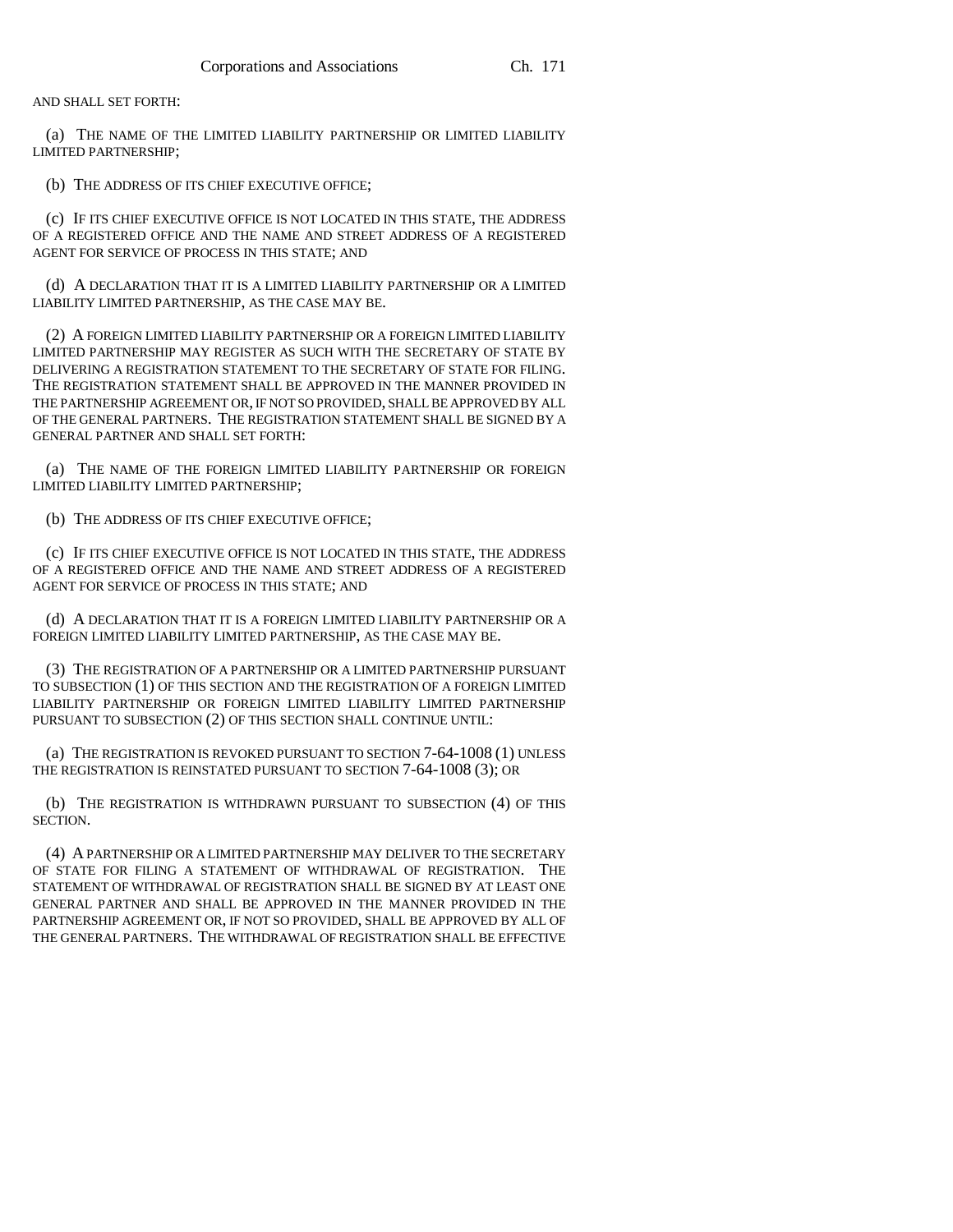AND SHALL SET FORTH:

(a) THE NAME OF THE LIMITED LIABILITY PARTNERSHIP OR LIMITED LIABILITY LIMITED PARTNERSHIP;

(b) THE ADDRESS OF ITS CHIEF EXECUTIVE OFFICE;

(c) IF ITS CHIEF EXECUTIVE OFFICE IS NOT LOCATED IN THIS STATE, THE ADDRESS OF A REGISTERED OFFICE AND THE NAME AND STREET ADDRESS OF A REGISTERED AGENT FOR SERVICE OF PROCESS IN THIS STATE; AND

(d) A DECLARATION THAT IT IS A LIMITED LIABILITY PARTNERSHIP OR A LIMITED LIABILITY LIMITED PARTNERSHIP, AS THE CASE MAY BE.

(2) A FOREIGN LIMITED LIABILITY PARTNERSHIP OR A FOREIGN LIMITED LIABILITY LIMITED PARTNERSHIP MAY REGISTER AS SUCH WITH THE SECRETARY OF STATE BY DELIVERING A REGISTRATION STATEMENT TO THE SECRETARY OF STATE FOR FILING. THE REGISTRATION STATEMENT SHALL BE APPROVED IN THE MANNER PROVIDED IN THE PARTNERSHIP AGREEMENT OR, IF NOT SO PROVIDED, SHALL BE APPROVED BY ALL OF THE GENERAL PARTNERS. THE REGISTRATION STATEMENT SHALL BE SIGNED BY A GENERAL PARTNER AND SHALL SET FORTH:

(a) THE NAME OF THE FOREIGN LIMITED LIABILITY PARTNERSHIP OR FOREIGN LIMITED LIABILITY LIMITED PARTNERSHIP;

(b) THE ADDRESS OF ITS CHIEF EXECUTIVE OFFICE;

(c) IF ITS CHIEF EXECUTIVE OFFICE IS NOT LOCATED IN THIS STATE, THE ADDRESS OF A REGISTERED OFFICE AND THE NAME AND STREET ADDRESS OF A REGISTERED AGENT FOR SERVICE OF PROCESS IN THIS STATE; AND

(d) A DECLARATION THAT IT IS A FOREIGN LIMITED LIABILITY PARTNERSHIP OR A FOREIGN LIMITED LIABILITY LIMITED PARTNERSHIP, AS THE CASE MAY BE.

(3) THE REGISTRATION OF A PARTNERSHIP OR A LIMITED PARTNERSHIP PURSUANT TO SUBSECTION (1) OF THIS SECTION AND THE REGISTRATION OF A FOREIGN LIMITED LIABILITY PARTNERSHIP OR FOREIGN LIMITED LIABILITY LIMITED PARTNERSHIP PURSUANT TO SUBSECTION (2) OF THIS SECTION SHALL CONTINUE UNTIL:

(a) THE REGISTRATION IS REVOKED PURSUANT TO SECTION 7-64-1008 (1) UNLESS THE REGISTRATION IS REINSTATED PURSUANT TO SECTION 7-64-1008 (3); OR

(b) THE REGISTRATION IS WITHDRAWN PURSUANT TO SUBSECTION (4) OF THIS SECTION.

(4) A PARTNERSHIP OR A LIMITED PARTNERSHIP MAY DELIVER TO THE SECRETARY OF STATE FOR FILING A STATEMENT OF WITHDRAWAL OF REGISTRATION. THE STATEMENT OF WITHDRAWAL OF REGISTRATION SHALL BE SIGNED BY AT LEAST ONE GENERAL PARTNER AND SHALL BE APPROVED IN THE MANNER PROVIDED IN THE PARTNERSHIP AGREEMENT OR, IF NOT SO PROVIDED, SHALL BE APPROVED BY ALL OF THE GENERAL PARTNERS. THE WITHDRAWAL OF REGISTRATION SHALL BE EFFECTIVE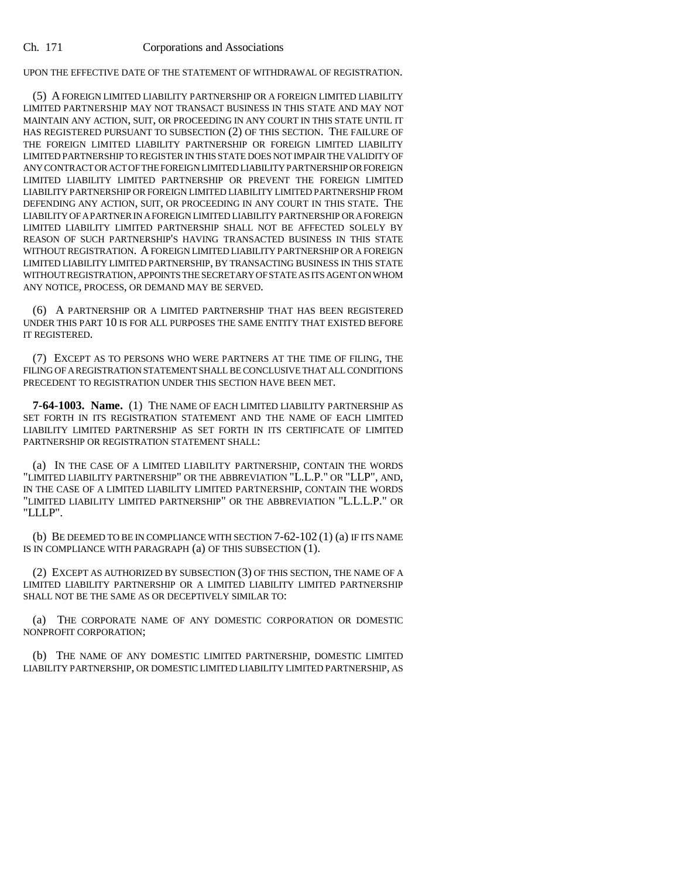UPON THE EFFECTIVE DATE OF THE STATEMENT OF WITHDRAWAL OF REGISTRATION.

(5) A FOREIGN LIMITED LIABILITY PARTNERSHIP OR A FOREIGN LIMITED LIABILITY LIMITED PARTNERSHIP MAY NOT TRANSACT BUSINESS IN THIS STATE AND MAY NOT MAINTAIN ANY ACTION, SUIT, OR PROCEEDING IN ANY COURT IN THIS STATE UNTIL IT HAS REGISTERED PURSUANT TO SUBSECTION (2) OF THIS SECTION. THE FAILURE OF THE FOREIGN LIMITED LIABILITY PARTNERSHIP OR FOREIGN LIMITED LIABILITY LIMITED PARTNERSHIP TO REGISTER IN THIS STATE DOES NOT IMPAIR THE VALIDITY OF ANY CONTRACT OR ACT OF THE FOREIGN LIMITED LIABILITY PARTNERSHIP OR FOREIGN LIMITED LIABILITY LIMITED PARTNERSHIP OR PREVENT THE FOREIGN LIMITED LIABILITY PARTNERSHIP OR FOREIGN LIMITED LIABILITY LIMITED PARTNERSHIP FROM DEFENDING ANY ACTION, SUIT, OR PROCEEDING IN ANY COURT IN THIS STATE. THE LIABILITY OF A PARTNER IN A FOREIGN LIMITED LIABILITY PARTNERSHIP OR A FOREIGN LIMITED LIABILITY LIMITED PARTNERSHIP SHALL NOT BE AFFECTED SOLELY BY REASON OF SUCH PARTNERSHIP'S HAVING TRANSACTED BUSINESS IN THIS STATE WITHOUT REGISTRATION. A FOREIGN LIMITED LIABILITY PARTNERSHIP OR A FOREIGN LIMITED LIABILITY LIMITED PARTNERSHIP, BY TRANSACTING BUSINESS IN THIS STATE WITHOUT REGISTRATION, APPOINTS THE SECRETARY OF STATE AS ITS AGENT ON WHOM ANY NOTICE, PROCESS, OR DEMAND MAY BE SERVED.

(6) A PARTNERSHIP OR A LIMITED PARTNERSHIP THAT HAS BEEN REGISTERED UNDER THIS PART 10 IS FOR ALL PURPOSES THE SAME ENTITY THAT EXISTED BEFORE IT REGISTERED.

(7) EXCEPT AS TO PERSONS WHO WERE PARTNERS AT THE TIME OF FILING, THE FILING OF A REGISTRATION STATEMENT SHALL BE CONCLUSIVE THAT ALL CONDITIONS PRECEDENT TO REGISTRATION UNDER THIS SECTION HAVE BEEN MET.

**7-64-1003. Name.** (1) THE NAME OF EACH LIMITED LIABILITY PARTNERSHIP AS SET FORTH IN ITS REGISTRATION STATEMENT AND THE NAME OF EACH LIMITED LIABILITY LIMITED PARTNERSHIP AS SET FORTH IN ITS CERTIFICATE OF LIMITED PARTNERSHIP OR REGISTRATION STATEMENT SHALL:

(a) IN THE CASE OF A LIMITED LIABILITY PARTNERSHIP, CONTAIN THE WORDS "LIMITED LIABILITY PARTNERSHIP" OR THE ABBREVIATION "L.L.P." OR "LLP", AND, IN THE CASE OF A LIMITED LIABILITY LIMITED PARTNERSHIP, CONTAIN THE WORDS "LIMITED LIABILITY LIMITED PARTNERSHIP" OR THE ABBREVIATION "L.L.L.P." OR "LLLP".

(b) BE DEEMED TO BE IN COMPLIANCE WITH SECTION 7-62-102 (1) (a) IF ITS NAME IS IN COMPLIANCE WITH PARAGRAPH (a) OF THIS SUBSECTION (1).

(2) EXCEPT AS AUTHORIZED BY SUBSECTION (3) OF THIS SECTION, THE NAME OF A LIMITED LIABILITY PARTNERSHIP OR A LIMITED LIABILITY LIMITED PARTNERSHIP SHALL NOT BE THE SAME AS OR DECEPTIVELY SIMILAR TO:

(a) THE CORPORATE NAME OF ANY DOMESTIC CORPORATION OR DOMESTIC NONPROFIT CORPORATION;

(b) THE NAME OF ANY DOMESTIC LIMITED PARTNERSHIP, DOMESTIC LIMITED LIABILITY PARTNERSHIP, OR DOMESTIC LIMITED LIABILITY LIMITED PARTNERSHIP, AS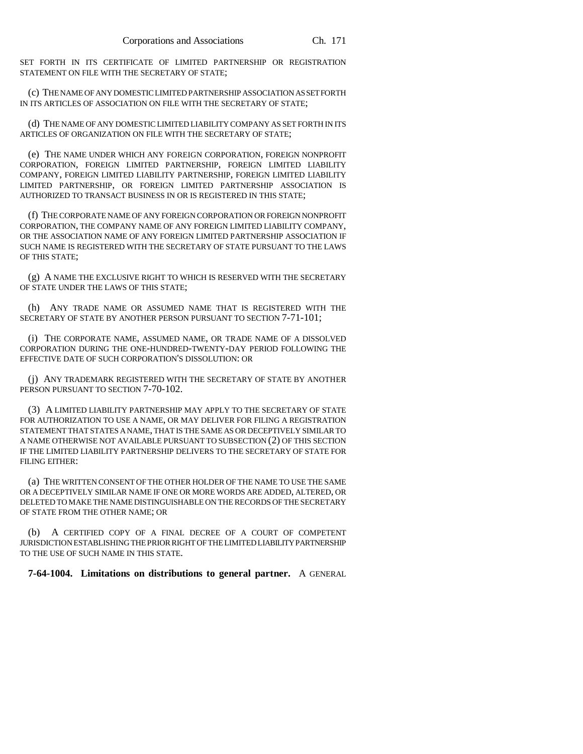SET FORTH IN ITS CERTIFICATE OF LIMITED PARTNERSHIP OR REGISTRATION STATEMENT ON FILE WITH THE SECRETARY OF STATE;

(c) THE NAME OF ANY DOMESTIC LIMITED PARTNERSHIP ASSOCIATION AS SET FORTH IN ITS ARTICLES OF ASSOCIATION ON FILE WITH THE SECRETARY OF STATE;

(d) THE NAME OF ANY DOMESTIC LIMITED LIABILITY COMPANY AS SET FORTH IN ITS ARTICLES OF ORGANIZATION ON FILE WITH THE SECRETARY OF STATE;

(e) THE NAME UNDER WHICH ANY FOREIGN CORPORATION, FOREIGN NONPROFIT CORPORATION, FOREIGN LIMITED PARTNERSHIP, FOREIGN LIMITED LIABILITY COMPANY, FOREIGN LIMITED LIABILITY PARTNERSHIP, FOREIGN LIMITED LIABILITY LIMITED PARTNERSHIP, OR FOREIGN LIMITED PARTNERSHIP ASSOCIATION IS AUTHORIZED TO TRANSACT BUSINESS IN OR IS REGISTERED IN THIS STATE;

(f) THE CORPORATE NAME OF ANY FOREIGN CORPORATION OR FOREIGN NONPROFIT CORPORATION, THE COMPANY NAME OF ANY FOREIGN LIMITED LIABILITY COMPANY, OR THE ASSOCIATION NAME OF ANY FOREIGN LIMITED PARTNERSHIP ASSOCIATION IF SUCH NAME IS REGISTERED WITH THE SECRETARY OF STATE PURSUANT TO THE LAWS OF THIS STATE;

(g) A NAME THE EXCLUSIVE RIGHT TO WHICH IS RESERVED WITH THE SECRETARY OF STATE UNDER THE LAWS OF THIS STATE;

(h) ANY TRADE NAME OR ASSUMED NAME THAT IS REGISTERED WITH THE SECRETARY OF STATE BY ANOTHER PERSON PURSUANT TO SECTION 7-71-101;

(i) THE CORPORATE NAME, ASSUMED NAME, OR TRADE NAME OF A DISSOLVED CORPORATION DURING THE ONE-HUNDRED-TWENTY-DAY PERIOD FOLLOWING THE EFFECTIVE DATE OF SUCH CORPORATION'S DISSOLUTION: OR

(j) ANY TRADEMARK REGISTERED WITH THE SECRETARY OF STATE BY ANOTHER PERSON PURSUANT TO SECTION 7-70-102.

(3) A LIMITED LIABILITY PARTNERSHIP MAY APPLY TO THE SECRETARY OF STATE FOR AUTHORIZATION TO USE A NAME, OR MAY DELIVER FOR FILING A REGISTRATION STATEMENT THAT STATES A NAME, THAT IS THE SAME AS OR DECEPTIVELY SIMILAR TO A NAME OTHERWISE NOT AVAILABLE PURSUANT TO SUBSECTION (2) OF THIS SECTION IF THE LIMITED LIABILITY PARTNERSHIP DELIVERS TO THE SECRETARY OF STATE FOR FILING EITHER:

(a) THE WRITTEN CONSENT OF THE OTHER HOLDER OF THE NAME TO USE THE SAME OR A DECEPTIVELY SIMILAR NAME IF ONE OR MORE WORDS ARE ADDED, ALTERED, OR DELETED TO MAKE THE NAME DISTINGUISHABLE ON THE RECORDS OF THE SECRETARY OF STATE FROM THE OTHER NAME; OR

(b) A CERTIFIED COPY OF A FINAL DECREE OF A COURT OF COMPETENT JURISDICTION ESTABLISHING THE PRIOR RIGHT OF THE LIMITED LIABILITY PARTNERSHIP TO THE USE OF SUCH NAME IN THIS STATE.

**7-64-1004. Limitations on distributions to general partner.** A GENERAL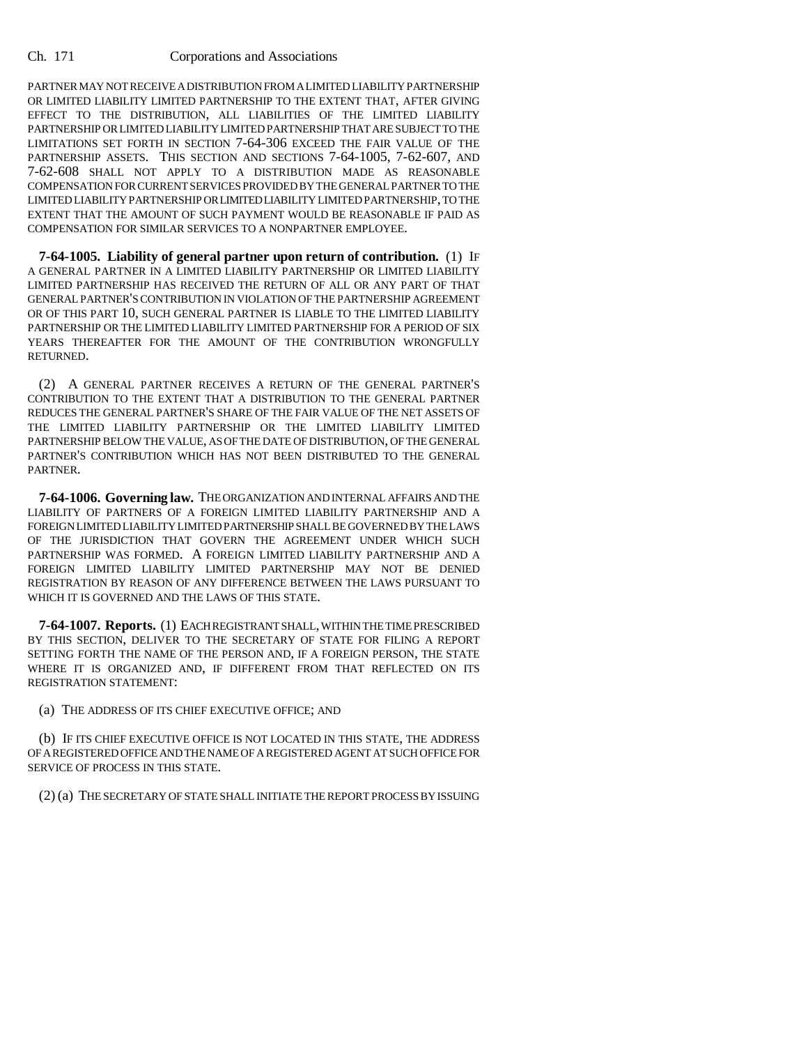PARTNER MAY NOT RECEIVE A DISTRIBUTION FROM A LIMITED LIABILITY PARTNERSHIP OR LIMITED LIABILITY LIMITED PARTNERSHIP TO THE EXTENT THAT, AFTER GIVING EFFECT TO THE DISTRIBUTION, ALL LIABILITIES OF THE LIMITED LIABILITY PARTNERSHIP OR LIMITED LIABILITY LIMITED PARTNERSHIP THAT ARE SUBJECT TO THE LIMITATIONS SET FORTH IN SECTION 7-64-306 EXCEED THE FAIR VALUE OF THE PARTNERSHIP ASSETS. THIS SECTION AND SECTIONS 7-64-1005, 7-62-607, AND 7-62-608 SHALL NOT APPLY TO A DISTRIBUTION MADE AS REASONABLE COMPENSATION FOR CURRENT SERVICES PROVIDED BY THE GENERAL PARTNER TO THE LIMITED LIABILITY PARTNERSHIP OR LIMITED LIABILITY LIMITED PARTNERSHIP, TO THE EXTENT THAT THE AMOUNT OF SUCH PAYMENT WOULD BE REASONABLE IF PAID AS COMPENSATION FOR SIMILAR SERVICES TO A NONPARTNER EMPLOYEE.

**7-64-1005. Liability of general partner upon return of contribution.** (1) IF A GENERAL PARTNER IN A LIMITED LIABILITY PARTNERSHIP OR LIMITED LIABILITY LIMITED PARTNERSHIP HAS RECEIVED THE RETURN OF ALL OR ANY PART OF THAT GENERAL PARTNER'S CONTRIBUTION IN VIOLATION OF THE PARTNERSHIP AGREEMENT OR OF THIS PART 10, SUCH GENERAL PARTNER IS LIABLE TO THE LIMITED LIABILITY PARTNERSHIP OR THE LIMITED LIABILITY LIMITED PARTNERSHIP FOR A PERIOD OF SIX YEARS THEREAFTER FOR THE AMOUNT OF THE CONTRIBUTION WRONGFULLY RETURNED.

(2) A GENERAL PARTNER RECEIVES A RETURN OF THE GENERAL PARTNER'S CONTRIBUTION TO THE EXTENT THAT A DISTRIBUTION TO THE GENERAL PARTNER REDUCES THE GENERAL PARTNER'S SHARE OF THE FAIR VALUE OF THE NET ASSETS OF THE LIMITED LIABILITY PARTNERSHIP OR THE LIMITED LIABILITY LIMITED PARTNERSHIP BELOW THE VALUE, AS OF THE DATE OF DISTRIBUTION, OF THE GENERAL PARTNER'S CONTRIBUTION WHICH HAS NOT BEEN DISTRIBUTED TO THE GENERAL PARTNER.

**7-64-1006. Governing law.** THE ORGANIZATION AND INTERNAL AFFAIRS AND THE LIABILITY OF PARTNERS OF A FOREIGN LIMITED LIABILITY PARTNERSHIP AND A FOREIGN LIMITED LIABILITY LIMITED PARTNERSHIP SHALL BE GOVERNED BY THE LAWS OF THE JURISDICTION THAT GOVERN THE AGREEMENT UNDER WHICH SUCH PARTNERSHIP WAS FORMED. A FOREIGN LIMITED LIABILITY PARTNERSHIP AND A FOREIGN LIMITED LIABILITY LIMITED PARTNERSHIP MAY NOT BE DENIED REGISTRATION BY REASON OF ANY DIFFERENCE BETWEEN THE LAWS PURSUANT TO WHICH IT IS GOVERNED AND THE LAWS OF THIS STATE.

**7-64-1007. Reports.** (1) EACH REGISTRANT SHALL, WITHIN THE TIME PRESCRIBED BY THIS SECTION, DELIVER TO THE SECRETARY OF STATE FOR FILING A REPORT SETTING FORTH THE NAME OF THE PERSON AND, IF A FOREIGN PERSON, THE STATE WHERE IT IS ORGANIZED AND, IF DIFFERENT FROM THAT REFLECTED ON ITS REGISTRATION STATEMENT:

(a) THE ADDRESS OF ITS CHIEF EXECUTIVE OFFICE; AND

(b) IF ITS CHIEF EXECUTIVE OFFICE IS NOT LOCATED IN THIS STATE, THE ADDRESS OF A REGISTERED OFFICE AND THE NAME OF A REGISTERED AGENT AT SUCH OFFICE FOR SERVICE OF PROCESS IN THIS STATE.

(2) (a) THE SECRETARY OF STATE SHALL INITIATE THE REPORT PROCESS BY ISSUING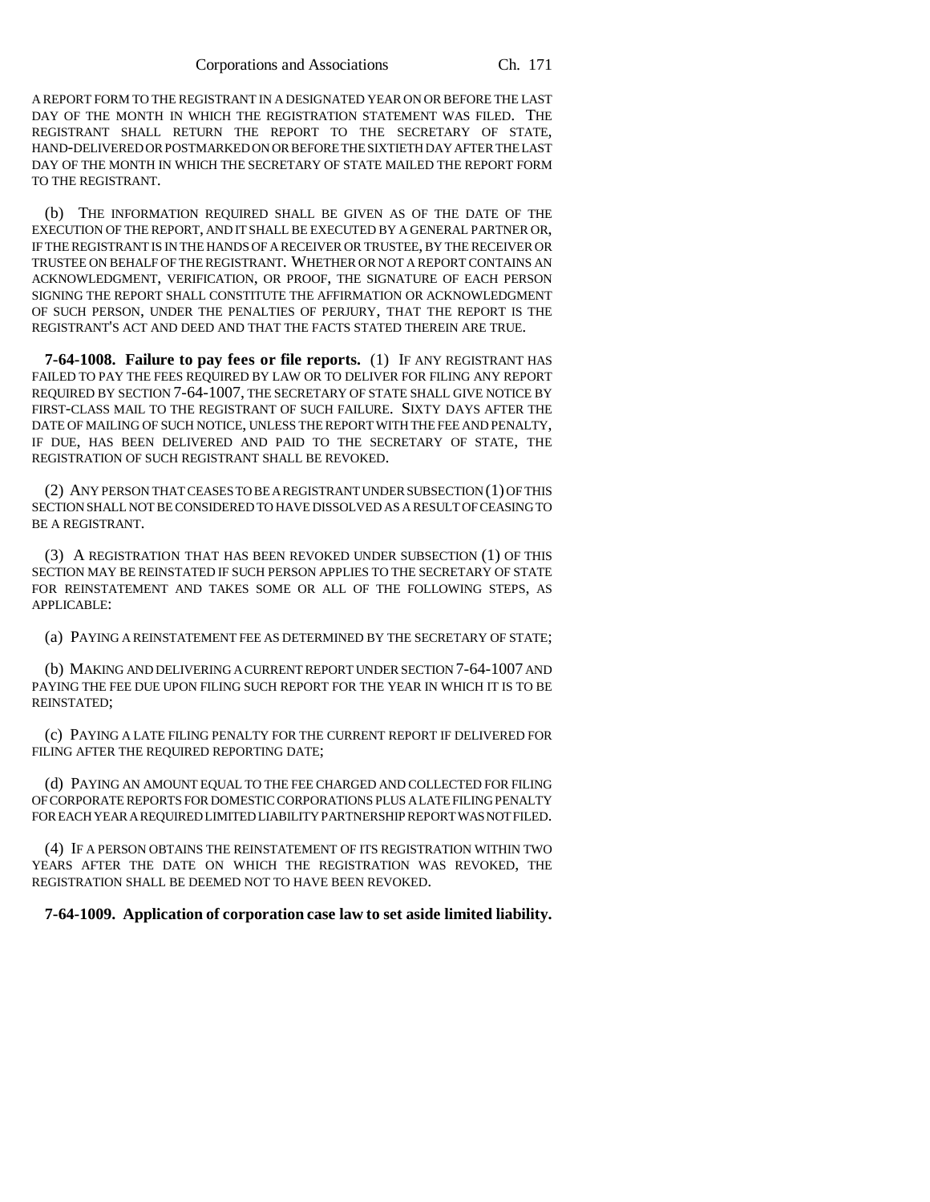A REPORT FORM TO THE REGISTRANT IN A DESIGNATED YEAR ON OR BEFORE THE LAST DAY OF THE MONTH IN WHICH THE REGISTRATION STATEMENT WAS FILED. THE REGISTRANT SHALL RETURN THE REPORT TO THE SECRETARY OF STATE, HAND-DELIVERED OR POSTMARKED ON OR BEFORE THE SIXTIETH DAY AFTER THE LAST DAY OF THE MONTH IN WHICH THE SECRETARY OF STATE MAILED THE REPORT FORM TO THE REGISTRANT.

(b) THE INFORMATION REQUIRED SHALL BE GIVEN AS OF THE DATE OF THE EXECUTION OF THE REPORT, AND IT SHALL BE EXECUTED BY A GENERAL PARTNER OR, IF THE REGISTRANT IS IN THE HANDS OF A RECEIVER OR TRUSTEE, BY THE RECEIVER OR TRUSTEE ON BEHALF OF THE REGISTRANT. WHETHER OR NOT A REPORT CONTAINS AN ACKNOWLEDGMENT, VERIFICATION, OR PROOF, THE SIGNATURE OF EACH PERSON SIGNING THE REPORT SHALL CONSTITUTE THE AFFIRMATION OR ACKNOWLEDGMENT OF SUCH PERSON, UNDER THE PENALTIES OF PERJURY, THAT THE REPORT IS THE REGISTRANT'S ACT AND DEED AND THAT THE FACTS STATED THEREIN ARE TRUE.

**7-64-1008. Failure to pay fees or file reports.** (1) IF ANY REGISTRANT HAS FAILED TO PAY THE FEES REQUIRED BY LAW OR TO DELIVER FOR FILING ANY REPORT REQUIRED BY SECTION 7-64-1007, THE SECRETARY OF STATE SHALL GIVE NOTICE BY FIRST-CLASS MAIL TO THE REGISTRANT OF SUCH FAILURE. SIXTY DAYS AFTER THE DATE OF MAILING OF SUCH NOTICE, UNLESS THE REPORT WITH THE FEE AND PENALTY, IF DUE, HAS BEEN DELIVERED AND PAID TO THE SECRETARY OF STATE, THE REGISTRATION OF SUCH REGISTRANT SHALL BE REVOKED.

(2) ANY PERSON THAT CEASES TO BE A REGISTRANT UNDER SUBSECTION (1) OF THIS SECTION SHALL NOT BE CONSIDERED TO HAVE DISSOLVED AS A RESULT OF CEASING TO BE A REGISTRANT.

(3) A REGISTRATION THAT HAS BEEN REVOKED UNDER SUBSECTION (1) OF THIS SECTION MAY BE REINSTATED IF SUCH PERSON APPLIES TO THE SECRETARY OF STATE FOR REINSTATEMENT AND TAKES SOME OR ALL OF THE FOLLOWING STEPS, AS APPLICABLE:

(a) PAYING A REINSTATEMENT FEE AS DETERMINED BY THE SECRETARY OF STATE;

(b) MAKING AND DELIVERING A CURRENT REPORT UNDER SECTION 7-64-1007 AND PAYING THE FEE DUE UPON FILING SUCH REPORT FOR THE YEAR IN WHICH IT IS TO BE REINSTATED;

(c) PAYING A LATE FILING PENALTY FOR THE CURRENT REPORT IF DELIVERED FOR FILING AFTER THE REQUIRED REPORTING DATE;

(d) PAYING AN AMOUNT EQUAL TO THE FEE CHARGED AND COLLECTED FOR FILING OF CORPORATE REPORTS FOR DOMESTIC CORPORATIONS PLUS A LATE FILING PENALTY FOR EACH YEAR A REQUIRED LIMITED LIABILITY PARTNERSHIP REPORT WAS NOT FILED.

(4) IF A PERSON OBTAINS THE REINSTATEMENT OF ITS REGISTRATION WITHIN TWO YEARS AFTER THE DATE ON WHICH THE REGISTRATION WAS REVOKED, THE REGISTRATION SHALL BE DEEMED NOT TO HAVE BEEN REVOKED.

**7-64-1009. Application of corporation case law to set aside limited liability.**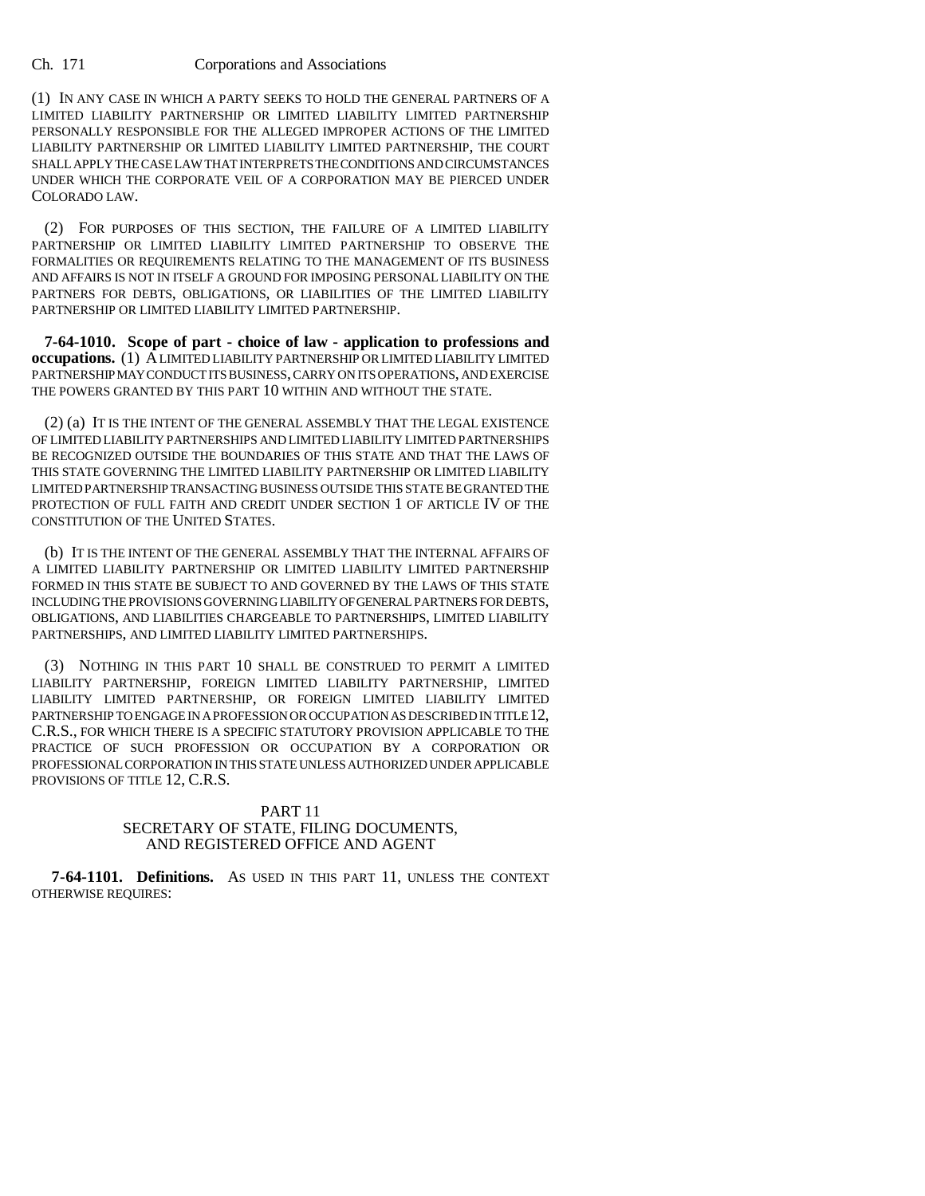(1) IN ANY CASE IN WHICH A PARTY SEEKS TO HOLD THE GENERAL PARTNERS OF A LIMITED LIABILITY PARTNERSHIP OR LIMITED LIABILITY LIMITED PARTNERSHIP PERSONALLY RESPONSIBLE FOR THE ALLEGED IMPROPER ACTIONS OF THE LIMITED LIABILITY PARTNERSHIP OR LIMITED LIABILITY LIMITED PARTNERSHIP, THE COURT SHALL APPLY THE CASE LAW THAT INTERPRETS THE CONDITIONS AND CIRCUMSTANCES UNDER WHICH THE CORPORATE VEIL OF A CORPORATION MAY BE PIERCED UNDER COLORADO LAW.

(2) FOR PURPOSES OF THIS SECTION, THE FAILURE OF A LIMITED LIABILITY PARTNERSHIP OR LIMITED LIABILITY LIMITED PARTNERSHIP TO OBSERVE THE FORMALITIES OR REQUIREMENTS RELATING TO THE MANAGEMENT OF ITS BUSINESS AND AFFAIRS IS NOT IN ITSELF A GROUND FOR IMPOSING PERSONAL LIABILITY ON THE PARTNERS FOR DEBTS, OBLIGATIONS, OR LIABILITIES OF THE LIMITED LIABILITY PARTNERSHIP OR LIMITED LIABILITY LIMITED PARTNERSHIP.

**7-64-1010. Scope of part - choice of law - application to professions and occupations.** (1) A LIMITED LIABILITY PARTNERSHIP OR LIMITED LIABILITY LIMITED PARTNERSHIP MAY CONDUCT ITS BUSINESS, CARRY ON ITS OPERATIONS, AND EXERCISE THE POWERS GRANTED BY THIS PART 10 WITHIN AND WITHOUT THE STATE.

(2) (a) IT IS THE INTENT OF THE GENERAL ASSEMBLY THAT THE LEGAL EXISTENCE OF LIMITED LIABILITY PARTNERSHIPS AND LIMITED LIABILITY LIMITED PARTNERSHIPS BE RECOGNIZED OUTSIDE THE BOUNDARIES OF THIS STATE AND THAT THE LAWS OF THIS STATE GOVERNING THE LIMITED LIABILITY PARTNERSHIP OR LIMITED LIABILITY LIMITED PARTNERSHIP TRANSACTING BUSINESS OUTSIDE THIS STATE BE GRANTED THE PROTECTION OF FULL FAITH AND CREDIT UNDER SECTION 1 OF ARTICLE IV OF THE CONSTITUTION OF THE UNITED STATES.

(b) IT IS THE INTENT OF THE GENERAL ASSEMBLY THAT THE INTERNAL AFFAIRS OF A LIMITED LIABILITY PARTNERSHIP OR LIMITED LIABILITY LIMITED PARTNERSHIP FORMED IN THIS STATE BE SUBJECT TO AND GOVERNED BY THE LAWS OF THIS STATE INCLUDING THE PROVISIONS GOVERNING LIABILITY OF GENERAL PARTNERS FOR DEBTS, OBLIGATIONS, AND LIABILITIES CHARGEABLE TO PARTNERSHIPS, LIMITED LIABILITY PARTNERSHIPS, AND LIMITED LIABILITY LIMITED PARTNERSHIPS.

(3) NOTHING IN THIS PART 10 SHALL BE CONSTRUED TO PERMIT A LIMITED LIABILITY PARTNERSHIP, FOREIGN LIMITED LIABILITY PARTNERSHIP, LIMITED LIABILITY LIMITED PARTNERSHIP, OR FOREIGN LIMITED LIABILITY LIMITED PARTNERSHIP TO ENGAGE IN A PROFESSION OR OCCUPATION AS DESCRIBED IN TITLE 12, C.R.S., FOR WHICH THERE IS A SPECIFIC STATUTORY PROVISION APPLICABLE TO THE PRACTICE OF SUCH PROFESSION OR OCCUPATION BY A CORPORATION OR PROFESSIONAL CORPORATION IN THIS STATE UNLESS AUTHORIZED UNDER APPLICABLE PROVISIONS OF TITLE 12, C.R.S.

## PART 11
## SECRETARY OF STATE, FILING DOCUMENTS, AND REGISTERED OFFICE AND AGENT

**7-64-1101. Definitions.** AS USED IN THIS PART 11, UNLESS THE CONTEXT OTHERWISE REQUIRES: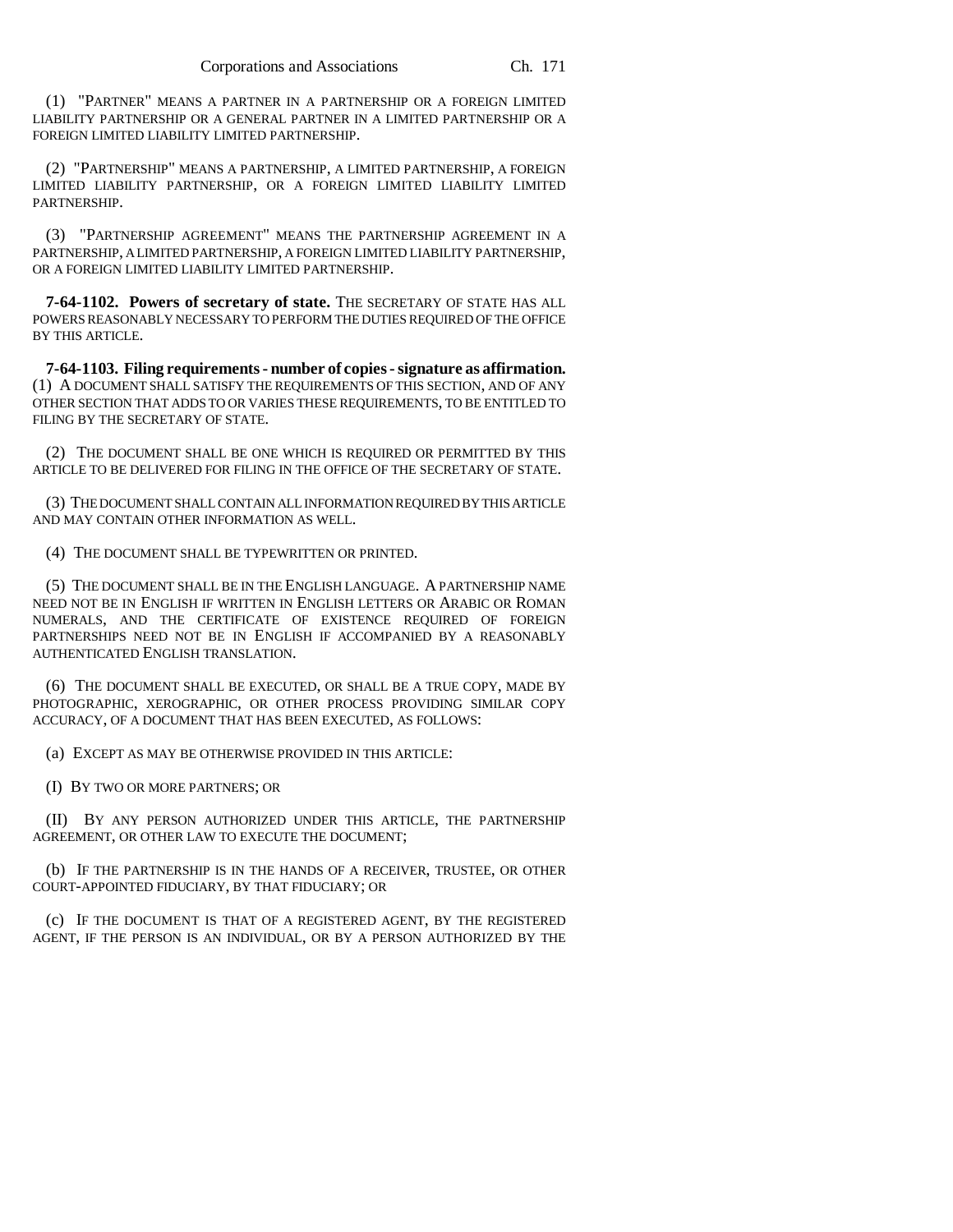(1) "PARTNER" MEANS A PARTNER IN A PARTNERSHIP OR A FOREIGN LIMITED LIABILITY PARTNERSHIP OR A GENERAL PARTNER IN A LIMITED PARTNERSHIP OR A FOREIGN LIMITED LIABILITY LIMITED PARTNERSHIP.

(2) "PARTNERSHIP" MEANS A PARTNERSHIP, A LIMITED PARTNERSHIP, A FOREIGN LIMITED LIABILITY PARTNERSHIP, OR A FOREIGN LIMITED LIABILITY LIMITED PARTNERSHIP.

(3) "PARTNERSHIP AGREEMENT" MEANS THE PARTNERSHIP AGREEMENT IN A PARTNERSHIP, A LIMITED PARTNERSHIP, A FOREIGN LIMITED LIABILITY PARTNERSHIP, OR A FOREIGN LIMITED LIABILITY LIMITED PARTNERSHIP.

**7-64-1102. Powers of secretary of state.** THE SECRETARY OF STATE HAS ALL POWERS REASONABLY NECESSARY TO PERFORM THE DUTIES REQUIRED OF THE OFFICE BY THIS ARTICLE.

**7-64-1103. Filing requirements - number of copies - signature as affirmation.** (1) A DOCUMENT SHALL SATISFY THE REQUIREMENTS OF THIS SECTION, AND OF ANY OTHER SECTION THAT ADDS TO OR VARIES THESE REQUIREMENTS, TO BE ENTITLED TO FILING BY THE SECRETARY OF STATE.

(2) THE DOCUMENT SHALL BE ONE WHICH IS REQUIRED OR PERMITTED BY THIS ARTICLE TO BE DELIVERED FOR FILING IN THE OFFICE OF THE SECRETARY OF STATE.

(3) THE DOCUMENT SHALL CONTAIN ALL INFORMATION REQUIRED BY THIS ARTICLE AND MAY CONTAIN OTHER INFORMATION AS WELL.

(4) THE DOCUMENT SHALL BE TYPEWRITTEN OR PRINTED.

(5) THE DOCUMENT SHALL BE IN THE ENGLISH LANGUAGE. A PARTNERSHIP NAME NEED NOT BE IN ENGLISH IF WRITTEN IN ENGLISH LETTERS OR ARABIC OR ROMAN NUMERALS, AND THE CERTIFICATE OF EXISTENCE REQUIRED OF FOREIGN PARTNERSHIPS NEED NOT BE IN ENGLISH IF ACCOMPANIED BY A REASONABLY AUTHENTICATED ENGLISH TRANSLATION.

(6) THE DOCUMENT SHALL BE EXECUTED, OR SHALL BE A TRUE COPY, MADE BY PHOTOGRAPHIC, XEROGRAPHIC, OR OTHER PROCESS PROVIDING SIMILAR COPY ACCURACY, OF A DOCUMENT THAT HAS BEEN EXECUTED, AS FOLLOWS:

(a) EXCEPT AS MAY BE OTHERWISE PROVIDED IN THIS ARTICLE:

(I) BY TWO OR MORE PARTNERS; OR

(II) BY ANY PERSON AUTHORIZED UNDER THIS ARTICLE, THE PARTNERSHIP AGREEMENT, OR OTHER LAW TO EXECUTE THE DOCUMENT;

(b) IF THE PARTNERSHIP IS IN THE HANDS OF A RECEIVER, TRUSTEE, OR OTHER COURT-APPOINTED FIDUCIARY, BY THAT FIDUCIARY; OR

(c) IF THE DOCUMENT IS THAT OF A REGISTERED AGENT, BY THE REGISTERED AGENT, IF THE PERSON IS AN INDIVIDUAL, OR BY A PERSON AUTHORIZED BY THE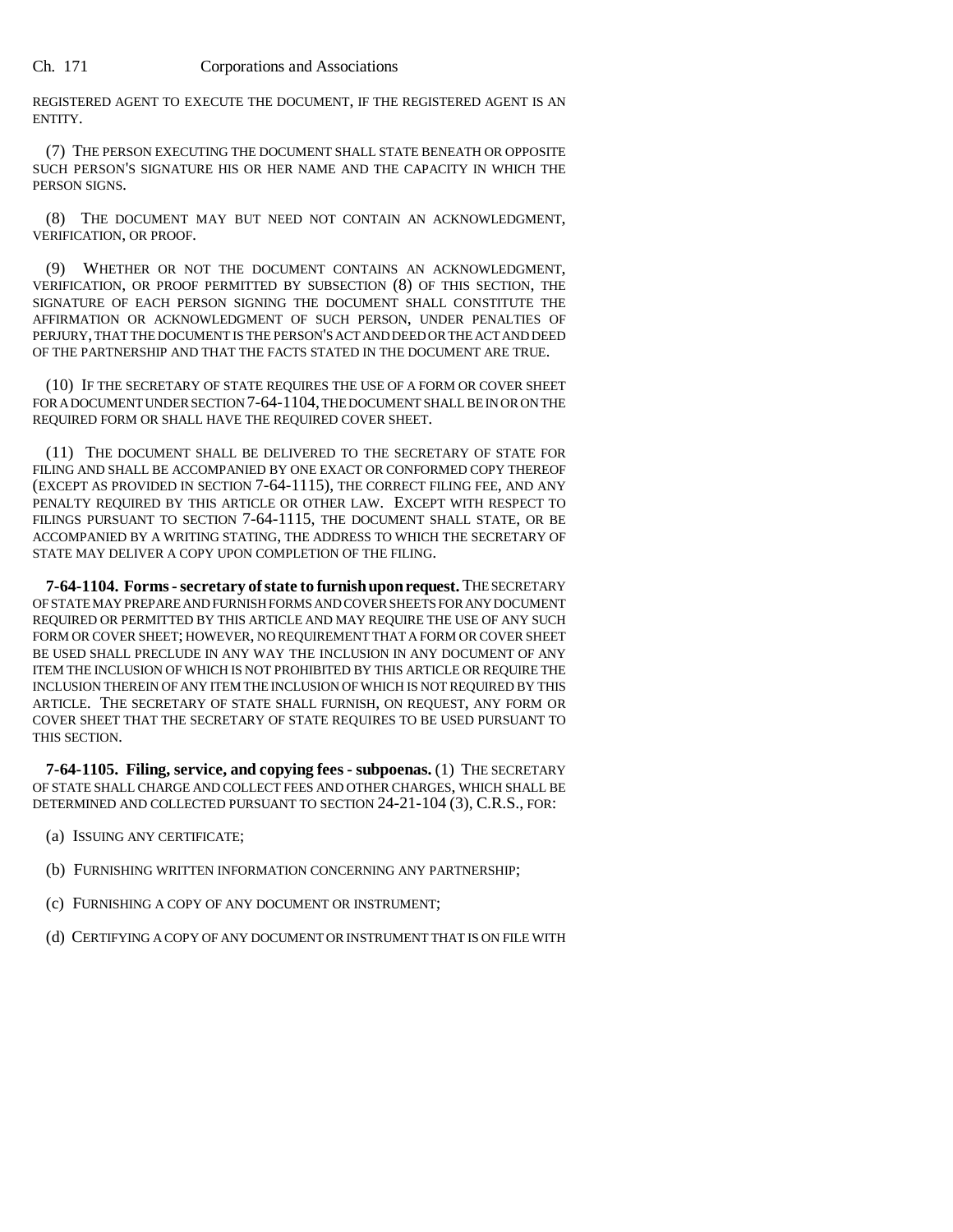REGISTERED AGENT TO EXECUTE THE DOCUMENT, IF THE REGISTERED AGENT IS AN ENTITY.

(7) THE PERSON EXECUTING THE DOCUMENT SHALL STATE BENEATH OR OPPOSITE SUCH PERSON'S SIGNATURE HIS OR HER NAME AND THE CAPACITY IN WHICH THE PERSON SIGNS.

(8) THE DOCUMENT MAY BUT NEED NOT CONTAIN AN ACKNOWLEDGMENT, VERIFICATION, OR PROOF.

(9) WHETHER OR NOT THE DOCUMENT CONTAINS AN ACKNOWLEDGMENT, VERIFICATION, OR PROOF PERMITTED BY SUBSECTION (8) OF THIS SECTION, THE SIGNATURE OF EACH PERSON SIGNING THE DOCUMENT SHALL CONSTITUTE THE AFFIRMATION OR ACKNOWLEDGMENT OF SUCH PERSON, UNDER PENALTIES OF PERJURY, THAT THE DOCUMENT IS THE PERSON'S ACT AND DEED OR THE ACT AND DEED OF THE PARTNERSHIP AND THAT THE FACTS STATED IN THE DOCUMENT ARE TRUE.

(10) IF THE SECRETARY OF STATE REQUIRES THE USE OF A FORM OR COVER SHEET FOR A DOCUMENT UNDER SECTION 7-64-1104, THE DOCUMENT SHALL BE IN OR ON THE REQUIRED FORM OR SHALL HAVE THE REQUIRED COVER SHEET.

(11) THE DOCUMENT SHALL BE DELIVERED TO THE SECRETARY OF STATE FOR FILING AND SHALL BE ACCOMPANIED BY ONE EXACT OR CONFORMED COPY THEREOF (EXCEPT AS PROVIDED IN SECTION 7-64-1115), THE CORRECT FILING FEE, AND ANY PENALTY REQUIRED BY THIS ARTICLE OR OTHER LAW. EXCEPT WITH RESPECT TO FILINGS PURSUANT TO SECTION 7-64-1115, THE DOCUMENT SHALL STATE, OR BE ACCOMPANIED BY A WRITING STATING, THE ADDRESS TO WHICH THE SECRETARY OF STATE MAY DELIVER A COPY UPON COMPLETION OF THE FILING.

**7-64-1104. Forms - secretary of state to furnish upon request.** THE SECRETARY OF STATE MAY PREPARE AND FURNISH FORMS AND COVER SHEETS FOR ANY DOCUMENT REQUIRED OR PERMITTED BY THIS ARTICLE AND MAY REQUIRE THE USE OF ANY SUCH FORM OR COVER SHEET; HOWEVER, NO REQUIREMENT THAT A FORM OR COVER SHEET BE USED SHALL PRECLUDE IN ANY WAY THE INCLUSION IN ANY DOCUMENT OF ANY ITEM THE INCLUSION OF WHICH IS NOT PROHIBITED BY THIS ARTICLE OR REQUIRE THE INCLUSION THEREIN OF ANY ITEM THE INCLUSION OF WHICH IS NOT REQUIRED BY THIS ARTICLE. THE SECRETARY OF STATE SHALL FURNISH, ON REQUEST, ANY FORM OR COVER SHEET THAT THE SECRETARY OF STATE REQUIRES TO BE USED PURSUANT TO THIS SECTION.

**7-64-1105. Filing, service, and copying fees - subpoenas.** (1) THE SECRETARY OF STATE SHALL CHARGE AND COLLECT FEES AND OTHER CHARGES, WHICH SHALL BE DETERMINED AND COLLECTED PURSUANT TO SECTION 24-21-104 (3), C.R.S., FOR:

(a) ISSUING ANY CERTIFICATE;

(b) FURNISHING WRITTEN INFORMATION CONCERNING ANY PARTNERSHIP;

(c) FURNISHING A COPY OF ANY DOCUMENT OR INSTRUMENT;

(d) CERTIFYING A COPY OF ANY DOCUMENT OR INSTRUMENT THAT IS ON FILE WITH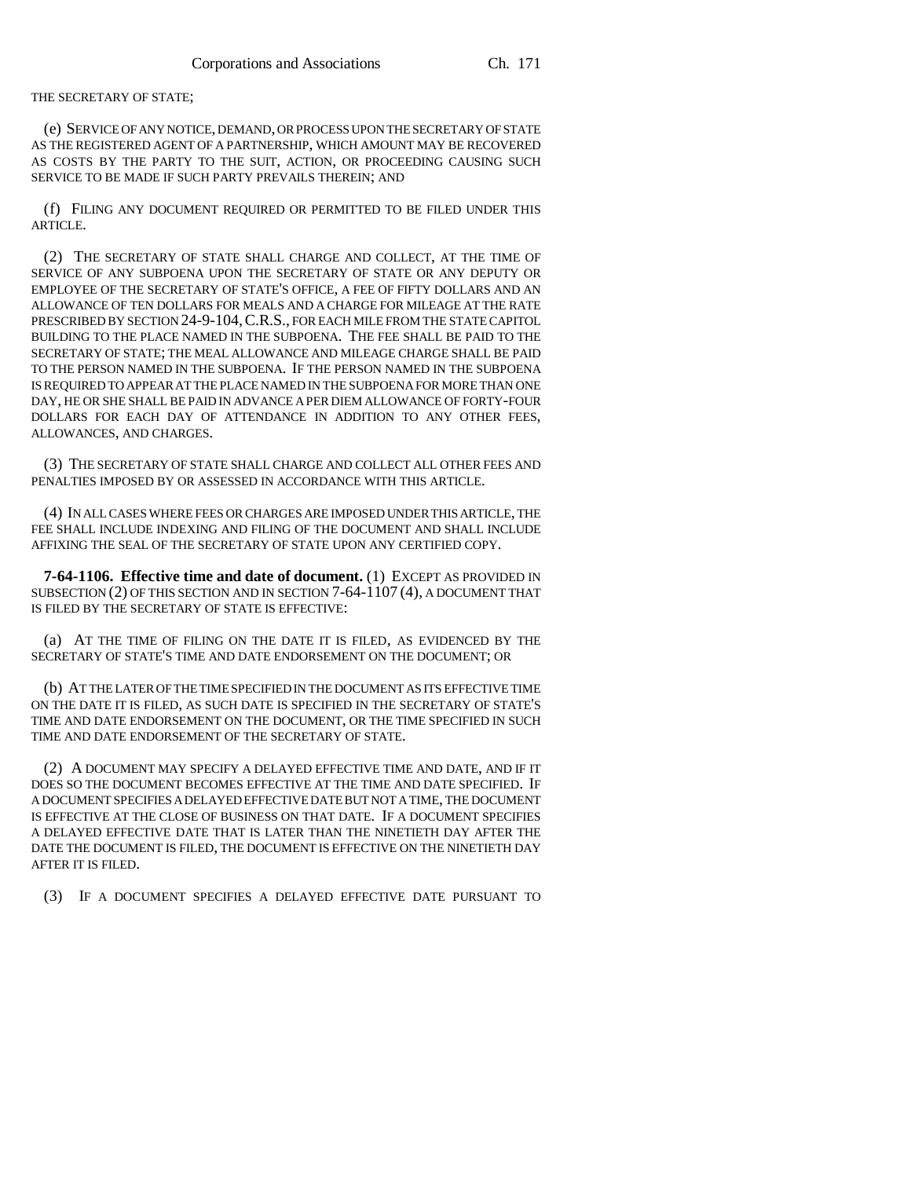THE SECRETARY OF STATE;

(e) SERVICE OF ANY NOTICE, DEMAND, OR PROCESS UPON THE SECRETARY OF STATE AS THE REGISTERED AGENT OF A PARTNERSHIP, WHICH AMOUNT MAY BE RECOVERED AS COSTS BY THE PARTY TO THE SUIT, ACTION, OR PROCEEDING CAUSING SUCH SERVICE TO BE MADE IF SUCH PARTY PREVAILS THEREIN; AND

(f) FILING ANY DOCUMENT REQUIRED OR PERMITTED TO BE FILED UNDER THIS ARTICLE.

(2) THE SECRETARY OF STATE SHALL CHARGE AND COLLECT, AT THE TIME OF SERVICE OF ANY SUBPOENA UPON THE SECRETARY OF STATE OR ANY DEPUTY OR EMPLOYEE OF THE SECRETARY OF STATE'S OFFICE, A FEE OF FIFTY DOLLARS AND AN ALLOWANCE OF TEN DOLLARS FOR MEALS AND A CHARGE FOR MILEAGE AT THE RATE PRESCRIBED BY SECTION 24-9-104, C.R.S., FOR EACH MILE FROM THE STATE CAPITOL BUILDING TO THE PLACE NAMED IN THE SUBPOENA. THE FEE SHALL BE PAID TO THE SECRETARY OF STATE; THE MEAL ALLOWANCE AND MILEAGE CHARGE SHALL BE PAID TO THE PERSON NAMED IN THE SUBPOENA. IF THE PERSON NAMED IN THE SUBPOENA IS REQUIRED TO APPEAR AT THE PLACE NAMED IN THE SUBPOENA FOR MORE THAN ONE DAY, HE OR SHE SHALL BE PAID IN ADVANCE A PER DIEM ALLOWANCE OF FORTY-FOUR DOLLARS FOR EACH DAY OF ATTENDANCE IN ADDITION TO ANY OTHER FEES, ALLOWANCES, AND CHARGES.

(3) THE SECRETARY OF STATE SHALL CHARGE AND COLLECT ALL OTHER FEES AND PENALTIES IMPOSED BY OR ASSESSED IN ACCORDANCE WITH THIS ARTICLE.

(4) IN ALL CASES WHERE FEES OR CHARGES ARE IMPOSED UNDER THIS ARTICLE, THE FEE SHALL INCLUDE INDEXING AND FILING OF THE DOCUMENT AND SHALL INCLUDE AFFIXING THE SEAL OF THE SECRETARY OF STATE UPON ANY CERTIFIED COPY.

**7-64-1106. Effective time and date of document.** (1) EXCEPT AS PROVIDED IN SUBSECTION (2) OF THIS SECTION AND IN SECTION 7-64-1107 (4), A DOCUMENT THAT IS FILED BY THE SECRETARY OF STATE IS EFFECTIVE:

(a) AT THE TIME OF FILING ON THE DATE IT IS FILED, AS EVIDENCED BY THE SECRETARY OF STATE'S TIME AND DATE ENDORSEMENT ON THE DOCUMENT; OR

(b) AT THE LATER OF THE TIME SPECIFIED IN THE DOCUMENT AS ITS EFFECTIVE TIME ON THE DATE IT IS FILED, AS SUCH DATE IS SPECIFIED IN THE SECRETARY OF STATE'S TIME AND DATE ENDORSEMENT ON THE DOCUMENT, OR THE TIME SPECIFIED IN SUCH TIME AND DATE ENDORSEMENT OF THE SECRETARY OF STATE.

(2) A DOCUMENT MAY SPECIFY A DELAYED EFFECTIVE TIME AND DATE, AND IF IT DOES SO THE DOCUMENT BECOMES EFFECTIVE AT THE TIME AND DATE SPECIFIED. IF A DOCUMENT SPECIFIES A DELAYED EFFECTIVE DATE BUT NOT A TIME, THE DOCUMENT IS EFFECTIVE AT THE CLOSE OF BUSINESS ON THAT DATE. IF A DOCUMENT SPECIFIES A DELAYED EFFECTIVE DATE THAT IS LATER THAN THE NINETIETH DAY AFTER THE DATE THE DOCUMENT IS FILED, THE DOCUMENT IS EFFECTIVE ON THE NINETIETH DAY AFTER IT IS FILED.

(3) IF A DOCUMENT SPECIFIES A DELAYED EFFECTIVE DATE PURSUANT TO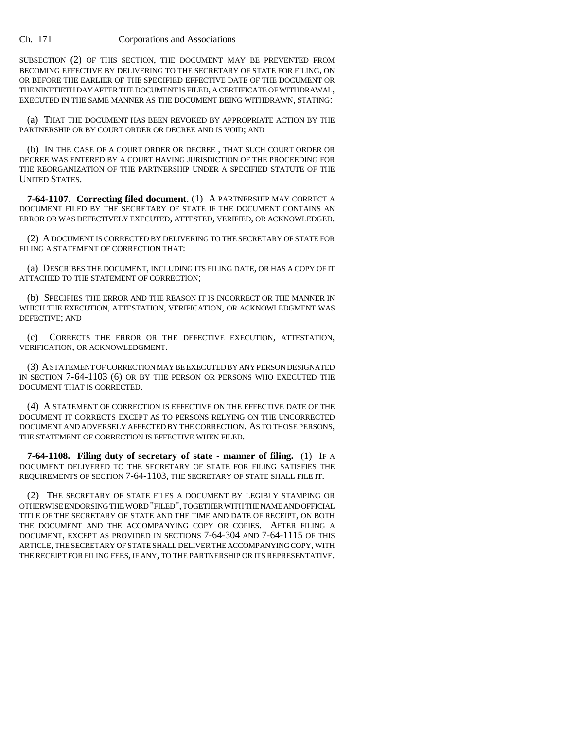SUBSECTION (2) OF THIS SECTION, THE DOCUMENT MAY BE PREVENTED FROM BECOMING EFFECTIVE BY DELIVERING TO THE SECRETARY OF STATE FOR FILING, ON OR BEFORE THE EARLIER OF THE SPECIFIED EFFECTIVE DATE OF THE DOCUMENT OR THE NINETIETH DAY AFTER THE DOCUMENT IS FILED, A CERTIFICATE OF WITHDRAWAL, EXECUTED IN THE SAME MANNER AS THE DOCUMENT BEING WITHDRAWN, STATING:

(a) THAT THE DOCUMENT HAS BEEN REVOKED BY APPROPRIATE ACTION BY THE PARTNERSHIP OR BY COURT ORDER OR DECREE AND IS VOID; AND

(b) IN THE CASE OF A COURT ORDER OR DECREE , THAT SUCH COURT ORDER OR DECREE WAS ENTERED BY A COURT HAVING JURISDICTION OF THE PROCEEDING FOR THE REORGANIZATION OF THE PARTNERSHIP UNDER A SPECIFIED STATUTE OF THE UNITED STATES.

**7-64-1107. Correcting filed document.** (1) A PARTNERSHIP MAY CORRECT A DOCUMENT FILED BY THE SECRETARY OF STATE IF THE DOCUMENT CONTAINS AN ERROR OR WAS DEFECTIVELY EXECUTED, ATTESTED, VERIFIED, OR ACKNOWLEDGED.

(2) A DOCUMENT IS CORRECTED BY DELIVERING TO THE SECRETARY OF STATE FOR FILING A STATEMENT OF CORRECTION THAT:

(a) DESCRIBES THE DOCUMENT, INCLUDING ITS FILING DATE, OR HAS A COPY OF IT ATTACHED TO THE STATEMENT OF CORRECTION;

(b) SPECIFIES THE ERROR AND THE REASON IT IS INCORRECT OR THE MANNER IN WHICH THE EXECUTION, ATTESTATION, VERIFICATION, OR ACKNOWLEDGMENT WAS DEFECTIVE; AND

(c) CORRECTS THE ERROR OR THE DEFECTIVE EXECUTION, ATTESTATION, VERIFICATION, OR ACKNOWLEDGMENT.

(3) A STATEMENT OF CORRECTION MAY BE EXECUTED BY ANY PERSON DESIGNATED IN SECTION 7-64-1103 (6) OR BY THE PERSON OR PERSONS WHO EXECUTED THE DOCUMENT THAT IS CORRECTED.

(4) A STATEMENT OF CORRECTION IS EFFECTIVE ON THE EFFECTIVE DATE OF THE DOCUMENT IT CORRECTS EXCEPT AS TO PERSONS RELYING ON THE UNCORRECTED DOCUMENT AND ADVERSELY AFFECTED BY THE CORRECTION. AS TO THOSE PERSONS, THE STATEMENT OF CORRECTION IS EFFECTIVE WHEN FILED.

**7-64-1108. Filing duty of secretary of state - manner of filing.** (1) IF A DOCUMENT DELIVERED TO THE SECRETARY OF STATE FOR FILING SATISFIES THE REQUIREMENTS OF SECTION 7-64-1103, THE SECRETARY OF STATE SHALL FILE IT.

(2) THE SECRETARY OF STATE FILES A DOCUMENT BY LEGIBLY STAMPING OR OTHERWISE ENDORSING THE WORD "FILED", TOGETHER WITH THE NAME AND OFFICIAL TITLE OF THE SECRETARY OF STATE AND THE TIME AND DATE OF RECEIPT, ON BOTH THE DOCUMENT AND THE ACCOMPANYING COPY OR COPIES. AFTER FILING A DOCUMENT, EXCEPT AS PROVIDED IN SECTIONS 7-64-304 AND 7-64-1115 OF THIS ARTICLE, THE SECRETARY OF STATE SHALL DELIVER THE ACCOMPANYING COPY, WITH THE RECEIPT FOR FILING FEES, IF ANY, TO THE PARTNERSHIP OR ITS REPRESENTATIVE.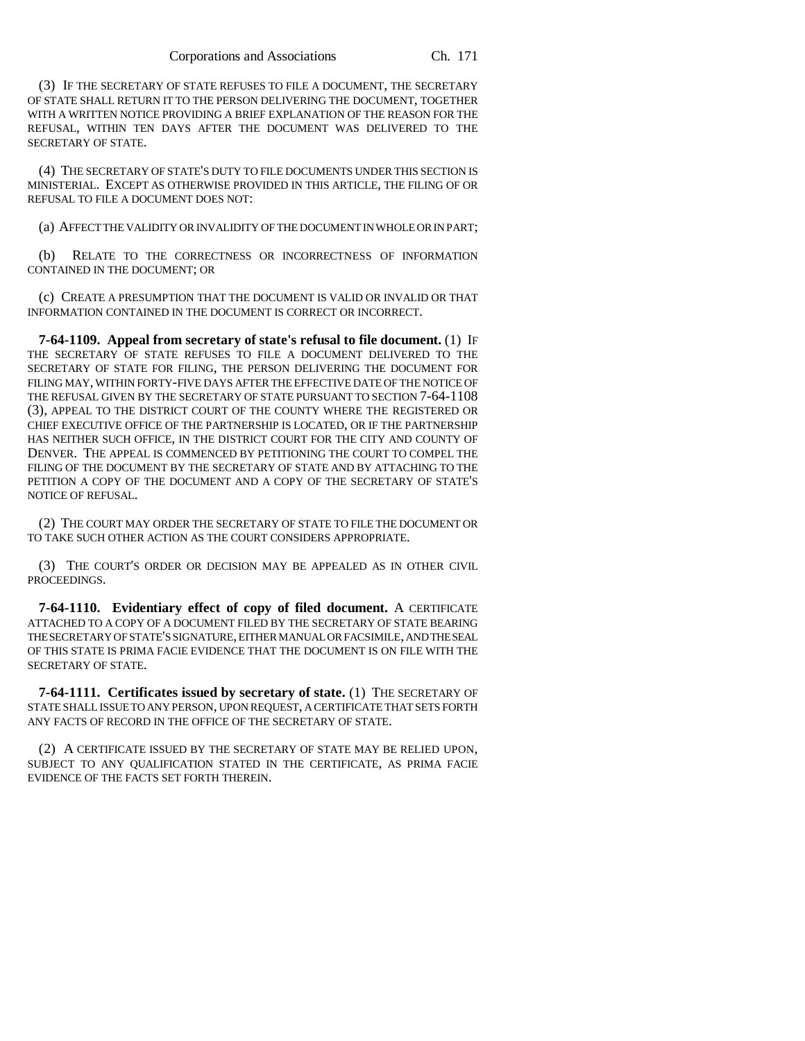(3) IF THE SECRETARY OF STATE REFUSES TO FILE A DOCUMENT, THE SECRETARY OF STATE SHALL RETURN IT TO THE PERSON DELIVERING THE DOCUMENT, TOGETHER WITH A WRITTEN NOTICE PROVIDING A BRIEF EXPLANATION OF THE REASON FOR THE REFUSAL, WITHIN TEN DAYS AFTER THE DOCUMENT WAS DELIVERED TO THE SECRETARY OF STATE.

(4) THE SECRETARY OF STATE'S DUTY TO FILE DOCUMENTS UNDER THIS SECTION IS MINISTERIAL. EXCEPT AS OTHERWISE PROVIDED IN THIS ARTICLE, THE FILING OF OR REFUSAL TO FILE A DOCUMENT DOES NOT:

(a) AFFECT THE VALIDITY OR INVALIDITY OF THE DOCUMENT IN WHOLE OR IN PART;

(b) RELATE TO THE CORRECTNESS OR INCORRECTNESS OF INFORMATION CONTAINED IN THE DOCUMENT; OR

(c) CREATE A PRESUMPTION THAT THE DOCUMENT IS VALID OR INVALID OR THAT INFORMATION CONTAINED IN THE DOCUMENT IS CORRECT OR INCORRECT.

**7-64-1109. Appeal from secretary of state's refusal to file document.** (1) IF THE SECRETARY OF STATE REFUSES TO FILE A DOCUMENT DELIVERED TO THE SECRETARY OF STATE FOR FILING, THE PERSON DELIVERING THE DOCUMENT FOR FILING MAY, WITHIN FORTY-FIVE DAYS AFTER THE EFFECTIVE DATE OF THE NOTICE OF THE REFUSAL GIVEN BY THE SECRETARY OF STATE PURSUANT TO SECTION 7-64-1108 (3), APPEAL TO THE DISTRICT COURT OF THE COUNTY WHERE THE REGISTERED OR CHIEF EXECUTIVE OFFICE OF THE PARTNERSHIP IS LOCATED, OR IF THE PARTNERSHIP HAS NEITHER SUCH OFFICE, IN THE DISTRICT COURT FOR THE CITY AND COUNTY OF DENVER. THE APPEAL IS COMMENCED BY PETITIONING THE COURT TO COMPEL THE FILING OF THE DOCUMENT BY THE SECRETARY OF STATE AND BY ATTACHING TO THE PETITION A COPY OF THE DOCUMENT AND A COPY OF THE SECRETARY OF STATE'S NOTICE OF REFUSAL.

(2) THE COURT MAY ORDER THE SECRETARY OF STATE TO FILE THE DOCUMENT OR TO TAKE SUCH OTHER ACTION AS THE COURT CONSIDERS APPROPRIATE.

(3) THE COURT'S ORDER OR DECISION MAY BE APPEALED AS IN OTHER CIVIL PROCEEDINGS.

**7-64-1110. Evidentiary effect of copy of filed document.** A CERTIFICATE ATTACHED TO A COPY OF A DOCUMENT FILED BY THE SECRETARY OF STATE BEARING THE SECRETARY OF STATE'S SIGNATURE, EITHER MANUAL OR FACSIMILE, AND THE SEAL OF THIS STATE IS PRIMA FACIE EVIDENCE THAT THE DOCUMENT IS ON FILE WITH THE SECRETARY OF STATE.

**7-64-1111. Certificates issued by secretary of state.** (1) THE SECRETARY OF STATE SHALL ISSUE TO ANY PERSON, UPON REQUEST, A CERTIFICATE THAT SETS FORTH ANY FACTS OF RECORD IN THE OFFICE OF THE SECRETARY OF STATE.

(2) A CERTIFICATE ISSUED BY THE SECRETARY OF STATE MAY BE RELIED UPON, SUBJECT TO ANY QUALIFICATION STATED IN THE CERTIFICATE, AS PRIMA FACIE EVIDENCE OF THE FACTS SET FORTH THEREIN.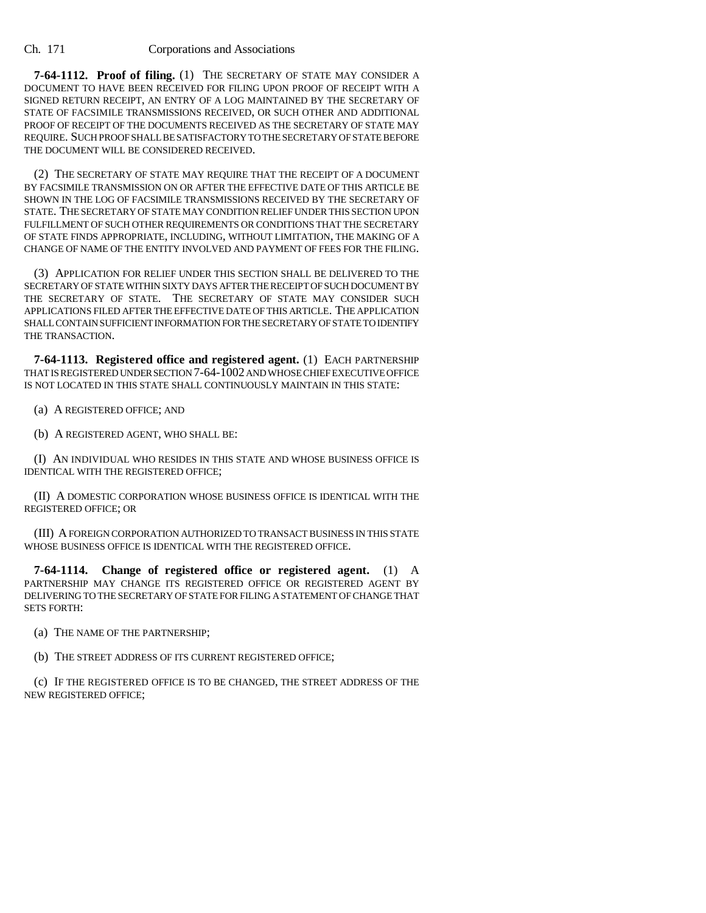**7-64-1112. Proof of filing.** (1) THE SECRETARY OF STATE MAY CONSIDER A DOCUMENT TO HAVE BEEN RECEIVED FOR FILING UPON PROOF OF RECEIPT WITH A SIGNED RETURN RECEIPT, AN ENTRY OF A LOG MAINTAINED BY THE SECRETARY OF STATE OF FACSIMILE TRANSMISSIONS RECEIVED, OR SUCH OTHER AND ADDITIONAL PROOF OF RECEIPT OF THE DOCUMENTS RECEIVED AS THE SECRETARY OF STATE MAY REQUIRE. SUCH PROOF SHALL BE SATISFACTORY TO THE SECRETARY OF STATE BEFORE THE DOCUMENT WILL BE CONSIDERED RECEIVED.

(2) THE SECRETARY OF STATE MAY REQUIRE THAT THE RECEIPT OF A DOCUMENT BY FACSIMILE TRANSMISSION ON OR AFTER THE EFFECTIVE DATE OF THIS ARTICLE BE SHOWN IN THE LOG OF FACSIMILE TRANSMISSIONS RECEIVED BY THE SECRETARY OF STATE. THE SECRETARY OF STATE MAY CONDITION RELIEF UNDER THIS SECTION UPON FULFILLMENT OF SUCH OTHER REQUIREMENTS OR CONDITIONS THAT THE SECRETARY OF STATE FINDS APPROPRIATE, INCLUDING, WITHOUT LIMITATION, THE MAKING OF A CHANGE OF NAME OF THE ENTITY INVOLVED AND PAYMENT OF FEES FOR THE FILING.

(3) APPLICATION FOR RELIEF UNDER THIS SECTION SHALL BE DELIVERED TO THE SECRETARY OF STATE WITHIN SIXTY DAYS AFTER THE RECEIPT OF SUCH DOCUMENT BY THE SECRETARY OF STATE. THE SECRETARY OF STATE MAY CONSIDER SUCH APPLICATIONS FILED AFTER THE EFFECTIVE DATE OF THIS ARTICLE. THE APPLICATION SHALL CONTAIN SUFFICIENT INFORMATION FOR THE SECRETARY OF STATE TO IDENTIFY THE TRANSACTION.

**7-64-1113. Registered office and registered agent.** (1) EACH PARTNERSHIP THAT IS REGISTERED UNDER SECTION 7-64-1002 AND WHOSE CHIEF EXECUTIVE OFFICE IS NOT LOCATED IN THIS STATE SHALL CONTINUOUSLY MAINTAIN IN THIS STATE:

(a) A REGISTERED OFFICE; AND

(b) A REGISTERED AGENT, WHO SHALL BE:

(I) AN INDIVIDUAL WHO RESIDES IN THIS STATE AND WHOSE BUSINESS OFFICE IS IDENTICAL WITH THE REGISTERED OFFICE;

(II) A DOMESTIC CORPORATION WHOSE BUSINESS OFFICE IS IDENTICAL WITH THE REGISTERED OFFICE; OR

(III) A FOREIGN CORPORATION AUTHORIZED TO TRANSACT BUSINESS IN THIS STATE WHOSE BUSINESS OFFICE IS IDENTICAL WITH THE REGISTERED OFFICE.

**7-64-1114. Change of registered office or registered agent.** (1) A PARTNERSHIP MAY CHANGE ITS REGISTERED OFFICE OR REGISTERED AGENT BY DELIVERING TO THE SECRETARY OF STATE FOR FILING A STATEMENT OF CHANGE THAT SETS FORTH:

(a) THE NAME OF THE PARTNERSHIP;

(b) THE STREET ADDRESS OF ITS CURRENT REGISTERED OFFICE;

(c) IF THE REGISTERED OFFICE IS TO BE CHANGED, THE STREET ADDRESS OF THE NEW REGISTERED OFFICE;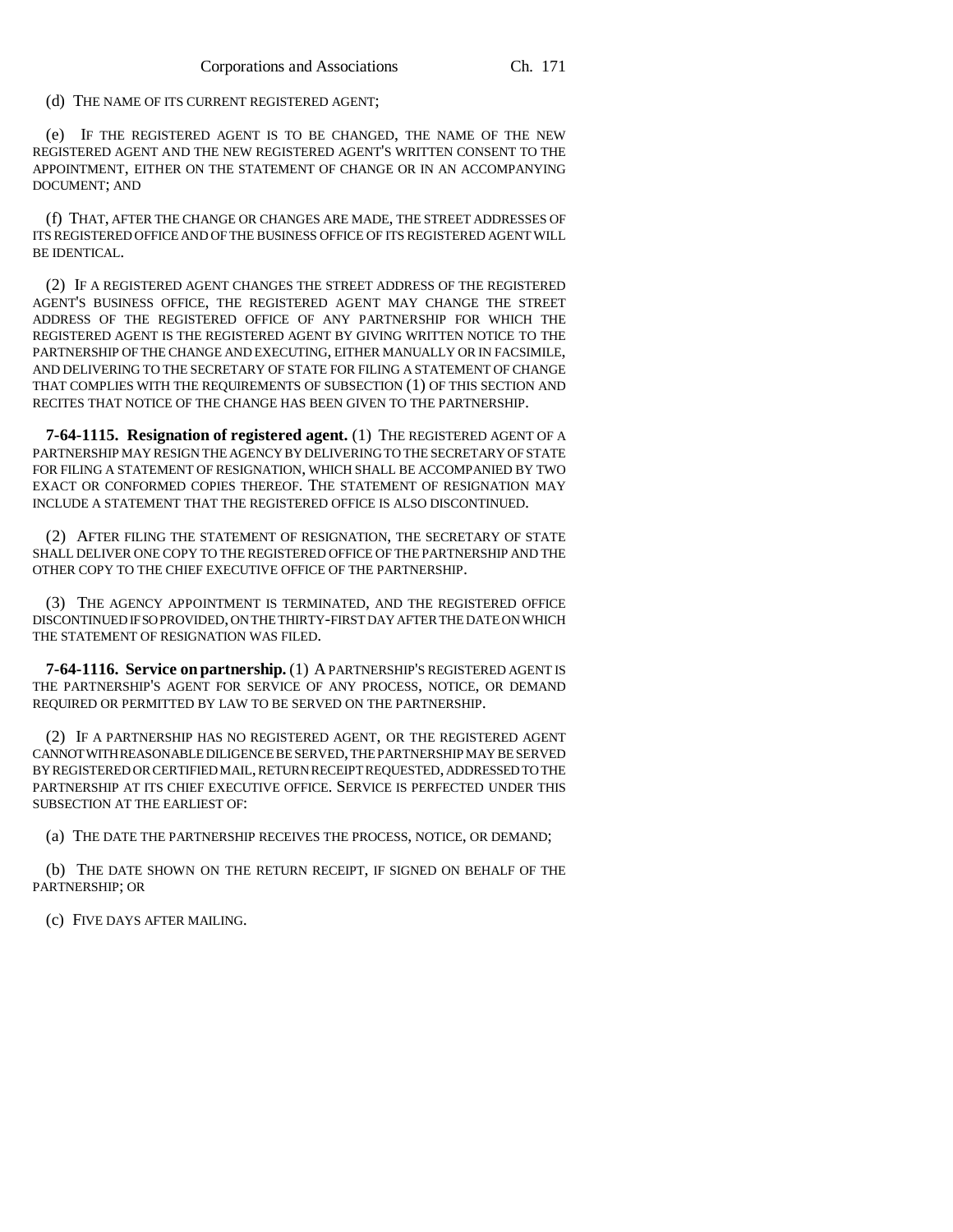(d) THE NAME OF ITS CURRENT REGISTERED AGENT;

(e) IF THE REGISTERED AGENT IS TO BE CHANGED, THE NAME OF THE NEW REGISTERED AGENT AND THE NEW REGISTERED AGENT'S WRITTEN CONSENT TO THE APPOINTMENT, EITHER ON THE STATEMENT OF CHANGE OR IN AN ACCOMPANYING DOCUMENT; AND

(f) THAT, AFTER THE CHANGE OR CHANGES ARE MADE, THE STREET ADDRESSES OF ITS REGISTERED OFFICE AND OF THE BUSINESS OFFICE OF ITS REGISTERED AGENT WILL BE IDENTICAL.

(2) IF A REGISTERED AGENT CHANGES THE STREET ADDRESS OF THE REGISTERED AGENT'S BUSINESS OFFICE, THE REGISTERED AGENT MAY CHANGE THE STREET ADDRESS OF THE REGISTERED OFFICE OF ANY PARTNERSHIP FOR WHICH THE REGISTERED AGENT IS THE REGISTERED AGENT BY GIVING WRITTEN NOTICE TO THE PARTNERSHIP OF THE CHANGE AND EXECUTING, EITHER MANUALLY OR IN FACSIMILE, AND DELIVERING TO THE SECRETARY OF STATE FOR FILING A STATEMENT OF CHANGE THAT COMPLIES WITH THE REQUIREMENTS OF SUBSECTION (1) OF THIS SECTION AND RECITES THAT NOTICE OF THE CHANGE HAS BEEN GIVEN TO THE PARTNERSHIP.

**7-64-1115. Resignation of registered agent.** (1) THE REGISTERED AGENT OF A PARTNERSHIP MAY RESIGN THE AGENCY BY DELIVERING TO THE SECRETARY OF STATE FOR FILING A STATEMENT OF RESIGNATION, WHICH SHALL BE ACCOMPANIED BY TWO EXACT OR CONFORMED COPIES THEREOF. THE STATEMENT OF RESIGNATION MAY INCLUDE A STATEMENT THAT THE REGISTERED OFFICE IS ALSO DISCONTINUED.

(2) AFTER FILING THE STATEMENT OF RESIGNATION, THE SECRETARY OF STATE SHALL DELIVER ONE COPY TO THE REGISTERED OFFICE OF THE PARTNERSHIP AND THE OTHER COPY TO THE CHIEF EXECUTIVE OFFICE OF THE PARTNERSHIP.

(3) THE AGENCY APPOINTMENT IS TERMINATED, AND THE REGISTERED OFFICE DISCONTINUED IF SO PROVIDED, ON THE THIRTY-FIRST DAY AFTER THE DATE ON WHICH THE STATEMENT OF RESIGNATION WAS FILED.

**7-64-1116. Service on partnership.** (1) A PARTNERSHIP'S REGISTERED AGENT IS THE PARTNERSHIP'S AGENT FOR SERVICE OF ANY PROCESS, NOTICE, OR DEMAND REQUIRED OR PERMITTED BY LAW TO BE SERVED ON THE PARTNERSHIP.

(2) IF A PARTNERSHIP HAS NO REGISTERED AGENT, OR THE REGISTERED AGENT CANNOT WITH REASONABLE DILIGENCE BE SERVED, THE PARTNERSHIP MAY BE SERVED BY REGISTERED OR CERTIFIED MAIL, RETURN RECEIPT REQUESTED, ADDRESSED TO THE PARTNERSHIP AT ITS CHIEF EXECUTIVE OFFICE. SERVICE IS PERFECTED UNDER THIS SUBSECTION AT THE EARLIEST OF:

(a) THE DATE THE PARTNERSHIP RECEIVES THE PROCESS, NOTICE, OR DEMAND;

(b) THE DATE SHOWN ON THE RETURN RECEIPT, IF SIGNED ON BEHALF OF THE PARTNERSHIP; OR

(c) FIVE DAYS AFTER MAILING.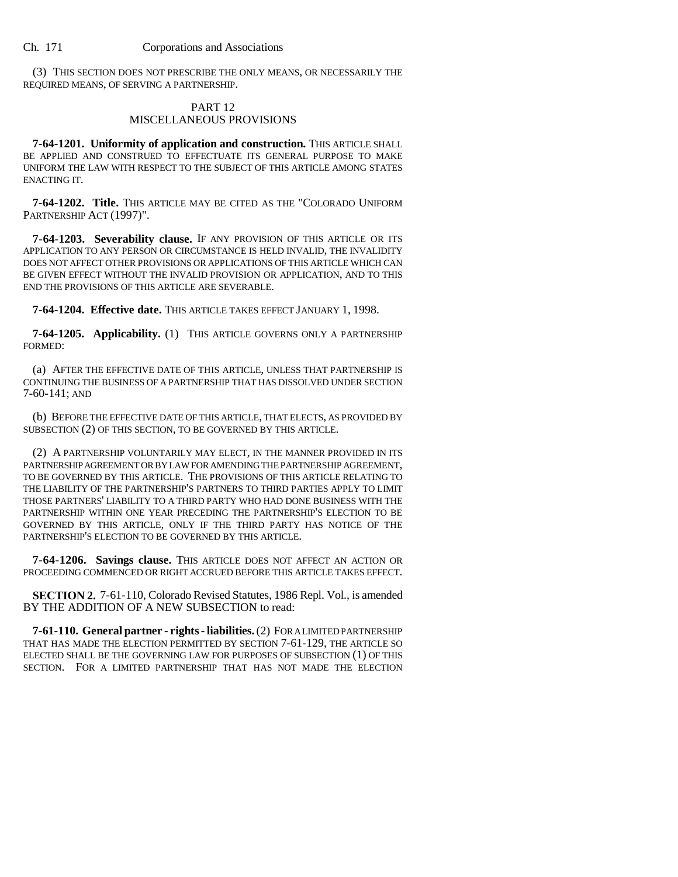(3) THIS SECTION DOES NOT PRESCRIBE THE ONLY MEANS, OR NECESSARILY THE REQUIRED MEANS, OF SERVING A PARTNERSHIP.

## PART 12
## MISCELLANEOUS PROVISIONS

**7-64-1201. Uniformity of application and construction.** THIS ARTICLE SHALL BE APPLIED AND CONSTRUED TO EFFECTUATE ITS GENERAL PURPOSE TO MAKE UNIFORM THE LAW WITH RESPECT TO THE SUBJECT OF THIS ARTICLE AMONG STATES ENACTING IT.

**7-64-1202. Title.** THIS ARTICLE MAY BE CITED AS THE "COLORADO UNIFORM PARTNERSHIP ACT (1997)".

**7-64-1203. Severability clause.** IF ANY PROVISION OF THIS ARTICLE OR ITS APPLICATION TO ANY PERSON OR CIRCUMSTANCE IS HELD INVALID, THE INVALIDITY DOES NOT AFFECT OTHER PROVISIONS OR APPLICATIONS OF THIS ARTICLE WHICH CAN BE GIVEN EFFECT WITHOUT THE INVALID PROVISION OR APPLICATION, AND TO THIS END THE PROVISIONS OF THIS ARTICLE ARE SEVERABLE.

**7-64-1204. Effective date.** THIS ARTICLE TAKES EFFECT JANUARY 1, 1998.

**7-64-1205. Applicability.** (1) THIS ARTICLE GOVERNS ONLY A PARTNERSHIP FORMED:

(a) AFTER THE EFFECTIVE DATE OF THIS ARTICLE, UNLESS THAT PARTNERSHIP IS CONTINUING THE BUSINESS OF A PARTNERSHIP THAT HAS DISSOLVED UNDER SECTION 7-60-141; AND

(b) BEFORE THE EFFECTIVE DATE OF THIS ARTICLE, THAT ELECTS, AS PROVIDED BY SUBSECTION (2) OF THIS SECTION, TO BE GOVERNED BY THIS ARTICLE.

(2) A PARTNERSHIP VOLUNTARILY MAY ELECT, IN THE MANNER PROVIDED IN ITS PARTNERSHIP AGREEMENT OR BY LAW FOR AMENDING THE PARTNERSHIP AGREEMENT, TO BE GOVERNED BY THIS ARTICLE. THE PROVISIONS OF THIS ARTICLE RELATING TO THE LIABILITY OF THE PARTNERSHIP'S PARTNERS TO THIRD PARTIES APPLY TO LIMIT THOSE PARTNERS' LIABILITY TO A THIRD PARTY WHO HAD DONE BUSINESS WITH THE PARTNERSHIP WITHIN ONE YEAR PRECEDING THE PARTNERSHIP'S ELECTION TO BE GOVERNED BY THIS ARTICLE, ONLY IF THE THIRD PARTY HAS NOTICE OF THE PARTNERSHIP'S ELECTION TO BE GOVERNED BY THIS ARTICLE.

**7-64-1206. Savings clause.** THIS ARTICLE DOES NOT AFFECT AN ACTION OR PROCEEDING COMMENCED OR RIGHT ACCRUED BEFORE THIS ARTICLE TAKES EFFECT.

**SECTION 2.** 7-61-110, Colorado Revised Statutes, 1986 Repl. Vol., is amended BY THE ADDITION OF A NEW SUBSECTION to read:

**7-61-110. General partner - rights - liabilities.** (2) FOR A LIMITED PARTNERSHIP THAT HAS MADE THE ELECTION PERMITTED BY SECTION 7-61-129, THE ARTICLE SO ELECTED SHALL BE THE GOVERNING LAW FOR PURPOSES OF SUBSECTION (1) OF THIS SECTION. FOR A LIMITED PARTNERSHIP THAT HAS NOT MADE THE ELECTION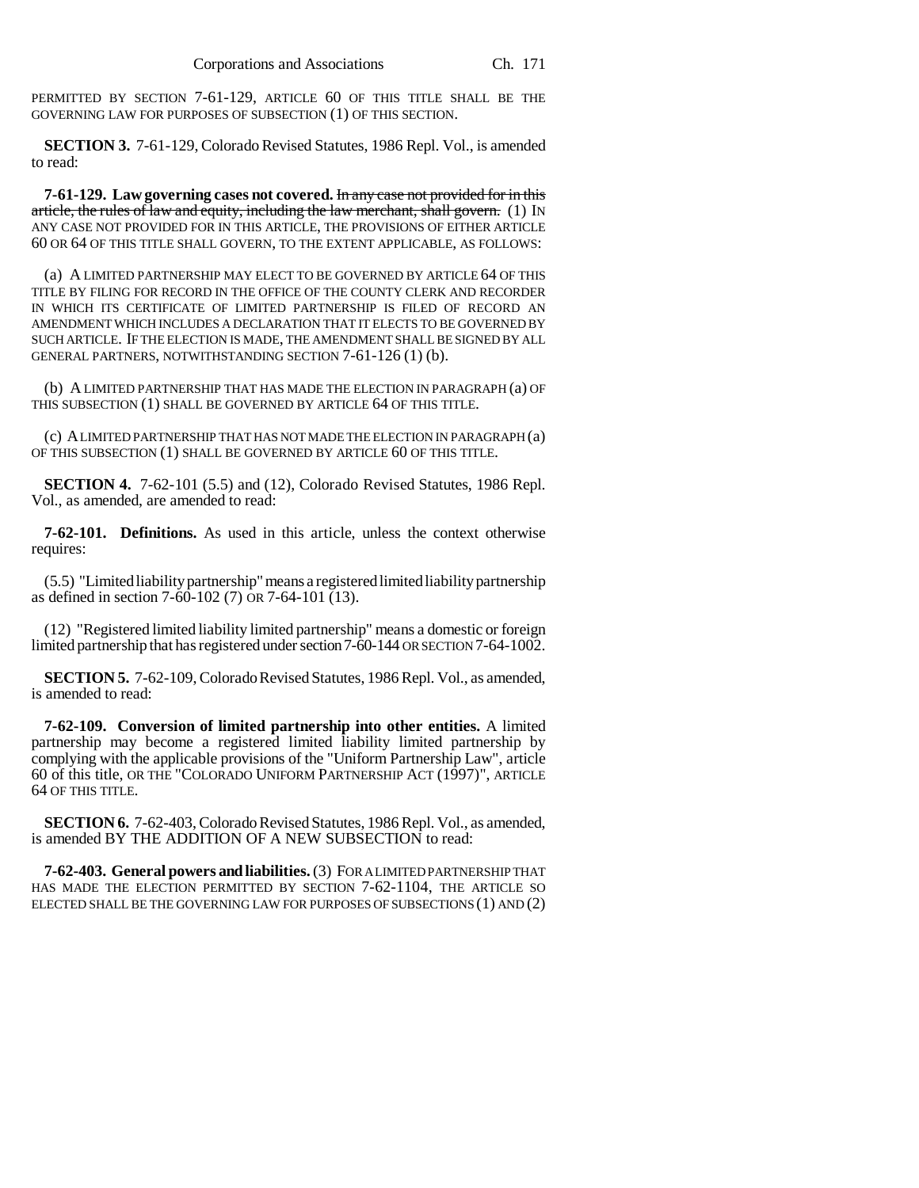PERMITTED BY SECTION 7-61-129, ARTICLE 60 OF THIS TITLE SHALL BE THE GOVERNING LAW FOR PURPOSES OF SUBSECTION (1) OF THIS SECTION.

**SECTION 3.** 7-61-129, Colorado Revised Statutes, 1986 Repl. Vol., is amended to read:

**7-61-129. Law governing cases not covered.** ~~In any case not provided for in this article, the rules of law and equity, including the law merchant, shall govern.~~ (1) IN ANY CASE NOT PROVIDED FOR IN THIS ARTICLE, THE PROVISIONS OF EITHER ARTICLE 60 OR 64 OF THIS TITLE SHALL GOVERN, TO THE EXTENT APPLICABLE, AS FOLLOWS:

(a) A LIMITED PARTNERSHIP MAY ELECT TO BE GOVERNED BY ARTICLE 64 OF THIS TITLE BY FILING FOR RECORD IN THE OFFICE OF THE COUNTY CLERK AND RECORDER IN WHICH ITS CERTIFICATE OF LIMITED PARTNERSHIP IS FILED OF RECORD AN AMENDMENT WHICH INCLUDES A DECLARATION THAT IT ELECTS TO BE GOVERNED BY SUCH ARTICLE. IF THE ELECTION IS MADE, THE AMENDMENT SHALL BE SIGNED BY ALL GENERAL PARTNERS, NOTWITHSTANDING SECTION 7-61-126 (1) (b).

(b) A LIMITED PARTNERSHIP THAT HAS MADE THE ELECTION IN PARAGRAPH (a) OF THIS SUBSECTION (1) SHALL BE GOVERNED BY ARTICLE 64 OF THIS TITLE.

(c) A LIMITED PARTNERSHIP THAT HAS NOT MADE THE ELECTION IN PARAGRAPH (a) OF THIS SUBSECTION (1) SHALL BE GOVERNED BY ARTICLE 60 OF THIS TITLE.

**SECTION 4.** 7-62-101 (5.5) and (12), Colorado Revised Statutes, 1986 Repl. Vol., as amended, are amended to read:

**7-62-101. Definitions.** As used in this article, unless the context otherwise requires:

(5.5) "Limited liability partnership" means a registered limited liability partnership as defined in section 7-60-102 (7) OR 7-64-101 (13).

(12) "Registered limited liability limited partnership" means a domestic or foreign limited partnership that has registered under section 7-60-144 OR SECTION 7-64-1002.

**SECTION 5.** 7-62-109, Colorado Revised Statutes, 1986 Repl. Vol., as amended, is amended to read:

**7-62-109. Conversion of limited partnership into other entities.** A limited partnership may become a registered limited liability limited partnership by complying with the applicable provisions of the "Uniform Partnership Law", article 60 of this title, OR THE "COLORADO UNIFORM PARTNERSHIP ACT (1997)", ARTICLE 64 OF THIS TITLE.

**SECTION 6.** 7-62-403, Colorado Revised Statutes, 1986 Repl. Vol., as amended, is amended BY THE ADDITION OF A NEW SUBSECTION to read:

**7-62-403. General powers and liabilities.** (3) FOR A LIMITED PARTNERSHIP THAT HAS MADE THE ELECTION PERMITTED BY SECTION 7-62-1104, THE ARTICLE SO ELECTED SHALL BE THE GOVERNING LAW FOR PURPOSES OF SUBSECTIONS (1) AND (2)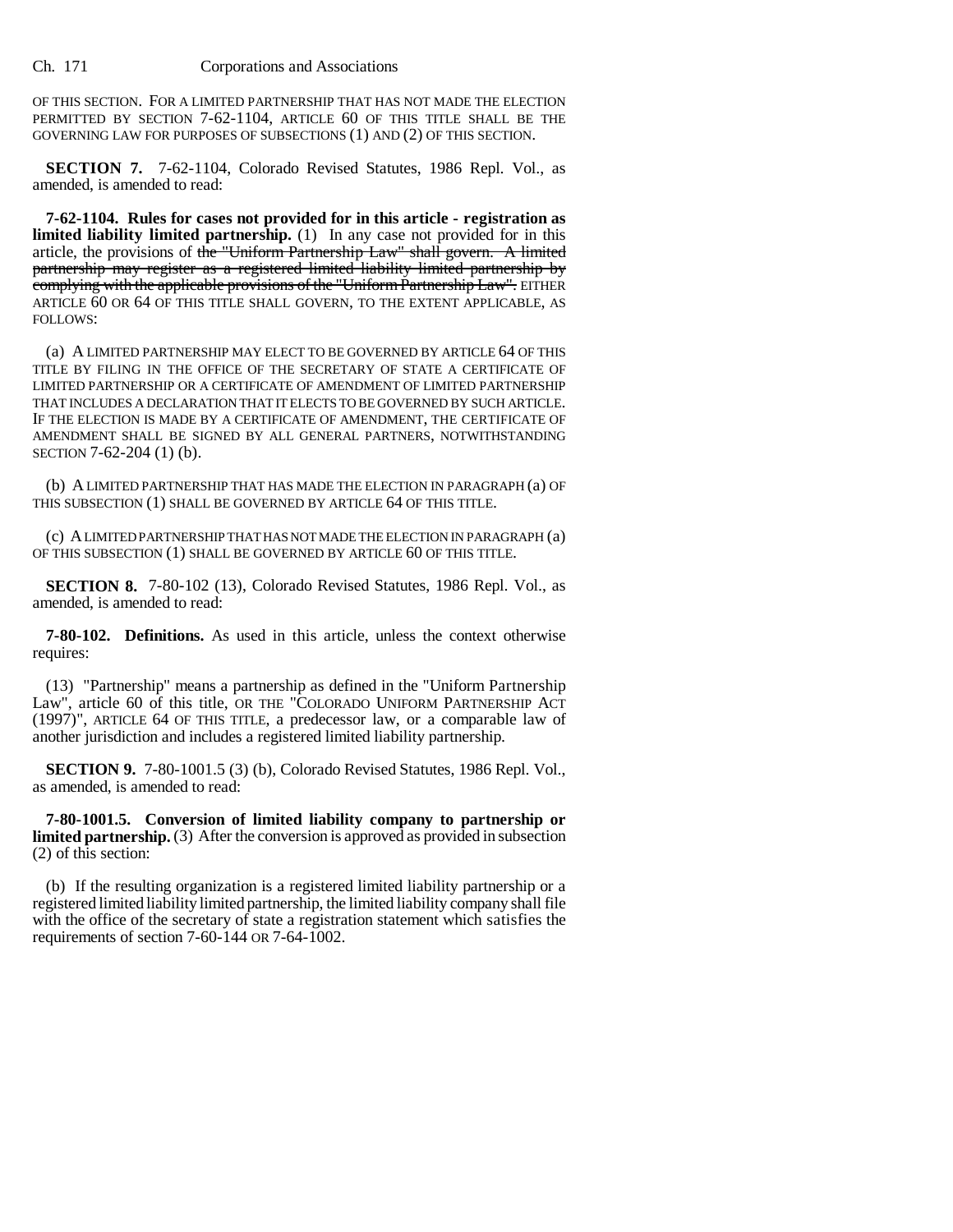OF THIS SECTION. FOR A LIMITED PARTNERSHIP THAT HAS NOT MADE THE ELECTION PERMITTED BY SECTION 7-62-1104, ARTICLE 60 OF THIS TITLE SHALL BE THE GOVERNING LAW FOR PURPOSES OF SUBSECTIONS (1) AND (2) OF THIS SECTION.

**SECTION 7.** 7-62-1104, Colorado Revised Statutes, 1986 Repl. Vol., as amended, is amended to read:

**7-62-1104. Rules for cases not provided for in this article - registration as limited liability limited partnership.** (1) In any case not provided for in this article, the provisions of ~~the "Uniform Partnership Law" shall govern. A limited partnership may register as a registered limited liability limited partnership by complying with the applicable provisions of the "Uniform Partnership Law".~~ EITHER ARTICLE 60 OR 64 OF THIS TITLE SHALL GOVERN, TO THE EXTENT APPLICABLE, AS FOLLOWS:

(a) A LIMITED PARTNERSHIP MAY ELECT TO BE GOVERNED BY ARTICLE 64 OF THIS TITLE BY FILING IN THE OFFICE OF THE SECRETARY OF STATE A CERTIFICATE OF LIMITED PARTNERSHIP OR A CERTIFICATE OF AMENDMENT OF LIMITED PARTNERSHIP THAT INCLUDES A DECLARATION THAT IT ELECTS TO BE GOVERNED BY SUCH ARTICLE. IF THE ELECTION IS MADE BY A CERTIFICATE OF AMENDMENT, THE CERTIFICATE OF AMENDMENT SHALL BE SIGNED BY ALL GENERAL PARTNERS, NOTWITHSTANDING SECTION 7-62-204 (1) (b).

(b) A LIMITED PARTNERSHIP THAT HAS MADE THE ELECTION IN PARAGRAPH (a) OF THIS SUBSECTION (1) SHALL BE GOVERNED BY ARTICLE 64 OF THIS TITLE.

(c) A LIMITED PARTNERSHIP THAT HAS NOT MADE THE ELECTION IN PARAGRAPH (a) OF THIS SUBSECTION (1) SHALL BE GOVERNED BY ARTICLE 60 OF THIS TITLE.

**SECTION 8.** 7-80-102 (13), Colorado Revised Statutes, 1986 Repl. Vol., as amended, is amended to read:

**7-80-102. Definitions.** As used in this article, unless the context otherwise requires:

(13) "Partnership" means a partnership as defined in the "Uniform Partnership Law", article 60 of this title, OR THE "COLORADO UNIFORM PARTNERSHIP ACT (1997)", ARTICLE 64 OF THIS TITLE, a predecessor law, or a comparable law of another jurisdiction and includes a registered limited liability partnership.

**SECTION 9.** 7-80-1001.5 (3) (b), Colorado Revised Statutes, 1986 Repl. Vol., as amended, is amended to read:

**7-80-1001.5. Conversion of limited liability company to partnership or limited partnership.** (3) After the conversion is approved as provided in subsection (2) of this section:

(b) If the resulting organization is a registered limited liability partnership or a registered limited liability limited partnership, the limited liability company shall file with the office of the secretary of state a registration statement which satisfies the requirements of section 7-60-144 OR 7-64-1002.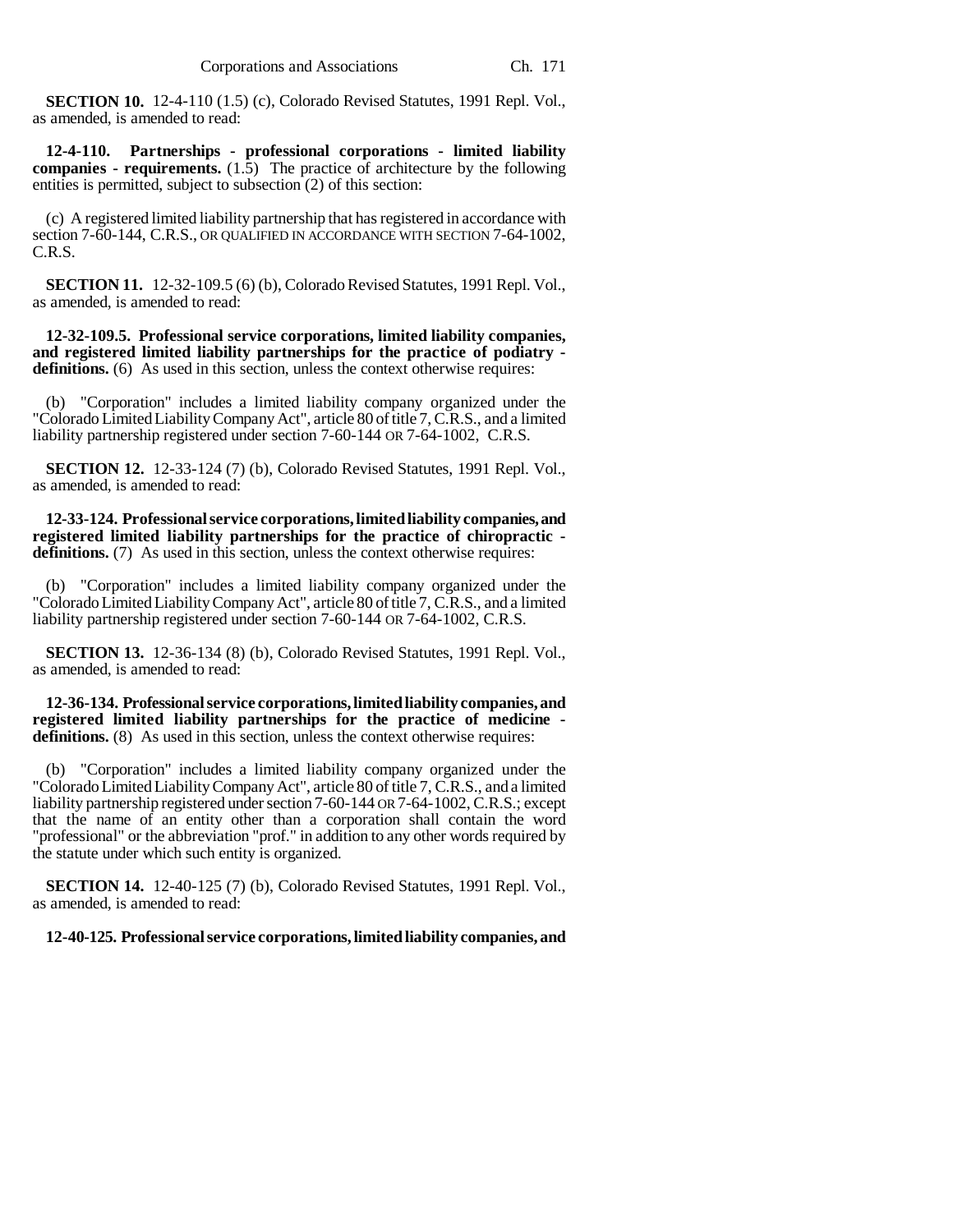**SECTION 10.** 12-4-110 (1.5) (c), Colorado Revised Statutes, 1991 Repl. Vol., as amended, is amended to read:

**12-4-110. Partnerships - professional corporations - limited liability companies - requirements.** (1.5) The practice of architecture by the following entities is permitted, subject to subsection (2) of this section:

(c) A registered limited liability partnership that has registered in accordance with section 7-60-144, C.R.S., OR QUALIFIED IN ACCORDANCE WITH SECTION 7-64-1002, C.R.S.

**SECTION 11.** 12-32-109.5 (6) (b), Colorado Revised Statutes, 1991 Repl. Vol., as amended, is amended to read:

**12-32-109.5. Professional service corporations, limited liability companies, and registered limited liability partnerships for the practice of podiatry - definitions.** (6) As used in this section, unless the context otherwise requires:

(b) "Corporation" includes a limited liability company organized under the "Colorado Limited Liability Company Act", article 80 of title 7, C.R.S., and a limited liability partnership registered under section 7-60-144 OR 7-64-1002, C.R.S.

**SECTION 12.** 12-33-124 (7) (b), Colorado Revised Statutes, 1991 Repl. Vol., as amended, is amended to read:

**12-33-124. Professional service corporations, limited liability companies, and registered limited liability partnerships for the practice of chiropractic - definitions.** (7) As used in this section, unless the context otherwise requires:

(b) "Corporation" includes a limited liability company organized under the "Colorado Limited Liability Company Act", article 80 of title 7, C.R.S., and a limited liability partnership registered under section 7-60-144 OR 7-64-1002, C.R.S.

**SECTION 13.** 12-36-134 (8) (b), Colorado Revised Statutes, 1991 Repl. Vol., as amended, is amended to read:

**12-36-134. Professional service corporations, limited liability companies, and registered limited liability partnerships for the practice of medicine - definitions.** (8) As used in this section, unless the context otherwise requires:

(b) "Corporation" includes a limited liability company organized under the "Colorado Limited Liability Company Act", article 80 of title 7, C.R.S., and a limited liability partnership registered under section 7-60-144 OR 7-64-1002, C.R.S.; except that the name of an entity other than a corporation shall contain the word "professional" or the abbreviation "prof." in addition to any other words required by the statute under which such entity is organized.

**SECTION 14.** 12-40-125 (7) (b), Colorado Revised Statutes, 1991 Repl. Vol., as amended, is amended to read:

**12-40-125. Professional service corporations, limited liability companies, and**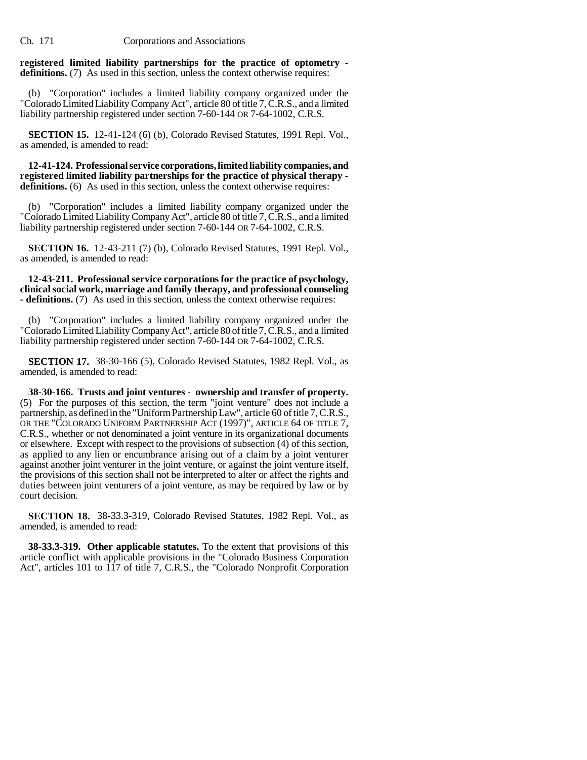**registered limited liability partnerships for the practice of optometry - definitions.** (7) As used in this section, unless the context otherwise requires:

(b) "Corporation" includes a limited liability company organized under the "Colorado Limited Liability Company Act", article 80 of title 7, C.R.S., and a limited liability partnership registered under section 7-60-144 OR 7-64-1002, C.R.S.

**SECTION 15.** 12-41-124 (6) (b), Colorado Revised Statutes, 1991 Repl. Vol., as amended, is amended to read:

**12-41-124. Professional service corporations, limited liability companies, and registered limited liability partnerships for the practice of physical therapy - definitions.** (6) As used in this section, unless the context otherwise requires:

(b) "Corporation" includes a limited liability company organized under the "Colorado Limited Liability Company Act", article 80 of title 7, C.R.S., and a limited liability partnership registered under section 7-60-144 OR 7-64-1002, C.R.S.

**SECTION 16.** 12-43-211 (7) (b), Colorado Revised Statutes, 1991 Repl. Vol., as amended, is amended to read:

**12-43-211. Professional service corporations for the practice of psychology, clinical social work, marriage and family therapy, and professional counseling - definitions.** (7) As used in this section, unless the context otherwise requires:

(b) "Corporation" includes a limited liability company organized under the "Colorado Limited Liability Company Act", article 80 of title 7, C.R.S., and a limited liability partnership registered under section 7-60-144 OR 7-64-1002, C.R.S.

**SECTION 17.** 38-30-166 (5), Colorado Revised Statutes, 1982 Repl. Vol., as amended, is amended to read:

**38-30-166. Trusts and joint ventures - ownership and transfer of property.** (5) For the purposes of this section, the term "joint venture" does not include a partnership, as defined in the "Uniform Partnership Law", article 60 of title 7, C.R.S., OR THE "COLORADO UNIFORM PARTNERSHIP ACT (1997)", ARTICLE 64 OF TITLE 7, C.R.S., whether or not denominated a joint venture in its organizational documents or elsewhere. Except with respect to the provisions of subsection (4) of this section, as applied to any lien or encumbrance arising out of a claim by a joint venturer against another joint venturer in the joint venture, or against the joint venture itself, the provisions of this section shall not be interpreted to alter or affect the rights and duties between joint venturers of a joint venture, as may be required by law or by court decision.

**SECTION 18.** 38-33.3-319, Colorado Revised Statutes, 1982 Repl. Vol., as amended, is amended to read:

**38-33.3-319. Other applicable statutes.** To the extent that provisions of this article conflict with applicable provisions in the "Colorado Business Corporation Act", articles 101 to 117 of title 7, C.R.S., the "Colorado Nonprofit Corporation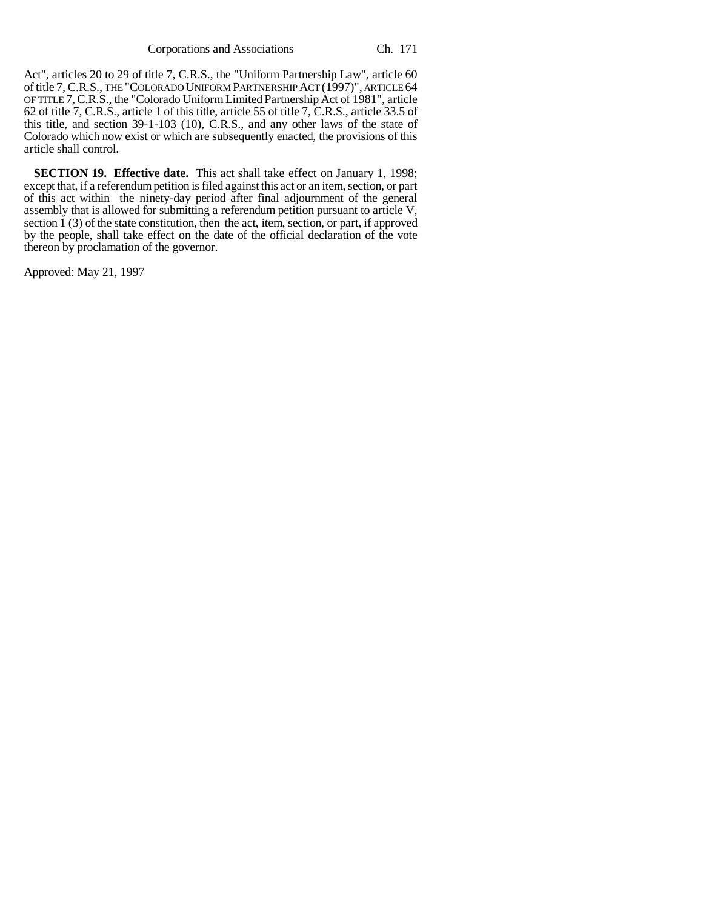Act", articles 20 to 29 of title 7, C.R.S., the "Uniform Partnership Law", article 60 of title 7, C.R.S., THE "COLORADO UNIFORM PARTNERSHIP ACT (1997)", ARTICLE 64 OF TITLE 7, C.R.S., the "Colorado Uniform Limited Partnership Act of 1981", article 62 of title 7, C.R.S., article 1 of this title, article 55 of title 7, C.R.S., article 33.5 of this title, and section 39-1-103 (10), C.R.S., and any other laws of the state of Colorado which now exist or which are subsequently enacted, the provisions of this article shall control.

**SECTION 19. Effective date.** This act shall take effect on January 1, 1998; except that, if a referendum petition is filed against this act or an item, section, or part of this act within the ninety-day period after final adjournment of the general assembly that is allowed for submitting a referendum petition pursuant to article V, section 1 (3) of the state constitution, then the act, item, section, or part, if approved by the people, shall take effect on the date of the official declaration of the vote thereon by proclamation of the governor.

Approved: May 21, 1997